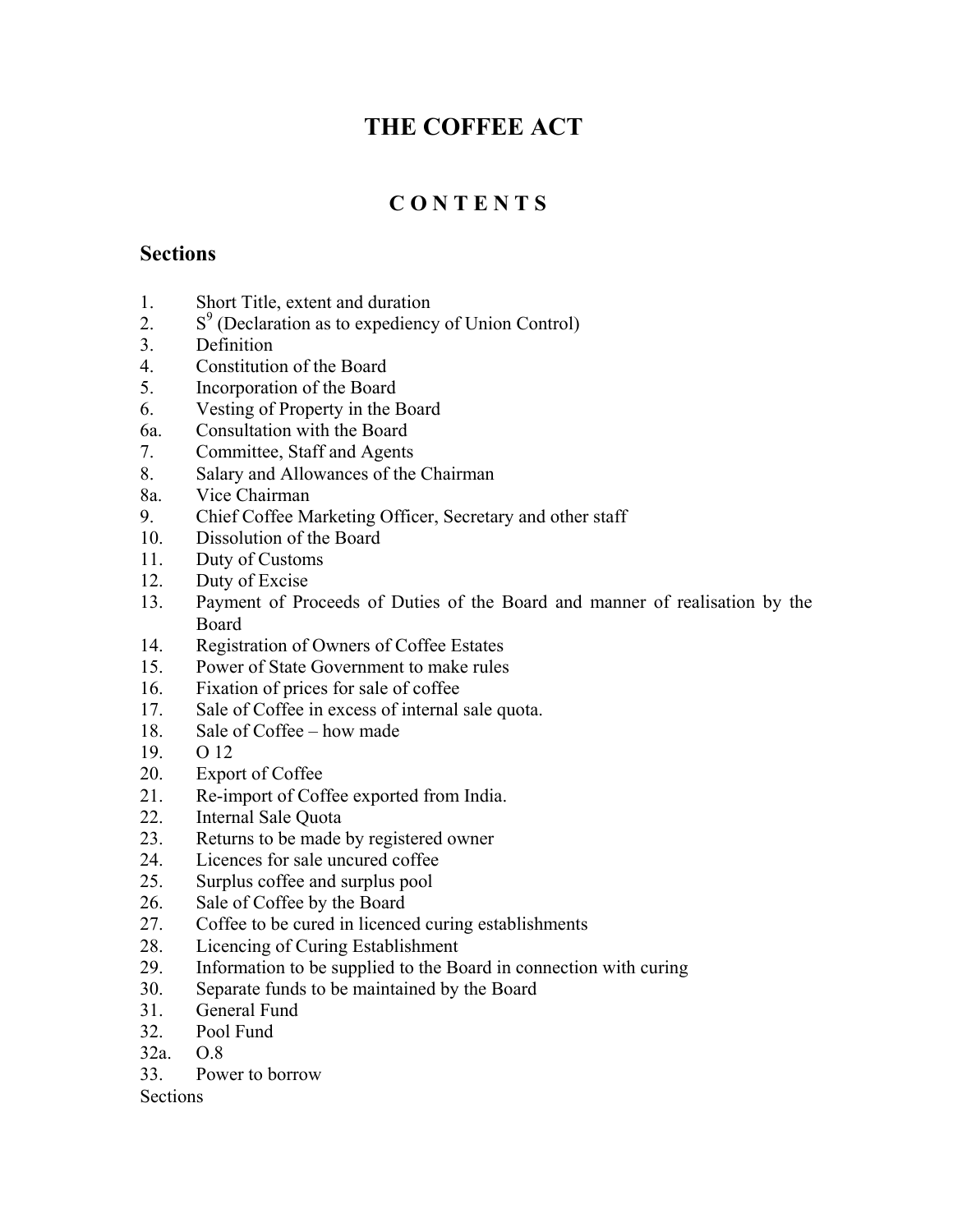# THE COFFEE ACT

## C O N T E N T S

### Sections

1. Short Title, extent and duration
2. S[9] (Declaration as to expediency of Union Control)
3. Definition
4. Constitution of the Board
5. Incorporation of the Board
6. Vesting of Property in the Board

6a. Consultation with the Board

7. Committee, Staff and Agents
8. Salary and Allowances of the Chairman

8a. Vice Chairman

9. Chief Coffee Marketing Officer, Secretary and other staff
10. Dissolution of the Board
11. Duty of Customs
12. Duty of Excise
13. Payment of Proceeds of Duties of the Board and manner of realisation by the Board
14. Registration of Owners of Coffee Estates
15. Power of State Government to make rules
16. Fixation of prices for sale of coffee
17. Sale of Coffee in excess of internal sale quota.
18. Sale of Coffee – how made
19. O 12
20. Export of Coffee
21. Re-import of Coffee exported from India.
22. Internal Sale Quota
23. Returns to be made by registered owner
24. Licences for sale uncured coffee
25. Surplus coffee and surplus pool
26. Sale of Coffee by the Board
27. Coffee to be cured in licenced curing establishments
28. Licencing of Curing Establishment
29. Information to be supplied to the Board in connection with curing
30. Separate funds to be maintained by the Board
31. General Fund
32. Pool Fund

32a. O.8

33. Power to borrow

Sections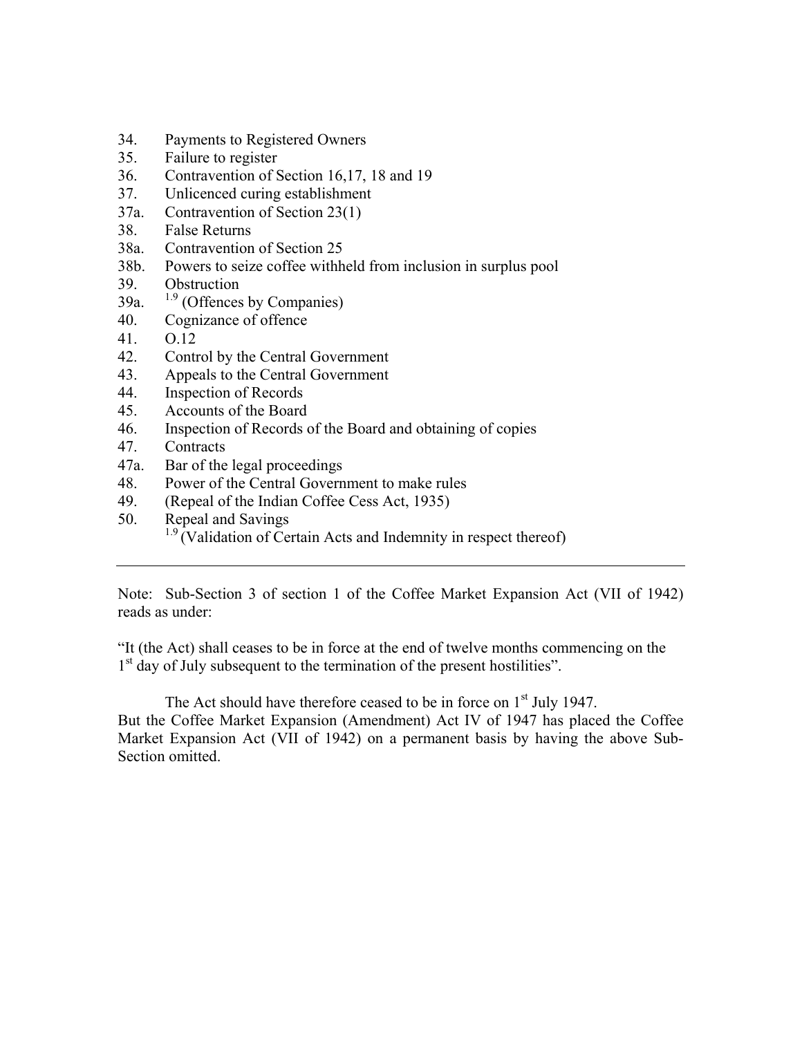34. Payments to Registered Owners
35. Failure to register
36. Contravention of Section 16,17, 18 and 19
37. Unlicenced curing establishment
37a. Contravention of Section 23(1)
38. False Returns
38a. Contravention of Section 25
38b. Powers to seize coffee withheld from inclusion in surplus pool
39. Obstruction
39a. [1.9] (Offences by Companies)
40. Cognizance of offence
41. O.12
42. Control by the Central Government
43. Appeals to the Central Government
44. Inspection of Records
45. Accounts of the Board
46. Inspection of Records of the Board and obtaining of copies
47. Contracts
47a. Bar of the legal proceedings
48. Power of the Central Government to make rules
49. (Repeal of the Indian Coffee Cess Act, 1935)
50. Repeal and Savings
    [1.9] (Validation of Certain Acts and Indemnity in respect thereof)

---

Note: Sub-Section 3 of section 1 of the Coffee Market Expansion Act (VII of 1942) reads as under:

"It (the Act) shall ceases to be in force at the end of twelve months commencing on the 1st day of July subsequent to the termination of the present hostilities".

The Act should have therefore ceased to be in force on 1st July 1947.
But the Coffee Market Expansion (Amendment) Act IV of 1947 has placed the Coffee Market Expansion Act (VII of 1942) on a permanent basis by having the above Sub-Section omitted.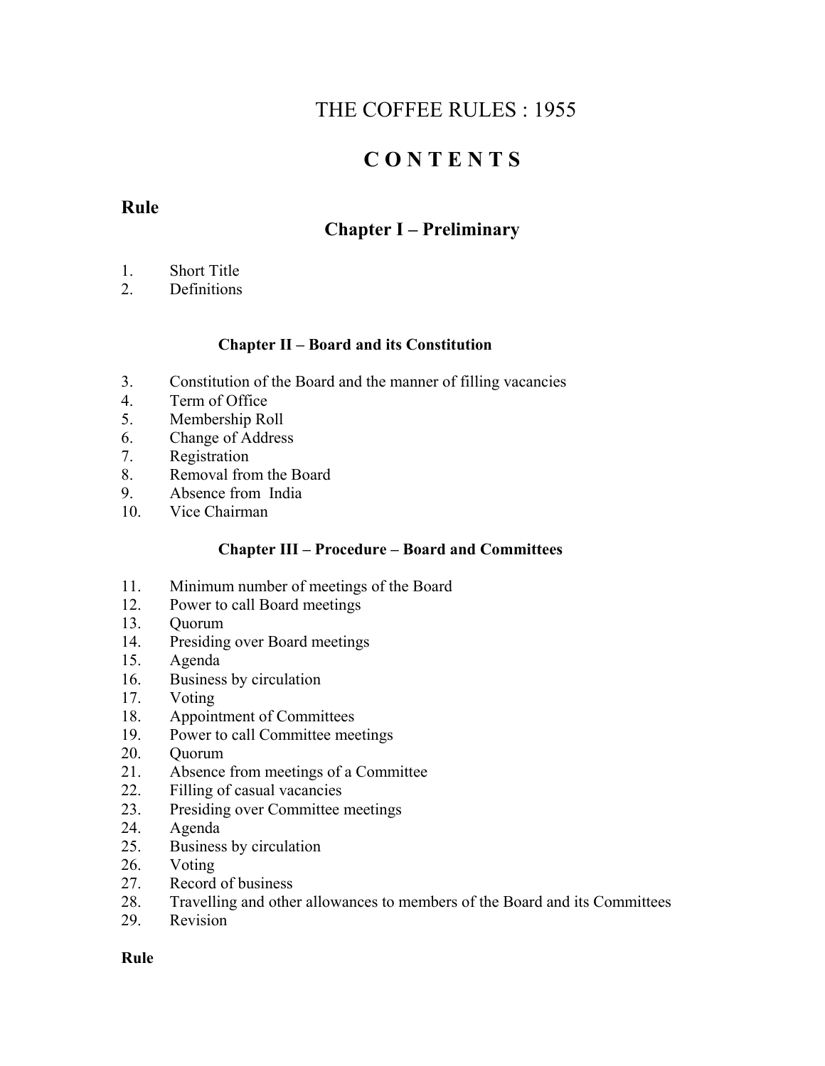# THE COFFEE RULES : 1955

## C O N T E N T S

**Rule**

### Chapter I – Preliminary

1. Short Title
2. Definitions

#### Chapter II – Board and its Constitution

3. Constitution of the Board and the manner of filling vacancies
4. Term of Office
5. Membership Roll
6. Change of Address
7. Registration
8. Removal from the Board
9. Absence from India
10. Vice Chairman

#### Chapter III – Procedure – Board and Committees

11. Minimum number of meetings of the Board
12. Power to call Board meetings
13. Quorum
14. Presiding over Board meetings
15. Agenda
16. Business by circulation
17. Voting
18. Appointment of Committees
19. Power to call Committee meetings
20. Quorum
21. Absence from meetings of a Committee
22. Filling of casual vacancies
23. Presiding over Committee meetings
24. Agenda
25. Business by circulation
26. Voting
27. Record of business
28. Travelling and other allowances to members of the Board and its Committees
29. Revision

**Rule**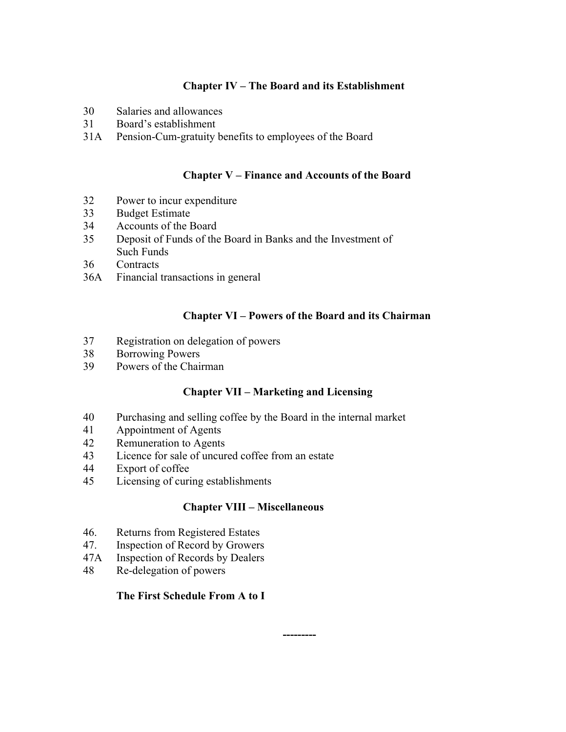### Chapter IV – The Board and its Establishment

30 Salaries and allowances
31 Board's establishment
31A Pension-Cum-gratuity benefits to employees of the Board

### Chapter V – Finance and Accounts of the Board

32 Power to incur expenditure
33 Budget Estimate
34 Accounts of the Board
35 Deposit of Funds of the Board in Banks and the Investment of Such Funds
36 Contracts
36A Financial transactions in general

### Chapter VI – Powers of the Board and its Chairman

37 Registration on delegation of powers
38 Borrowing Powers
39 Powers of the Chairman

### Chapter VII – Marketing and Licensing

40 Purchasing and selling coffee by the Board in the internal market
41 Appointment of Agents
42 Remuneration to Agents
43 Licence for sale of uncured coffee from an estate
44 Export of coffee
45 Licensing of curing establishments

### Chapter VIII – Miscellaneous

46. Returns from Registered Estates
47. Inspection of Record by Growers
47A Inspection of Records by Dealers
48 Re-delegation of powers

**The First Schedule From A to I**

---------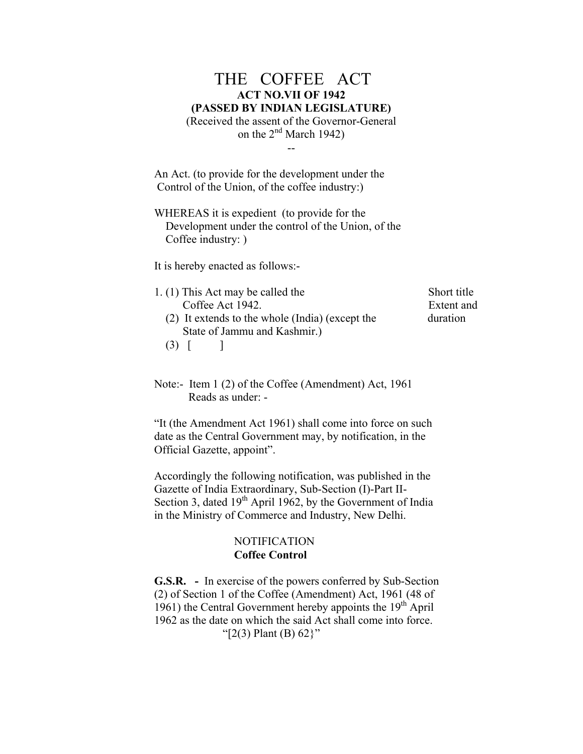# THE COFFEE ACT

**ACT NO.VII OF 1942**

**(PASSED BY INDIAN LEGISLATURE)**

(Received the assent of the Governor-General on the 2nd March 1942)

--

An Act. (to provide for the development under the Control of the Union, of the coffee industry:)

WHEREAS it is expedient (to provide for the Development under the control of the Union, of the Coffee industry: )

It is hereby enacted as follows:-

*Short title Extent and duration*

1. (1) This Act may be called the Coffee Act 1942.
   (2) It extends to the whole (India) (except the State of Jammu and Kashmir.)
   (3) [ ]

Note:- Item 1 (2) of the Coffee (Amendment) Act, 1961 Reads as under: -

"It (the Amendment Act 1961) shall come into force on such date as the Central Government may, by notification, in the Official Gazette, appoint".

Accordingly the following notification, was published in the Gazette of India Extraordinary, Sub-Section (I)-Part II-Section 3, dated 19th April 1962, by the Government of India in the Ministry of Commerce and Industry, New Delhi.

NOTIFICATION

**Coffee Control**

**G.S.R. -** In exercise of the powers conferred by Sub-Section (2) of Section 1 of the Coffee (Amendment) Act, 1961 (48 of 1961) the Central Government hereby appoints the 19th April 1962 as the date on which the said Act shall come into force.

"[2(3) Plant (B) 62}"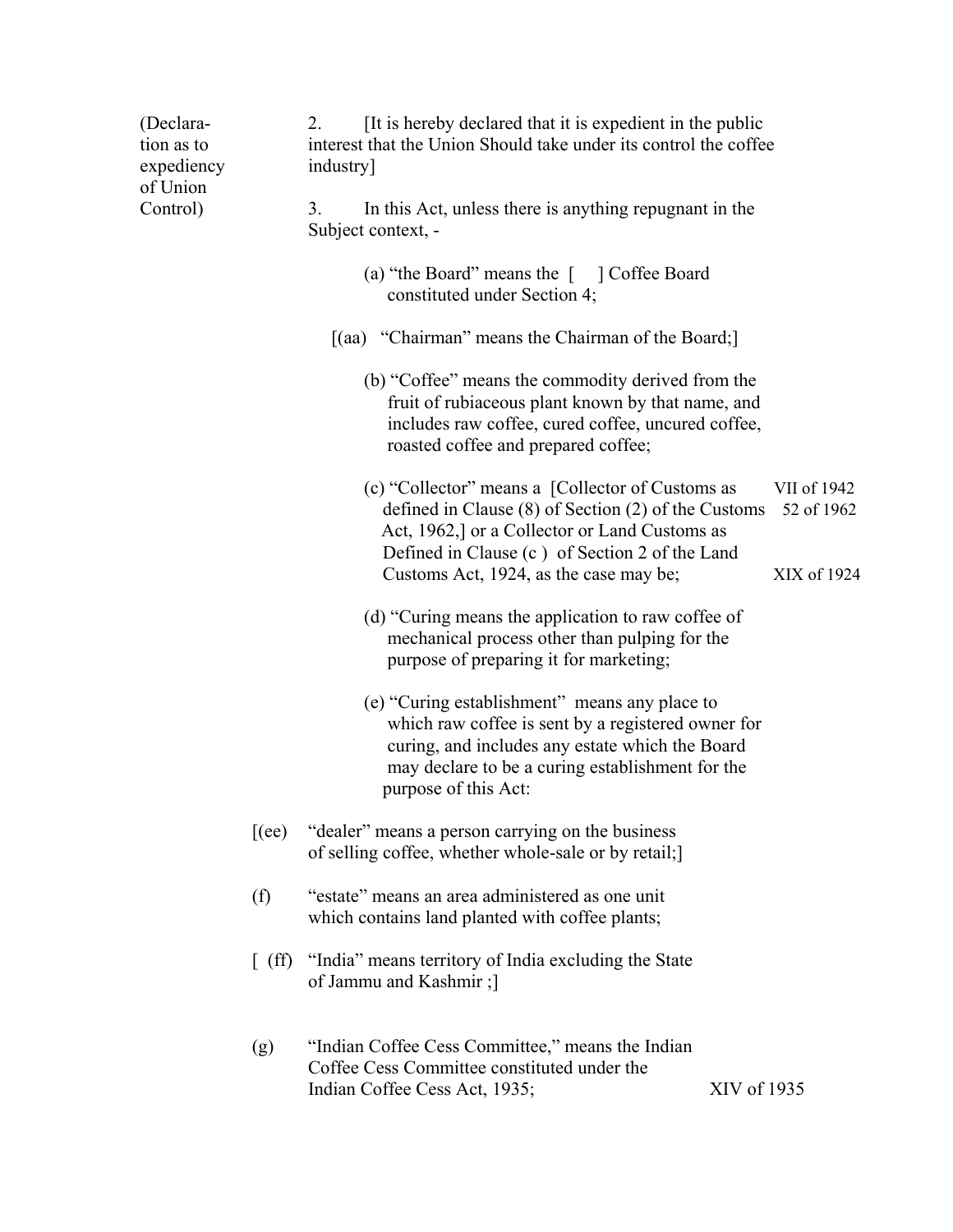(Declaration as to expediency of Union Control)

2. [It is hereby declared that it is expedient in the public interest that the Union Should take under its control the coffee industry]

3. In this Act, unless there is anything repugnant in the Subject context, -

(a) "the Board" means the [ ] Coffee Board constituted under Section 4;

[(aa) "Chairman" means the Chairman of the Board;]

(b) "Coffee" means the commodity derived from the fruit of rubiaceous plant known by that name, and includes raw coffee, cured coffee, uncured coffee, roasted coffee and prepared coffee;

(c) "Collector" means a [Collector of Customs as defined in Clause (8) of Section (2) of the Customs Act, 1962,] or a Collector or Land Customs as Defined in Clause (c ) of Section 2 of the Land Customs Act, 1924, as the case may be; (VII of 1942; 52 of 1962; XIX of 1924)

(d) "Curing means the application to raw coffee of mechanical process other than pulping for the purpose of preparing it for marketing;

(e) "Curing establishment" means any place to which raw coffee is sent by a registered owner for curing, and includes any estate which the Board may declare to be a curing establishment for the purpose of this Act:

[(ee) "dealer" means a person carrying on the business of selling coffee, whether whole-sale or by retail;]

(f) "estate" means an area administered as one unit which contains land planted with coffee plants;

[ (ff) "India" means territory of India excluding the State of Jammu and Kashmir ;]

(g) "Indian Coffee Cess Committee," means the Indian Coffee Cess Committee constituted under the Indian Coffee Cess Act, 1935; (XIV of 1935)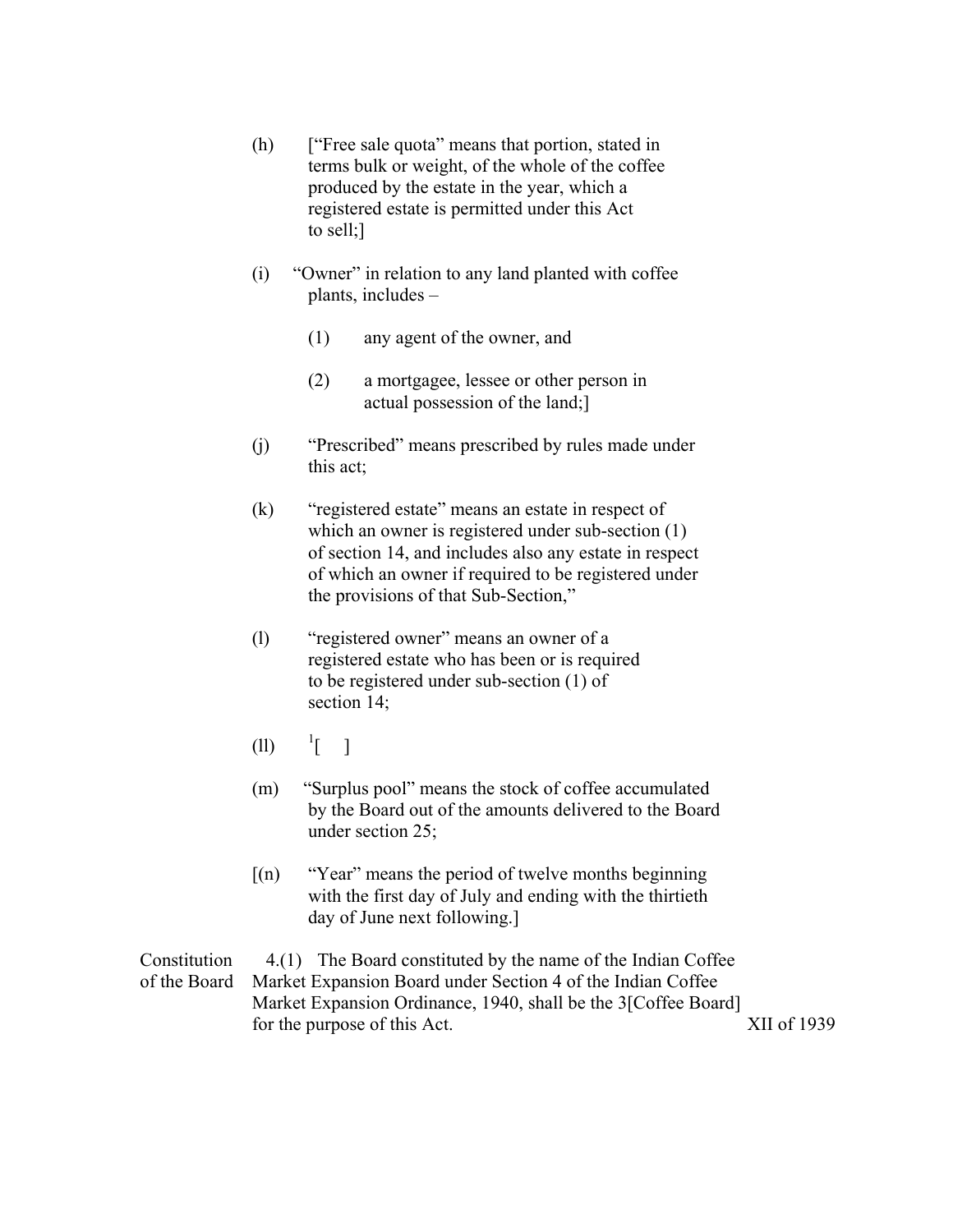(h) ["Free sale quota" means that portion, stated in terms bulk or weight, of the whole of the coffee produced by the estate in the year, which a registered estate is permitted under this Act to sell;]

(i) "Owner" in relation to any land planted with coffee plants, includes –

(1) any agent of the owner, and

(2) a mortgagee, lessee or other person in actual possession of the land;]

(j) "Prescribed" means prescribed by rules made under this act;

(k) "registered estate" means an estate in respect of which an owner is registered under sub-section (1) of section 14, and includes also any estate in respect of which an owner if required to be registered under the provisions of that Sub-Section,"

(l) "registered owner" means an owner of a registered estate who has been or is required to be registered under sub-section (1) of section 14;

(ll) [1][ ]

(m) "Surplus pool" means the stock of coffee accumulated by the Board out of the amounts delivered to the Board under section 25;

[(n) "Year" means the period of twelve months beginning with the first day of July and ending with the thirtieth day of June next following.]

Constitution of the Board

4.(1) The Board constituted by the name of the Indian Coffee Market Expansion Board under Section 4 of the Indian Coffee Market Expansion Ordinance, 1940, shall be the 3[Coffee Board] for the purpose of this Act. XII of 1939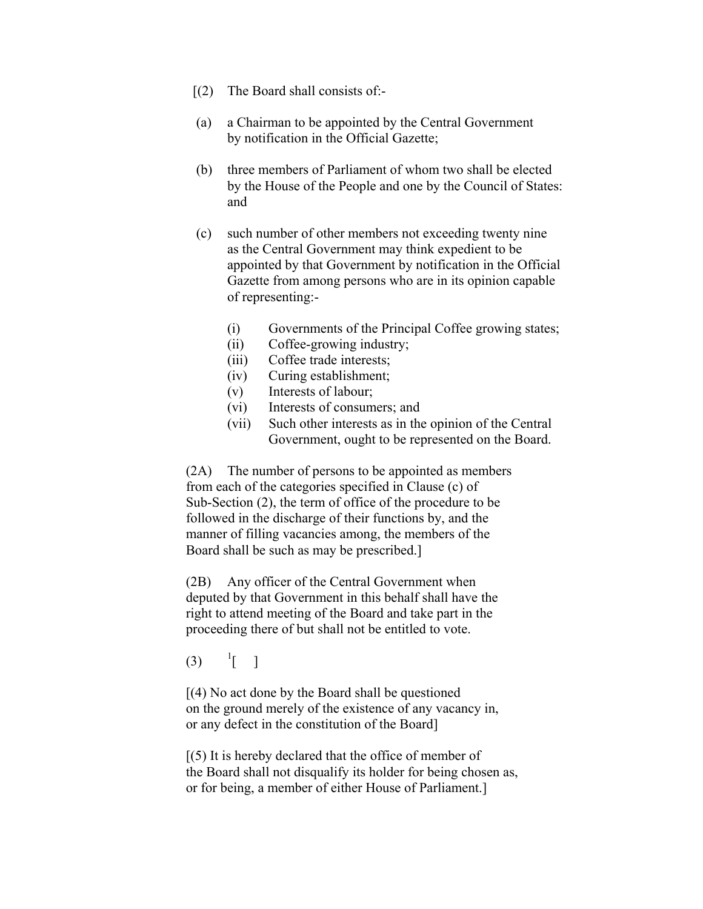[(2) The Board shall consists of:-

(a) a Chairman to be appointed by the Central Government by notification in the Official Gazette;

(b) three members of Parliament of whom two shall be elected by the House of the People and one by the Council of States: and

(c) such number of other members not exceeding twenty nine as the Central Government may think expedient to be appointed by that Government by notification in the Official Gazette from among persons who are in its opinion capable of representing:-

  - (i) Governments of the Principal Coffee growing states;
  - (ii) Coffee-growing industry;
  - (iii) Coffee trade interests;
  - (iv) Curing establishment;
  - (v) Interests of labour;
  - (vi) Interests of consumers; and
  - (vii) Such other interests as in the opinion of the Central Government, ought to be represented on the Board.

(2A) The number of persons to be appointed as members from each of the categories specified in Clause (c) of Sub-Section (2), the term of office of the procedure to be followed in the discharge of their functions by, and the manner of filling vacancies among, the members of the Board shall be such as may be prescribed.]

(2B) Any officer of the Central Government when deputed by that Government in this behalf shall have the right to attend meeting of the Board and take part in the proceeding there of but shall not be entitled to vote.

(3) [1][ ]

[(4) No act done by the Board shall be questioned on the ground merely of the existence of any vacancy in, or any defect in the constitution of the Board]

[(5) It is hereby declared that the office of member of the Board shall not disqualify its holder for being chosen as, or for being, a member of either House of Parliament.]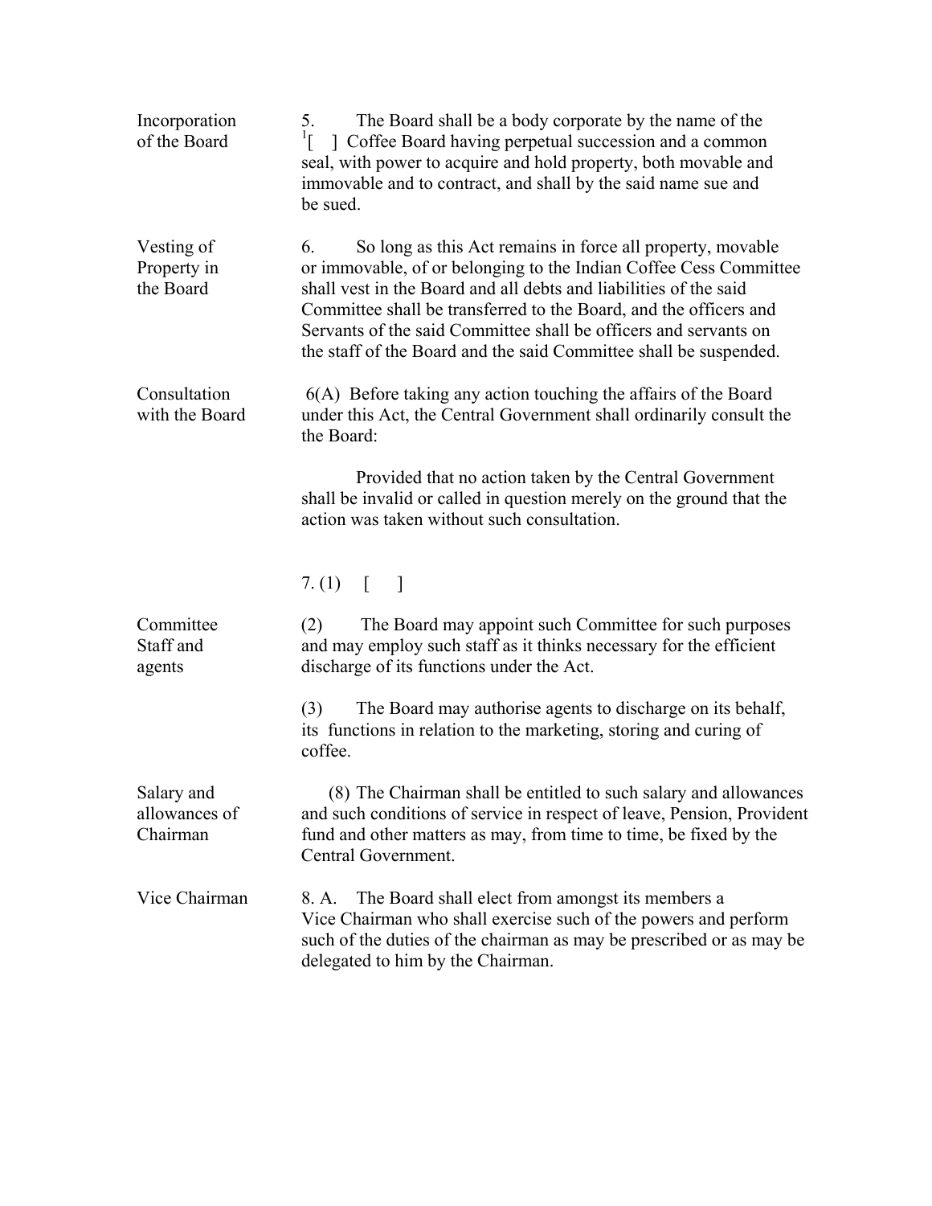**Incorporation of the Board**

5. The Board shall be a body corporate by the name of the [1][ ] Coffee Board having perpetual succession and a common seal, with power to acquire and hold property, both movable and immovable and to contract, and shall by the said name sue and be sued.

**Vesting of Property in the Board**

6. So long as this Act remains in force all property, movable or immovable, of or belonging to the Indian Coffee Cess Committee shall vest in the Board and all debts and liabilities of the said Committee shall be transferred to the Board, and the officers and Servants of the said Committee shall be officers and servants on the staff of the Board and the said Committee shall be suspended.

**Consultation with the Board**

6(A) Before taking any action touching the affairs of the Board under this Act, the Central Government shall ordinarily consult the the Board:

Provided that no action taken by the Central Government shall be invalid or called in question merely on the ground that the action was taken without such consultation.

7. (1) [ ]

**Committee Staff and agents**

(2) The Board may appoint such Committee for such purposes and may employ such staff as it thinks necessary for the efficient discharge of its functions under the Act.

(3) The Board may authorise agents to discharge on its behalf, its functions in relation to the marketing, storing and curing of coffee.

**Salary and allowances of Chairman**

(8) The Chairman shall be entitled to such salary and allowances and such conditions of service in respect of leave, Pension, Provident fund and other matters as may, from time to time, be fixed by the Central Government.

**Vice Chairman**

8. A. The Board shall elect from amongst its members a Vice Chairman who shall exercise such of the powers and perform such of the duties of the chairman as may be prescribed or as may be delegated to him by the Chairman.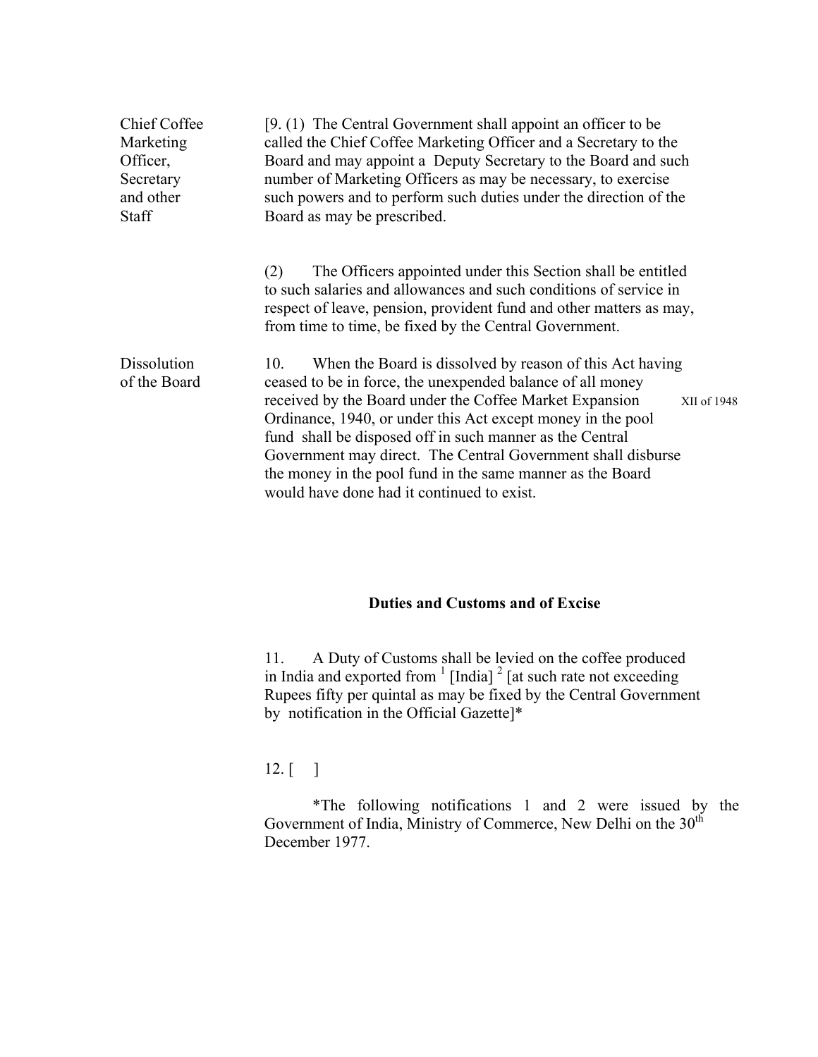**Chief Coffee Marketing Officer, Secretary and other Staff**

[9. (1) The Central Government shall appoint an officer to be called the Chief Coffee Marketing Officer and a Secretary to the Board and may appoint a Deputy Secretary to the Board and such number of Marketing Officers as may be necessary, to exercise such powers and to perform such duties under the direction of the Board as may be prescribed.

(2) The Officers appointed under this Section shall be entitled to such salaries and allowances and such conditions of service in respect of leave, pension, provident fund and other matters as may, from time to time, be fixed by the Central Government.

**Dissolution of the Board**

10. When the Board is dissolved by reason of this Act having ceased to be in force, the unexpended balance of all money received by the Board under the Coffee Market Expansion Ordinance, 1940, or under this Act except money in the pool fund shall be disposed off in such manner as the Central Government may direct. The Central Government shall disburse the money in the pool fund in the same manner as the Board would have done had it continued to exist.

XII of 1948

## Duties and Customs and of Excise

11. A Duty of Customs shall be levied on the coffee produced in India and exported from [1] [India] [2] [at such rate not exceeding Rupees fifty per quintal as may be fixed by the Central Government by notification in the Official Gazette]*

12. [ ]

*The following notifications 1 and 2 were issued by the Government of India, Ministry of Commerce, New Delhi on the 30th December 1977.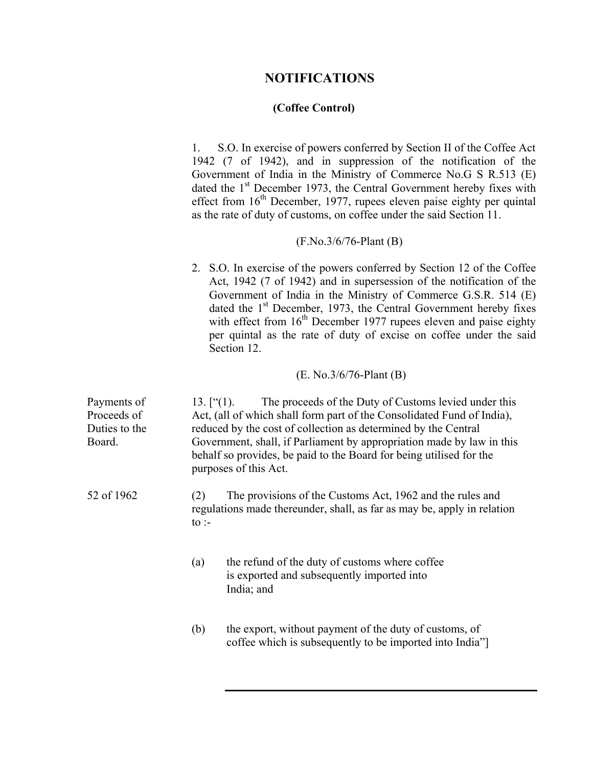# NOTIFICATIONS

## (Coffee Control)

1. S.O. In exercise of powers conferred by Section II of the Coffee Act 1942 (7 of 1942), and in suppression of the notification of the Government of India in the Ministry of Commerce No.G S R.513 (E) dated the 1st December 1973, the Central Government hereby fixes with effect from 16th December, 1977, rupees eleven paise eighty per quintal as the rate of duty of customs, on coffee under the said Section 11.

(F.No.3/6/76-Plant (B)

2. S.O. In exercise of the powers conferred by Section 12 of the Coffee Act, 1942 (7 of 1942) and in supersession of the notification of the Government of India in the Ministry of Commerce G.S.R. 514 (E) dated the 1st December, 1973, the Central Government hereby fixes with effect from 16th December 1977 rupees eleven and paise eighty per quintal as the rate of duty of excise on coffee under the said Section 12.

(E. No.3/6/76-Plant (B)

Payments of Proceeds of Duties to the Board.

13. ["(1). The proceeds of the Duty of Customs levied under this Act, (all of which shall form part of the Consolidated Fund of India), reduced by the cost of collection as determined by the Central Government, shall, if Parliament by appropriation made by law in this behalf so provides, be paid to the Board for being utilised for the purposes of this Act.

52 of 1962

(2) The provisions of the Customs Act, 1962 and the rules and regulations made thereunder, shall, as far as may be, apply in relation to :-

(a) the refund of the duty of customs where coffee is exported and subsequently imported into India; and

(b) the export, without payment of the duty of customs, of coffee which is subsequently to be imported into India"]

---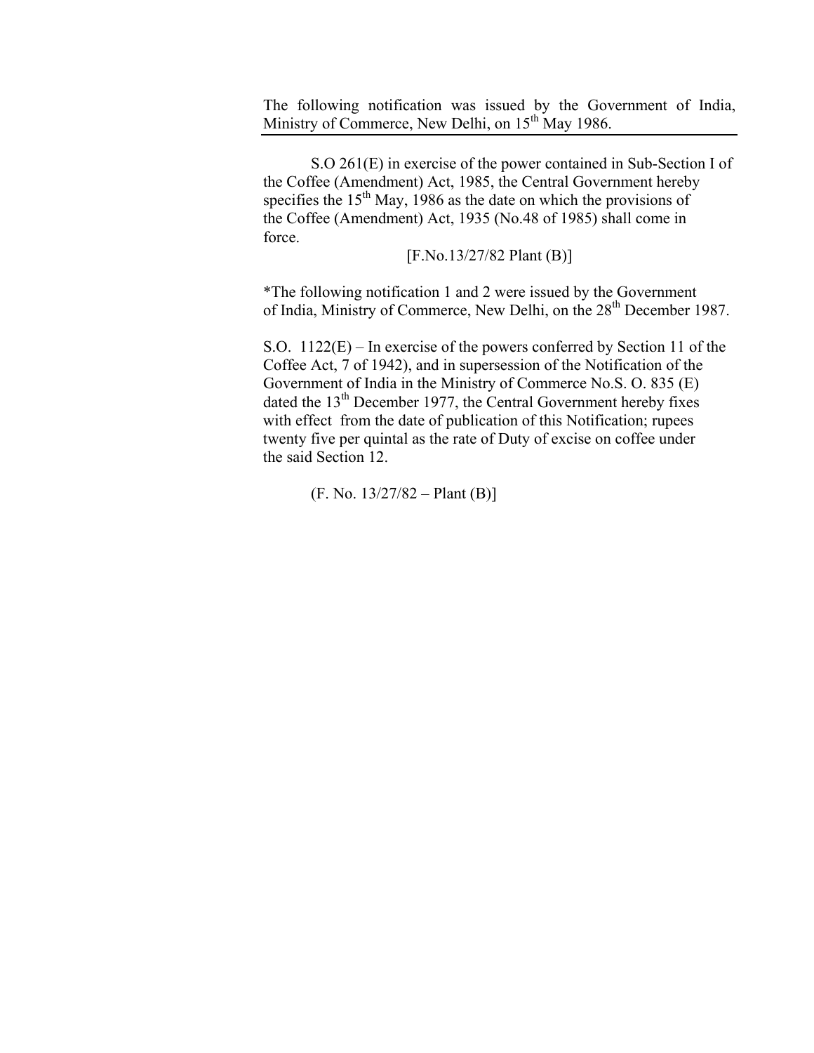The following notification was issued by the Government of India, Ministry of Commerce, New Delhi, on 15th May 1986.

---

S.O 261(E) in exercise of the power contained in Sub-Section I of the Coffee (Amendment) Act, 1985, the Central Government hereby specifies the 15th May, 1986 as the date on which the provisions of the Coffee (Amendment) Act, 1935 (No.48 of 1985) shall come in force.

[F.No.13/27/82 Plant (B)]

*The following notification 1 and 2 were issued by the Government of India, Ministry of Commerce, New Delhi, on the 28th December 1987.

S.O. 1122(E) – In exercise of the powers conferred by Section 11 of the Coffee Act, 7 of 1942), and in supersession of the Notification of the Government of India in the Ministry of Commerce No.S. O. 835 (E) dated the 13th December 1977, the Central Government hereby fixes with effect from the date of publication of this Notification; rupees twenty five per quintal as the rate of Duty of excise on coffee under the said Section 12.

(F. No. 13/27/82 – Plant (B)]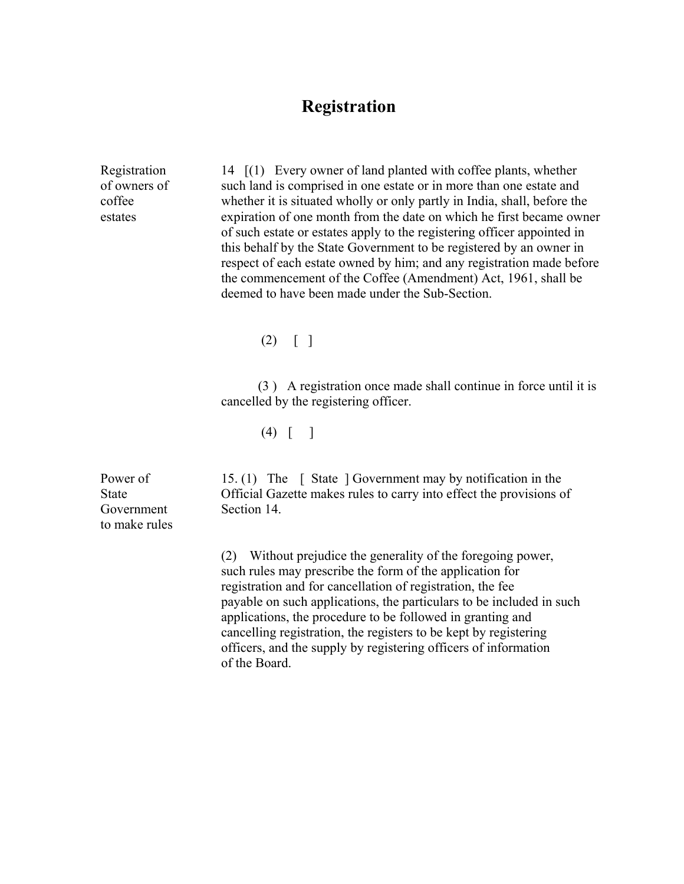# Registration

**Registration of owners of coffee estates**

14 [(1) Every owner of land planted with coffee plants, whether such land is comprised in one estate or in more than one estate and whether it is situated wholly or only partly in India, shall, before the expiration of one month from the date on which he first became owner of such estate or estates apply to the registering officer appointed in this behalf by the State Government to be registered by an owner in respect of each estate owned by him; and any registration made before the commencement of the Coffee (Amendment) Act, 1961, shall be deemed to have been made under the Sub-Section.

(2) [ ]

(3 ) A registration once made shall continue in force until it is cancelled by the registering officer.

(4) [ ]

**Power of State Government to make rules**

15. (1) The [ State ] Government may by notification in the Official Gazette makes rules to carry into effect the provisions of Section 14.

(2) Without prejudice the generality of the foregoing power, such rules may prescribe the form of the application for registration and for cancellation of registration, the fee payable on such applications, the particulars to be included in such applications, the procedure to be followed in granting and cancelling registration, the registers to be kept by registering officers, and the supply by registering officers of information of the Board.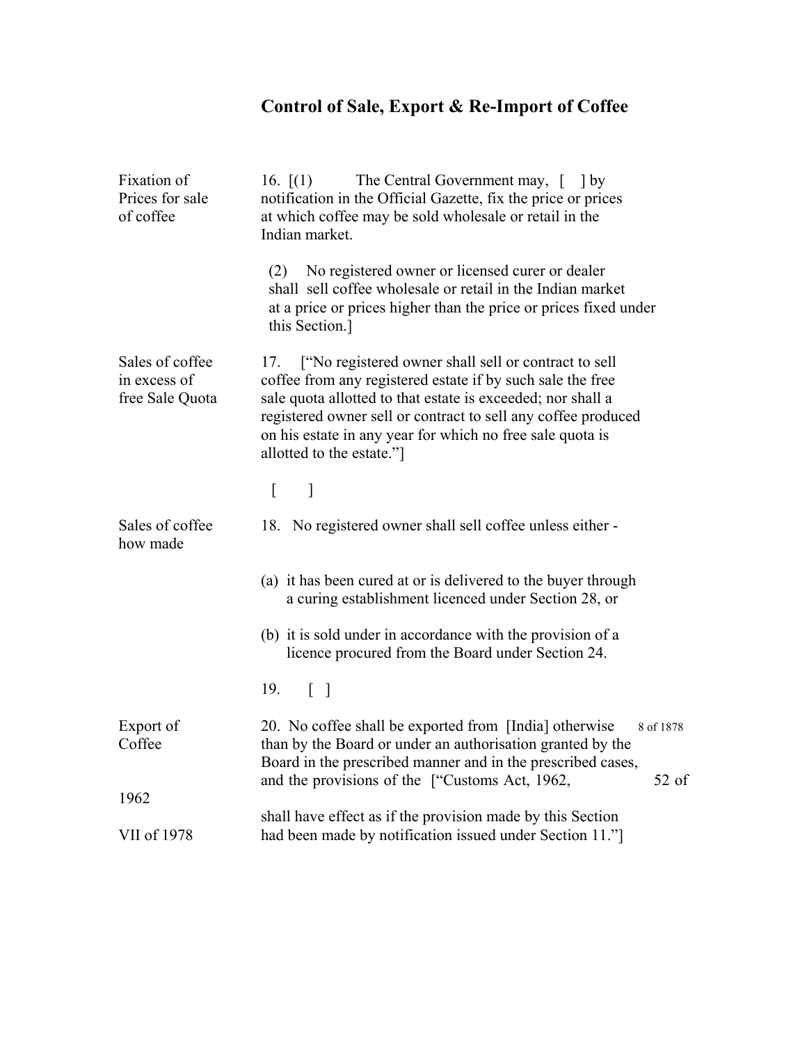## Control of Sale, Export & Re-Import of Coffee

**Fixation of Prices for sale of coffee**

16. [(1) The Central Government may, [ ] by notification in the Official Gazette, fix the price or prices at which coffee may be sold wholesale or retail in the Indian market.

(2) No registered owner or licensed curer or dealer shall sell coffee wholesale or retail in the Indian market at a price or prices higher than the price or prices fixed under this Section.]

**Sales of coffee in excess of free Sale Quota**

17. ["No registered owner shall sell or contract to sell coffee from any registered estate if by such sale the free sale quota allotted to that estate is exceeded; nor shall a registered owner sell or contract to sell any coffee produced on his estate in any year for which no free sale quota is allotted to the estate."]

[ ]

**Sales of coffee how made**

18. No registered owner shall sell coffee unless either -

(a) it has been cured at or is delivered to the buyer through a curing establishment licenced under Section 28, or

(b) it is sold under in accordance with the provision of a licence procured from the Board under Section 24.

19. [ ]

**Export of Coffee**

20. No coffee shall be exported from [India] otherwise than by the Board or under an authorisation granted by the Board in the prescribed manner and in the prescribed cases, and the provisions of the ["Customs Act, 1962, shall have effect as if the provision made by this Section had been made by notification issued under Section 11."]

8 of 1878

52 of 1962

VII of 1978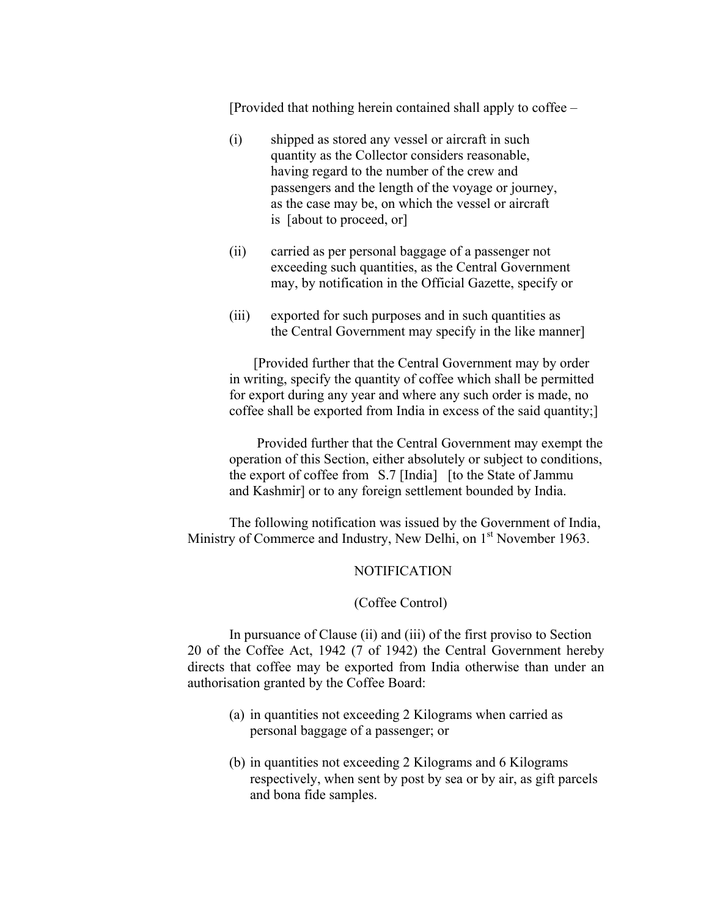[Provided that nothing herein contained shall apply to coffee –

(i) shipped as stored any vessel or aircraft in such quantity as the Collector considers reasonable, having regard to the number of the crew and passengers and the length of the voyage or journey, as the case may be, on which the vessel or aircraft is [about to proceed, or]

(ii) carried as per personal baggage of a passenger not exceeding such quantities, as the Central Government may, by notification in the Official Gazette, specify or

(iii) exported for such purposes and in such quantities as the Central Government may specify in the like manner]

[Provided further that the Central Government may by order in writing, specify the quantity of coffee which shall be permitted for export during any year and where any such order is made, no coffee shall be exported from India in excess of the said quantity;]

Provided further that the Central Government may exempt the operation of this Section, either absolutely or subject to conditions, the export of coffee from S.7 [India] [to the State of Jammu and Kashmir] or to any foreign settlement bounded by India.

The following notification was issued by the Government of India, Ministry of Commerce and Industry, New Delhi, on 1st November 1963.

NOTIFICATION

(Coffee Control)

In pursuance of Clause (ii) and (iii) of the first proviso to Section 20 of the Coffee Act, 1942 (7 of 1942) the Central Government hereby directs that coffee may be exported from India otherwise than under an authorisation granted by the Coffee Board:

(a) in quantities not exceeding 2 Kilograms when carried as personal baggage of a passenger; or

(b) in quantities not exceeding 2 Kilograms and 6 Kilograms respectively, when sent by post by sea or by air, as gift parcels and bona fide samples.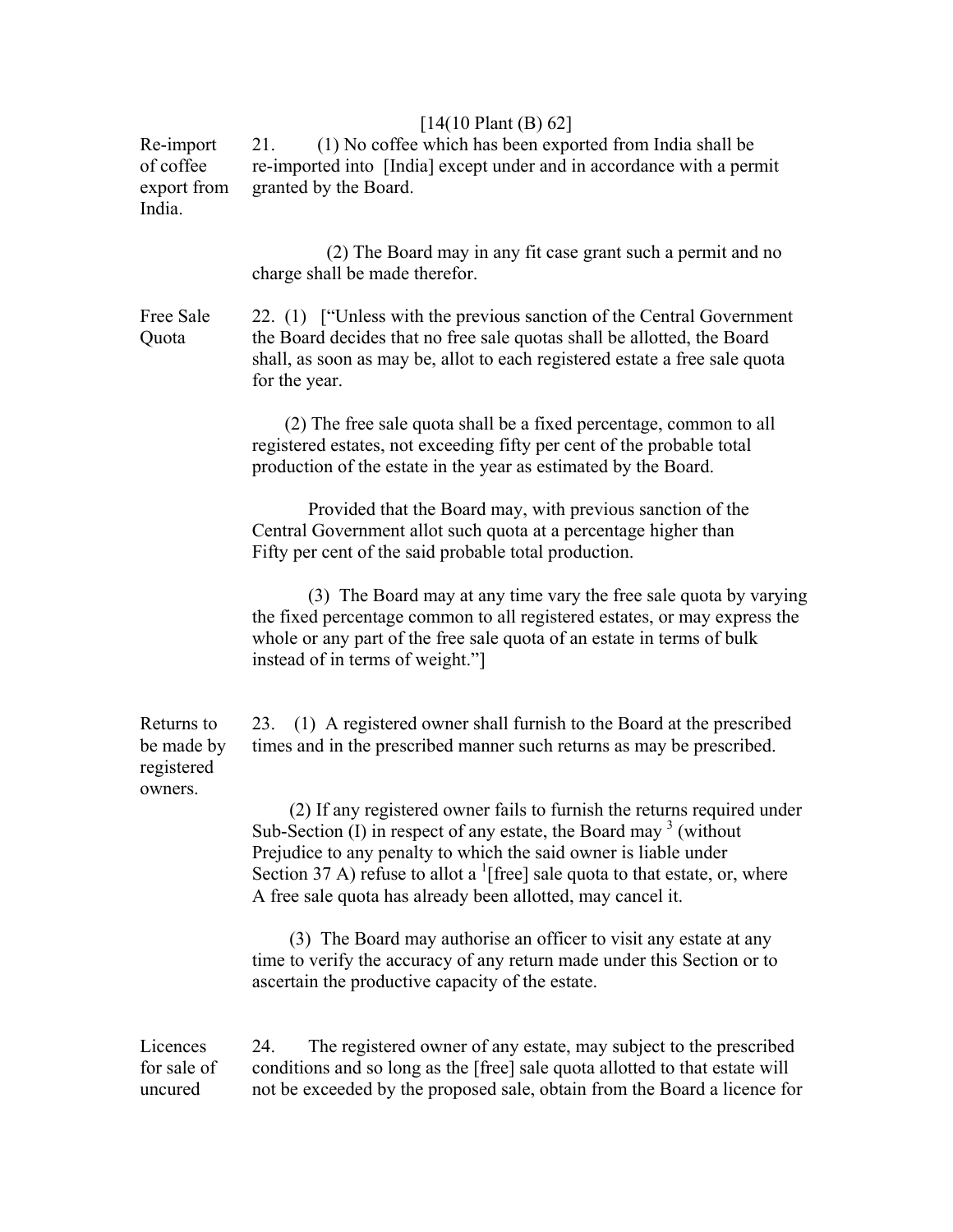[14(10 Plant (B) 62]

**Re-import of coffee export from India.**

21. (1) No coffee which has been exported from India shall be re-imported into [India] except under and in accordance with a permit granted by the Board.

(2) The Board may in any fit case grant such a permit and no charge shall be made therefor.

**Free Sale Quota**

22. (1) ["Unless with the previous sanction of the Central Government the Board decides that no free sale quotas shall be allotted, the Board shall, as soon as may be, allot to each registered estate a free sale quota for the year.

(2) The free sale quota shall be a fixed percentage, common to all registered estates, not exceeding fifty per cent of the probable total production of the estate in the year as estimated by the Board.

Provided that the Board may, with previous sanction of the Central Government allot such quota at a percentage higher than Fifty per cent of the said probable total production.

(3) The Board may at any time vary the free sale quota by varying the fixed percentage common to all registered estates, or may express the whole or any part of the free sale quota of an estate in terms of bulk instead of in terms of weight."]

**Returns to be made by registered owners.**

23. (1) A registered owner shall furnish to the Board at the prescribed times and in the prescribed manner such returns as may be prescribed.

(2) If any registered owner fails to furnish the returns required under Sub-Section (I) in respect of any estate, the Board may [3] (without Prejudice to any penalty to which the said owner is liable under Section 37 A) refuse to allot a [1][free] sale quota to that estate, or, where A free sale quota has already been allotted, may cancel it.

(3) The Board may authorise an officer to visit any estate at any time to verify the accuracy of any return made under this Section or to ascertain the productive capacity of the estate.

**Licences for sale of uncured**

24. The registered owner of any estate, may subject to the prescribed conditions and so long as the [free] sale quota allotted to that estate will not be exceeded by the proposed sale, obtain from the Board a licence for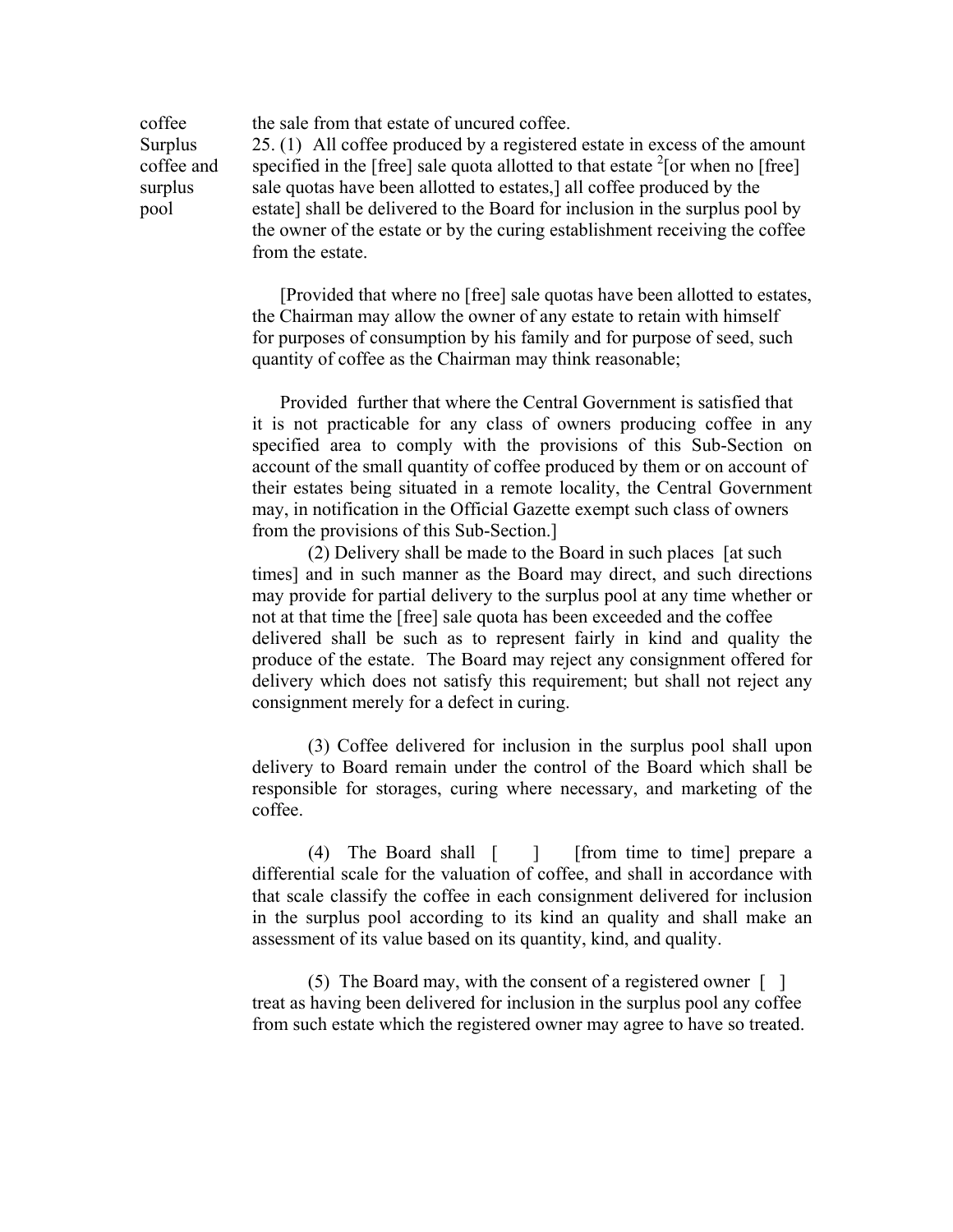coffee — the sale from that estate of uncured coffee.

**Surplus coffee and surplus pool**

25. (1) All coffee produced by a registered estate in excess of the amount specified in the [free] sale quota allotted to that estate [2][or when no [free] sale quotas have been allotted to estates,] all coffee produced by the estate] shall be delivered to the Board for inclusion in the surplus pool by the owner of the estate or by the curing establishment receiving the coffee from the estate.

[Provided that where no [free] sale quotas have been allotted to estates, the Chairman may allow the owner of any estate to retain with himself for purposes of consumption by his family and for purpose of seed, such quantity of coffee as the Chairman may think reasonable;

Provided further that where the Central Government is satisfied that it is not practicable for any class of owners producing coffee in any specified area to comply with the provisions of this Sub-Section on account of the small quantity of coffee produced by them or on account of their estates being situated in a remote locality, the Central Government may, in notification in the Official Gazette exempt such class of owners from the provisions of this Sub-Section.]

(2) Delivery shall be made to the Board in such places [at such times] and in such manner as the Board may direct, and such directions may provide for partial delivery to the surplus pool at any time whether or not at that time the [free] sale quota has been exceeded and the coffee delivered shall be such as to represent fairly in kind and quality the produce of the estate. The Board may reject any consignment offered for delivery which does not satisfy this requirement; but shall not reject any consignment merely for a defect in curing.

(3) Coffee delivered for inclusion in the surplus pool shall upon delivery to Board remain under the control of the Board which shall be responsible for storages, curing where necessary, and marketing of the coffee.

(4) The Board shall [ ] [from time to time] prepare a differential scale for the valuation of coffee, and shall in accordance with that scale classify the coffee in each consignment delivered for inclusion in the surplus pool according to its kind an quality and shall make an assessment of its value based on its quantity, kind, and quality.

(5) The Board may, with the consent of a registered owner [ ] treat as having been delivered for inclusion in the surplus pool any coffee from such estate which the registered owner may agree to have so treated.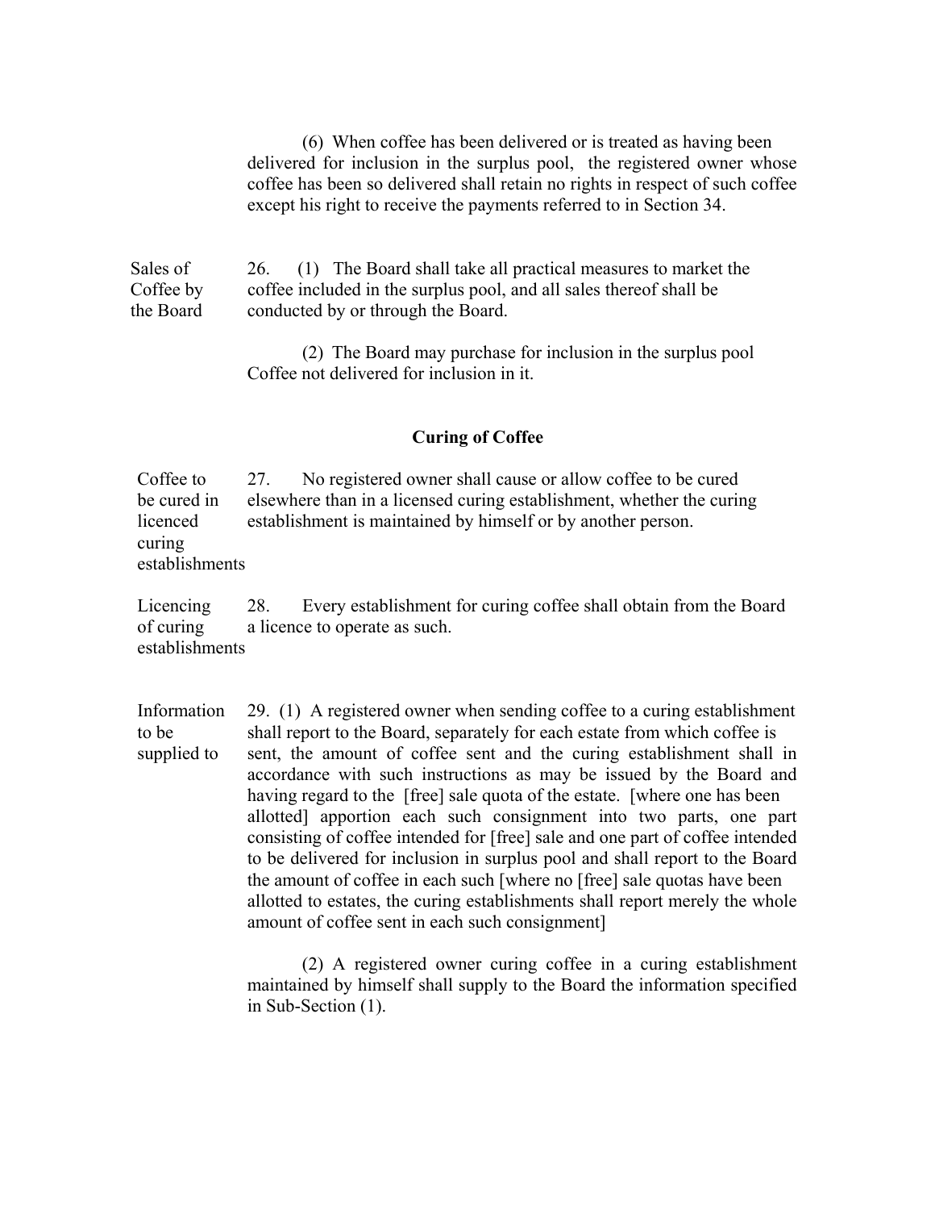(6) When coffee has been delivered or is treated as having been delivered for inclusion in the surplus pool, the registered owner whose coffee has been so delivered shall retain no rights in respect of such coffee except his right to receive the payments referred to in Section 34.

**Sales of Coffee by the Board**

26. (1) The Board shall take all practical measures to market the coffee included in the surplus pool, and all sales thereof shall be conducted by or through the Board.

(2) The Board may purchase for inclusion in the surplus pool Coffee not delivered for inclusion in it.

## Curing of Coffee

**Coffee to be cured in licenced curing establishments**

27. No registered owner shall cause or allow coffee to be cured elsewhere than in a licensed curing establishment, whether the curing establishment is maintained by himself or by another person.

**Licencing of curing establishments**

28. Every establishment for curing coffee shall obtain from the Board a licence to operate as such.

**Information to be supplied to**

29. (1) A registered owner when sending coffee to a curing establishment shall report to the Board, separately for each estate from which coffee is sent, the amount of coffee sent and the curing establishment shall in accordance with such instructions as may be issued by the Board and having regard to the [free] sale quota of the estate. [where one has been allotted] apportion each such consignment into two parts, one part consisting of coffee intended for [free] sale and one part of coffee intended to be delivered for inclusion in surplus pool and shall report to the Board the amount of coffee in each such [where no [free] sale quotas have been allotted to estates, the curing establishments shall report merely the whole amount of coffee sent in each such consignment]

(2) A registered owner curing coffee in a curing establishment maintained by himself shall supply to the Board the information specified in Sub-Section (1).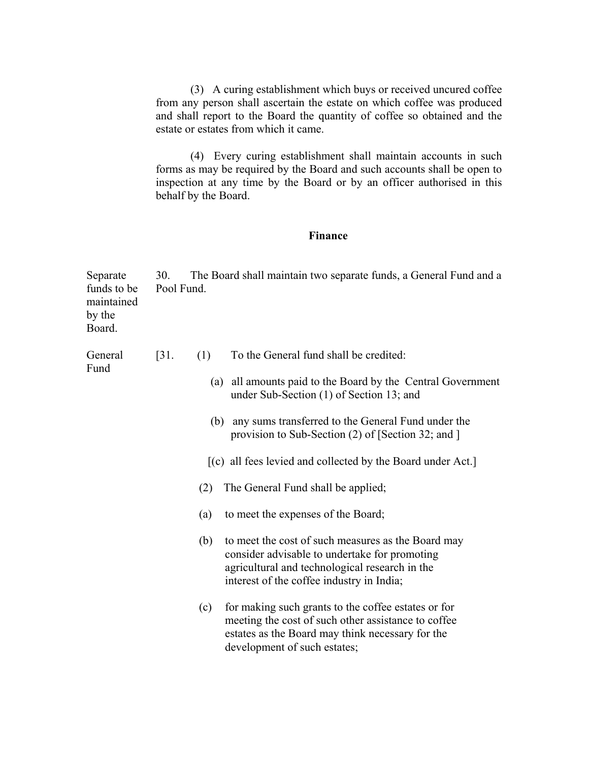(3) A curing establishment which buys or received uncured coffee from any person shall ascertain the estate on which coffee was produced and shall report to the Board the quantity of coffee so obtained and the estate or estates from which it came.

(4) Every curing establishment shall maintain accounts in such forms as may be required by the Board and such accounts shall be open to inspection at any time by the Board or by an officer authorised in this behalf by the Board.

**Finance**

*Separate funds to be maintained by the Board.*

30. The Board shall maintain two separate funds, a General Fund and a Pool Fund.

*General Fund*

[31. (1) To the General fund shall be credited:

(a) all amounts paid to the Board by the Central Government under Sub-Section (1) of Section 13; and

(b) any sums transferred to the General Fund under the provision to Sub-Section (2) of [Section 32; and ]

[(c) all fees levied and collected by the Board under Act.]

(2) The General Fund shall be applied;

(a) to meet the expenses of the Board;

(b) to meet the cost of such measures as the Board may consider advisable to undertake for promoting agricultural and technological research in the interest of the coffee industry in India;

(c) for making such grants to the coffee estates or for meeting the cost of such other assistance to coffee estates as the Board may think necessary for the development of such estates;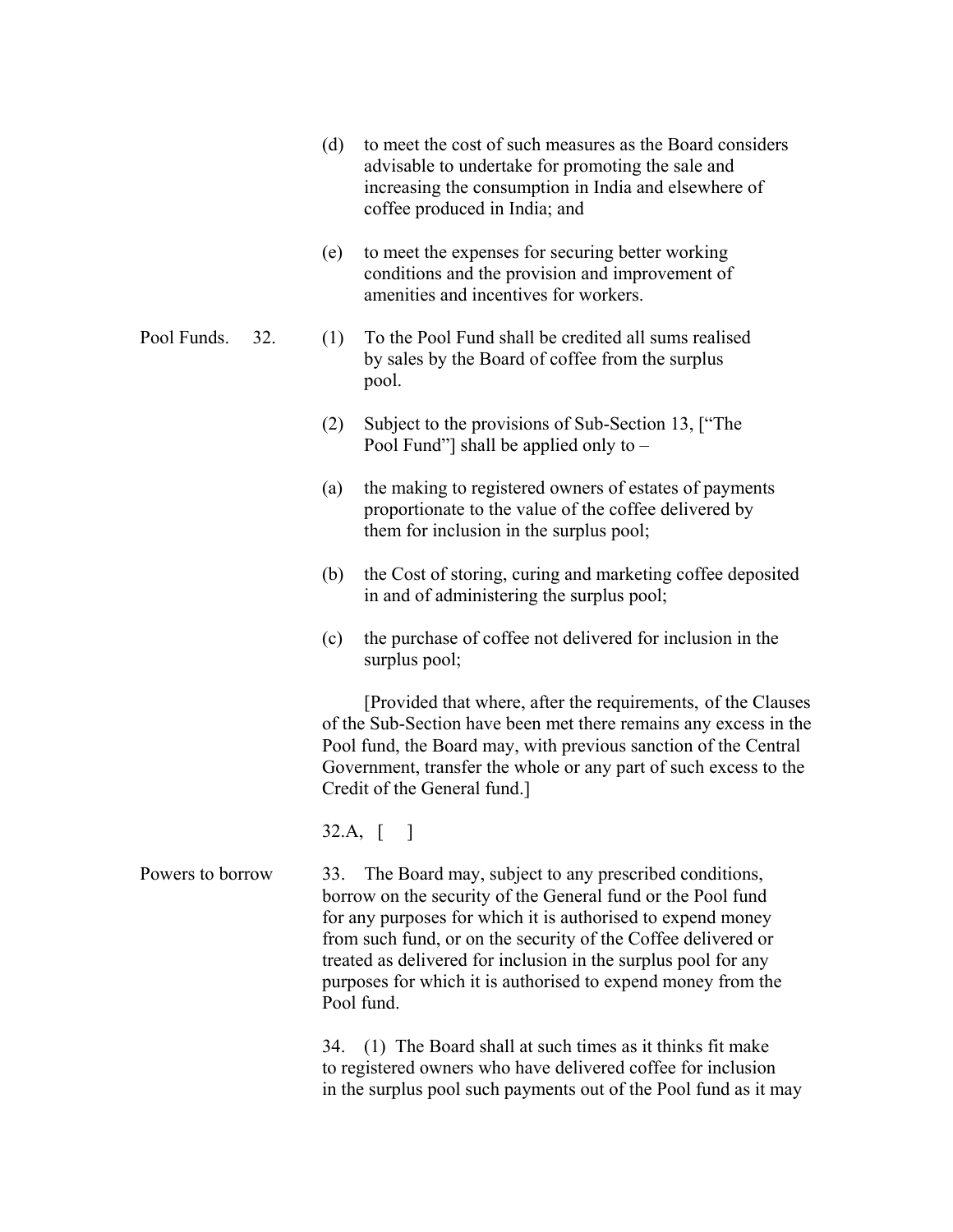(d) to meet the cost of such measures as the Board considers advisable to undertake for promoting the sale and increasing the consumption in India and elsewhere of coffee produced in India; and

(e) to meet the expenses for securing better working conditions and the provision and improvement of amenities and incentives for workers.

Pool Funds. 32. (1) To the Pool Fund shall be credited all sums realised by sales by the Board of coffee from the surplus pool.

(2) Subject to the provisions of Sub-Section 13, ["The Pool Fund"] shall be applied only to –

(a) the making to registered owners of estates of payments proportionate to the value of the coffee delivered by them for inclusion in the surplus pool;

(b) the Cost of storing, curing and marketing coffee deposited in and of administering the surplus pool;

(c) the purchase of coffee not delivered for inclusion in the surplus pool;

[Provided that where, after the requirements, of the Clauses of the Sub-Section have been met there remains any excess in the Pool fund, the Board may, with previous sanction of the Central Government, transfer the whole or any part of such excess to the Credit of the General fund.]

32.A, [ ]

Powers to borrow 33. The Board may, subject to any prescribed conditions, borrow on the security of the General fund or the Pool fund for any purposes for which it is authorised to expend money from such fund, or on the security of the Coffee delivered or treated as delivered for inclusion in the surplus pool for any purposes for which it is authorised to expend money from the Pool fund.

34. (1) The Board shall at such times as it thinks fit make to registered owners who have delivered coffee for inclusion in the surplus pool such payments out of the Pool fund as it may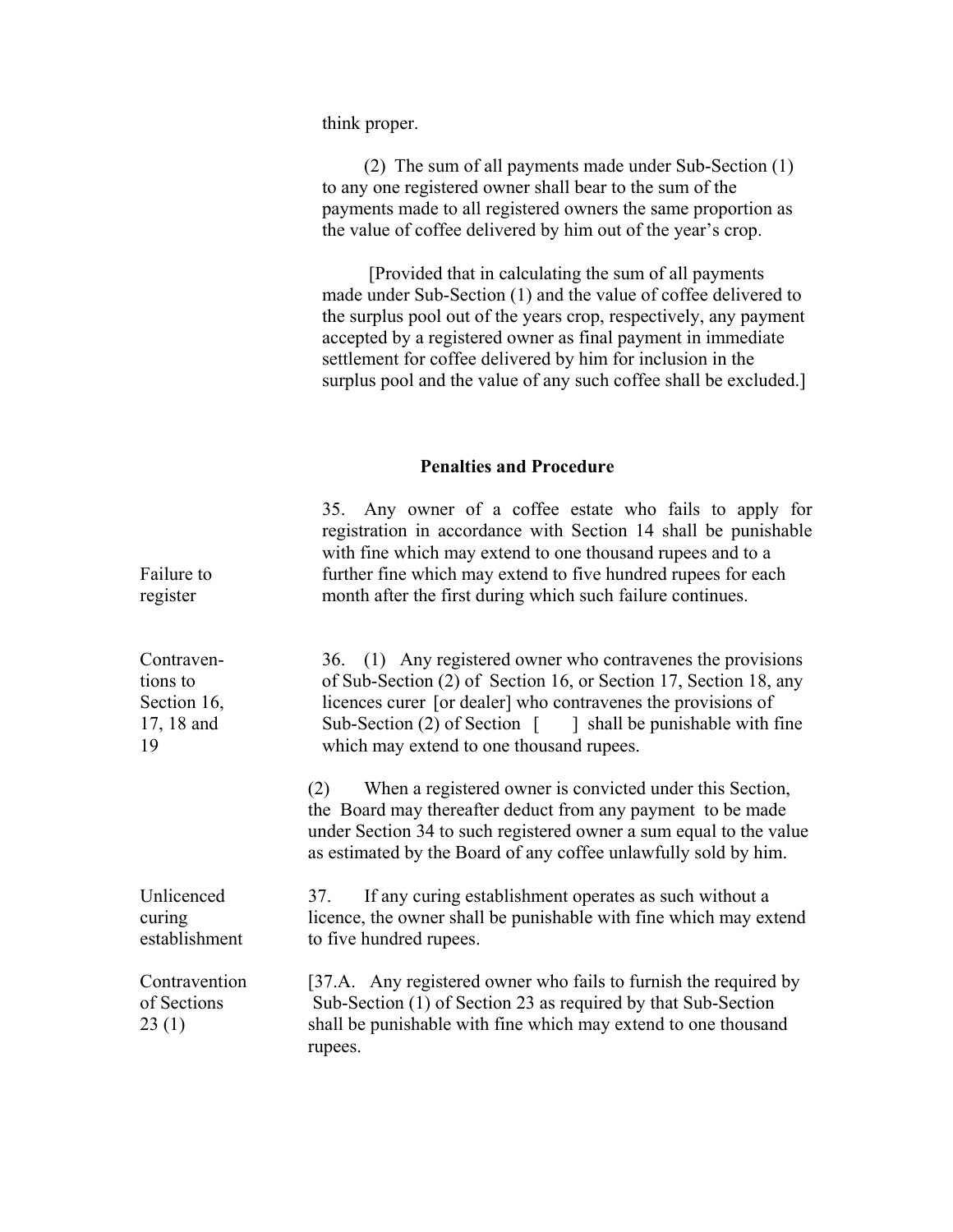think proper.

(2) The sum of all payments made under Sub-Section (1) to any one registered owner shall bear to the sum of the payments made to all registered owners the same proportion as the value of coffee delivered by him out of the year's crop.

[Provided that in calculating the sum of all payments made under Sub-Section (1) and the value of coffee delivered to the surplus pool out of the years crop, respectively, any payment accepted by a registered owner as final payment in immediate settlement for coffee delivered by him for inclusion in the surplus pool and the value of any such coffee shall be excluded.]

## Penalties and Procedure

Failure to register

35. Any owner of a coffee estate who fails to apply for registration in accordance with Section 14 shall be punishable with fine which may extend to one thousand rupees and to a further fine which may extend to five hundred rupees for each month after the first during which such failure continues.

Contraventions to Section 16, 17, 18 and 19

36. (1) Any registered owner who contravenes the provisions of Sub-Section (2) of Section 16, or Section 17, Section 18, any licences curer [or dealer] who contravenes the provisions of Sub-Section (2) of Section [ ] shall be punishable with fine which may extend to one thousand rupees.

(2) When a registered owner is convicted under this Section, the Board may thereafter deduct from any payment to be made under Section 34 to such registered owner a sum equal to the value as estimated by the Board of any coffee unlawfully sold by him.

Unlicenced curing establishment

37. If any curing establishment operates as such without a licence, the owner shall be punishable with fine which may extend to five hundred rupees.

Contravention of Sections 23 (1)

[37.A. Any registered owner who fails to furnish the required by Sub-Section (1) of Section 23 as required by that Sub-Section shall be punishable with fine which may extend to one thousand rupees.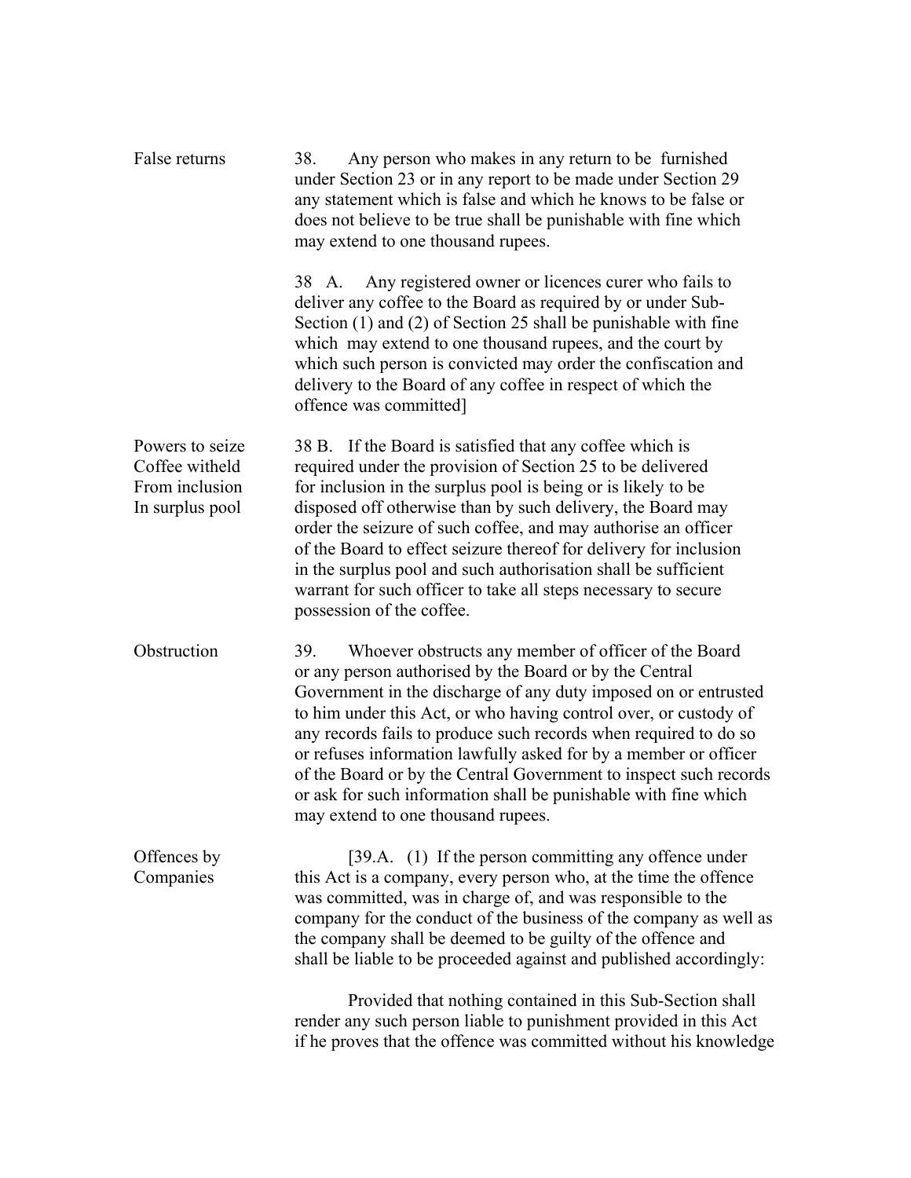**False returns**

38. Any person who makes in any return to be furnished under Section 23 or in any report to be made under Section 29 any statement which is false and which he knows to be false or does not believe to be true shall be punishable with fine which may extend to one thousand rupees.

38 A. Any registered owner or licences curer who fails to deliver any coffee to the Board as required by or under Sub-Section (1) and (2) of Section 25 shall be punishable with fine which may extend to one thousand rupees, and the court by which such person is convicted may order the confiscation and delivery to the Board of any coffee in respect of which the offence was committed]

**Powers to seize Coffee witheld From inclusion In surplus pool**

38 B. If the Board is satisfied that any coffee which is required under the provision of Section 25 to be delivered for inclusion in the surplus pool is being or is likely to be disposed off otherwise than by such delivery, the Board may order the seizure of such coffee, and may authorise an officer of the Board to effect seizure thereof for delivery for inclusion in the surplus pool and such authorisation shall be sufficient warrant for such officer to take all steps necessary to secure possession of the coffee.

**Obstruction**

39. Whoever obstructs any member of officer of the Board or any person authorised by the Board or by the Central Government in the discharge of any duty imposed on or entrusted to him under this Act, or who having control over, or custody of any records fails to produce such records when required to do so or refuses information lawfully asked for by a member or officer of the Board or by the Central Government to inspect such records or ask for such information shall be punishable with fine which may extend to one thousand rupees.

**Offences by Companies**

[39.A. (1) If the person committing any offence under this Act is a company, every person who, at the time the offence was committed, was in charge of, and was responsible to the company for the conduct of the business of the company as well as the company shall be deemed to be guilty of the offence and shall be liable to be proceeded against and published accordingly:

Provided that nothing contained in this Sub-Section shall render any such person liable to punishment provided in this Act if he proves that the offence was committed without his knowledge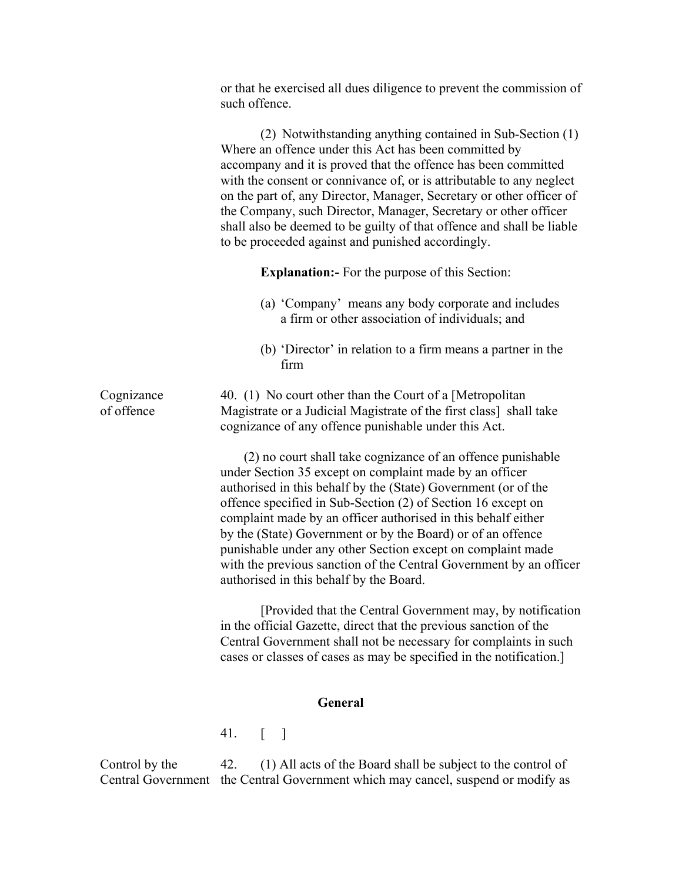or that he exercised all dues diligence to prevent the commission of such offence.

(2) Notwithstanding anything contained in Sub-Section (1) Where an offence under this Act has been committed by accompany and it is proved that the offence has been committed with the consent or connivance of, or is attributable to any neglect on the part of, any Director, Manager, Secretary or other officer of the Company, such Director, Manager, Secretary or other officer shall also be deemed to be guilty of that offence and shall be liable to be proceeded against and punished accordingly.

**Explanation:-** For the purpose of this Section:

(a) 'Company' means any body corporate and includes a firm or other association of individuals; and

(b) 'Director' in relation to a firm means a partner in the firm

Cognizance of offence

40. (1) No court other than the Court of a [Metropolitan Magistrate or a Judicial Magistrate of the first class] shall take cognizance of any offence punishable under this Act.

(2) no court shall take cognizance of an offence punishable under Section 35 except on complaint made by an officer authorised in this behalf by the (State) Government (or of the offence specified in Sub-Section (2) of Section 16 except on complaint made by an officer authorised in this behalf either by the (State) Government or by the Board) or of an offence punishable under any other Section except on complaint made with the previous sanction of the Central Government by an officer authorised in this behalf by the Board.

[Provided that the Central Government may, by notification in the official Gazette, direct that the previous sanction of the Central Government shall not be necessary for complaints in such cases or classes of cases as may be specified in the notification.]

## General

41. [ ]

Control by the Central Government

42. (1) All acts of the Board shall be subject to the control of the Central Government which may cancel, suspend or modify as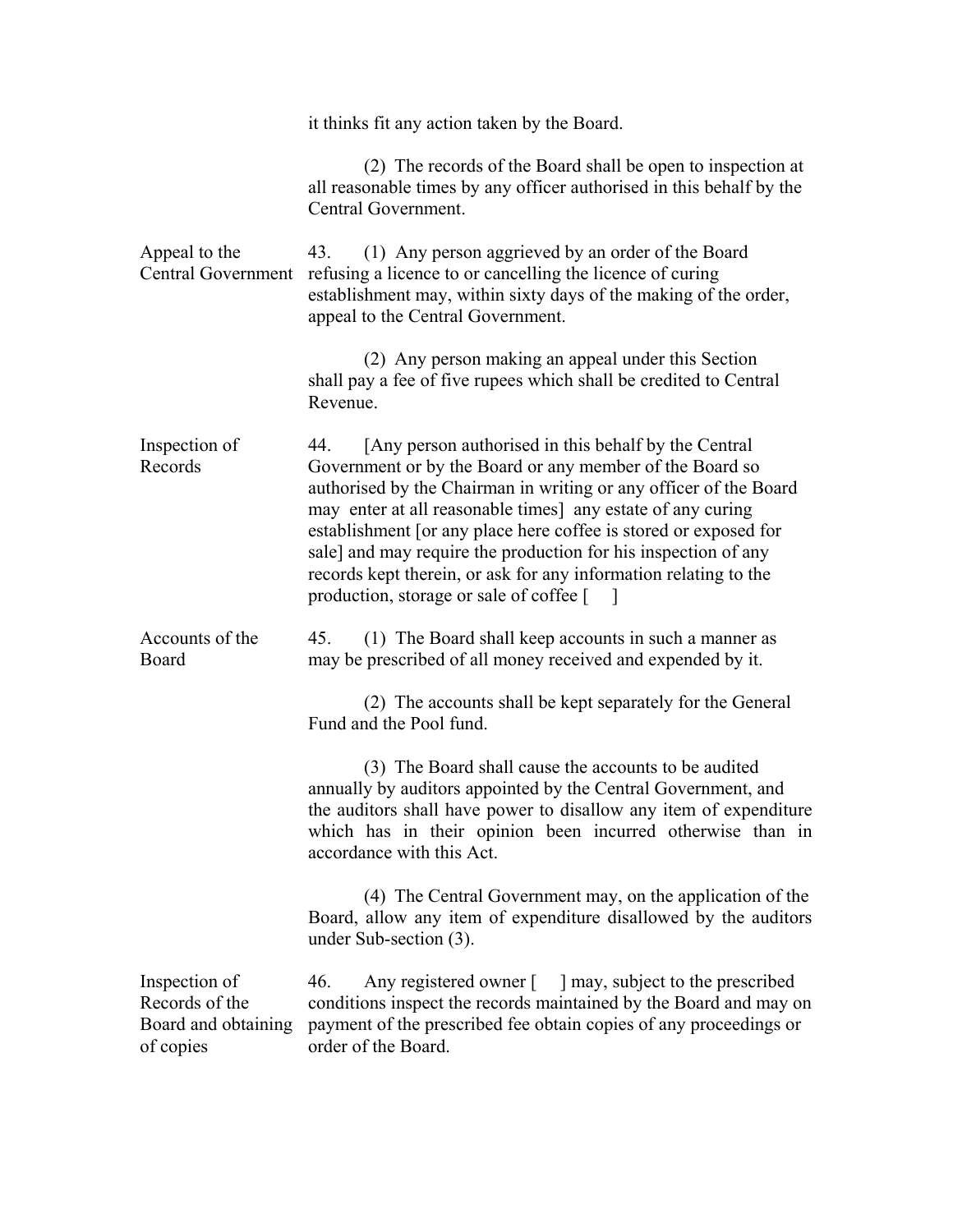it thinks fit any action taken by the Board.

(2) The records of the Board shall be open to inspection at all reasonable times by any officer authorised in this behalf by the Central Government.

**Appeal to the Central Government**

43. (1) Any person aggrieved by an order of the Board refusing a licence to or cancelling the licence of curing establishment may, within sixty days of the making of the order, appeal to the Central Government.

(2) Any person making an appeal under this Section shall pay a fee of five rupees which shall be credited to Central Revenue.

**Inspection of Records**

44. [Any person authorised in this behalf by the Central Government or by the Board or any member of the Board so authorised by the Chairman in writing or any officer of the Board may enter at all reasonable times] any estate of any curing establishment [or any place here coffee is stored or exposed for sale] and may require the production for his inspection of any records kept therein, or ask for any information relating to the production, storage or sale of coffee [ ]

**Accounts of the Board**

45. (1) The Board shall keep accounts in such a manner as may be prescribed of all money received and expended by it.

(2) The accounts shall be kept separately for the General Fund and the Pool fund.

(3) The Board shall cause the accounts to be audited annually by auditors appointed by the Central Government, and the auditors shall have power to disallow any item of expenditure which has in their opinion been incurred otherwise than in accordance with this Act.

(4) The Central Government may, on the application of the Board, allow any item of expenditure disallowed by the auditors under Sub-section (3).

**Inspection of Records of the Board and obtaining of copies**

46. Any registered owner [ ] may, subject to the prescribed conditions inspect the records maintained by the Board and may on payment of the prescribed fee obtain copies of any proceedings or order of the Board.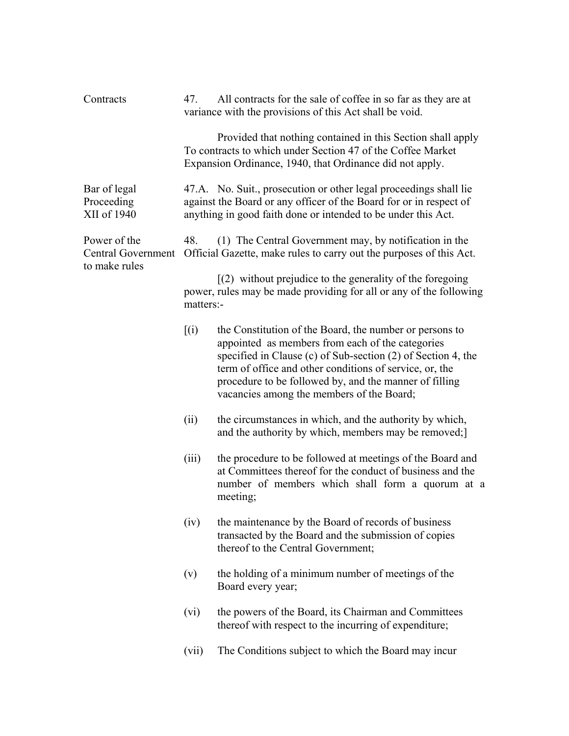**Contracts**

47. All contracts for the sale of coffee in so far as they are at variance with the provisions of this Act shall be void.

Provided that nothing contained in this Section shall apply To contracts to which under Section 47 of the Coffee Market Expansion Ordinance, 1940, that Ordinance did not apply.

**Bar of legal Proceeding XII of 1940**

47.A. No. Suit., prosecution or other legal proceedings shall lie against the Board or any officer of the Board for or in respect of anything in good faith done or intended to be under this Act.

**Power of the Central Government to make rules**

48. (1) The Central Government may, by notification in the Official Gazette, make rules to carry out the purposes of this Act.

[(2) without prejudice to the generality of the foregoing power, rules may be made providing for all or any of the following matters:-

[(i) the Constitution of the Board, the number or persons to appointed as members from each of the categories specified in Clause (c) of Sub-section (2) of Section 4, the term of office and other conditions of service, or, the procedure to be followed by, and the manner of filling vacancies among the members of the Board;

(ii) the circumstances in which, and the authority by which, and the authority by which, members may be removed;]

(iii) the procedure to be followed at meetings of the Board and at Committees thereof for the conduct of business and the number of members which shall form a quorum at a meeting;

(iv) the maintenance by the Board of records of business transacted by the Board and the submission of copies thereof to the Central Government;

(v) the holding of a minimum number of meetings of the Board every year;

(vi) the powers of the Board, its Chairman and Committees thereof with respect to the incurring of expenditure;

(vii) The Conditions subject to which the Board may incur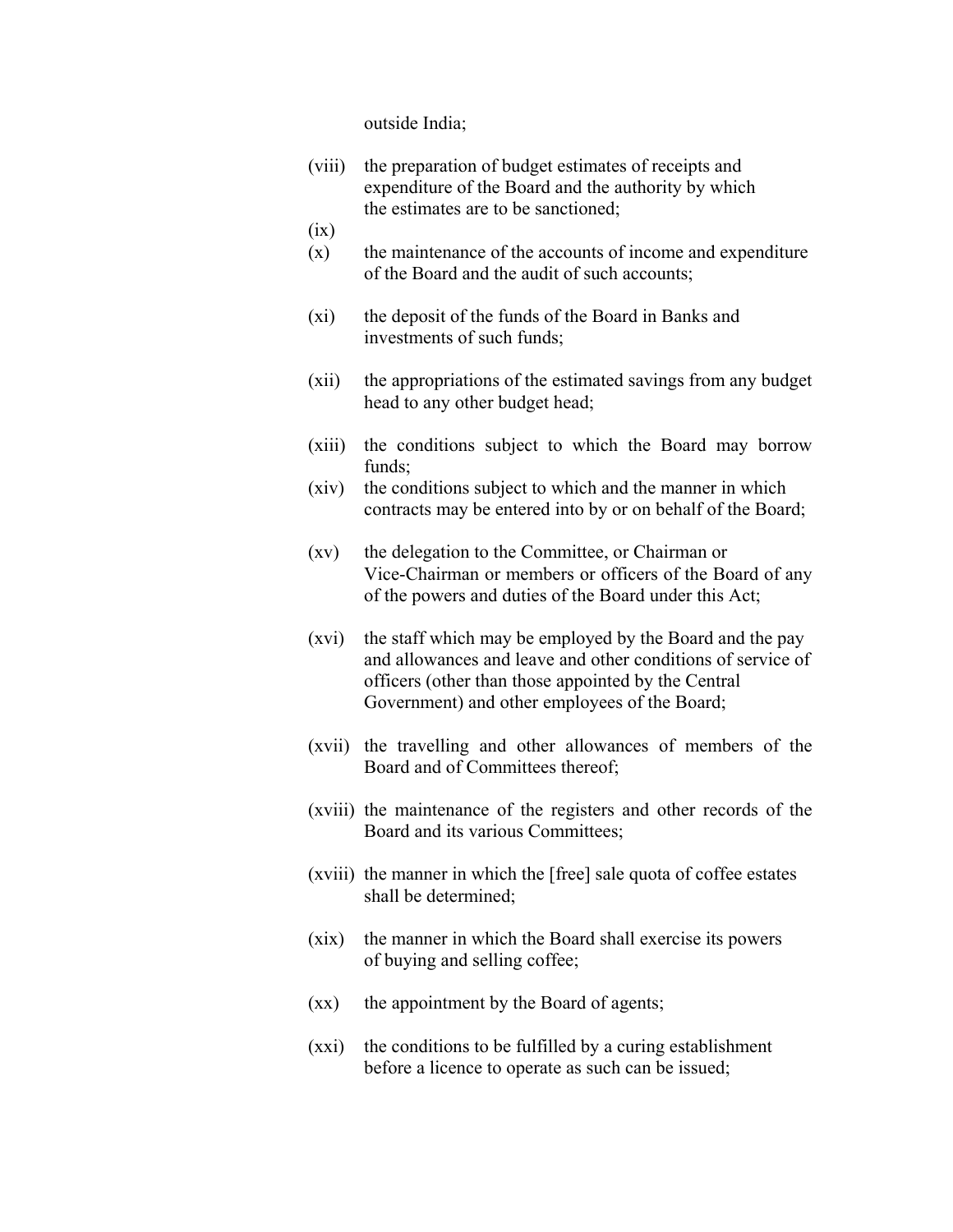outside India;

(viii) the preparation of budget estimates of receipts and expenditure of the Board and the authority by which the estimates are to be sanctioned;

(ix)

(x) the maintenance of the accounts of income and expenditure of the Board and the audit of such accounts;

(xi) the deposit of the funds of the Board in Banks and investments of such funds;

(xii) the appropriations of the estimated savings from any budget head to any other budget head;

(xiii) the conditions subject to which the Board may borrow funds;

(xiv) the conditions subject to which and the manner in which contracts may be entered into by or on behalf of the Board;

(xv) the delegation to the Committee, or Chairman or Vice-Chairman or members or officers of the Board of any of the powers and duties of the Board under this Act;

(xvi) the staff which may be employed by the Board and the pay and allowances and leave and other conditions of service of officers (other than those appointed by the Central Government) and other employees of the Board;

(xvii) the travelling and other allowances of members of the Board and of Committees thereof;

(xviii) the maintenance of the registers and other records of the Board and its various Committees;

(xviii) the manner in which the [free] sale quota of coffee estates shall be determined;

(xix) the manner in which the Board shall exercise its powers of buying and selling coffee;

(xx) the appointment by the Board of agents;

(xxi) the conditions to be fulfilled by a curing establishment before a licence to operate as such can be issued;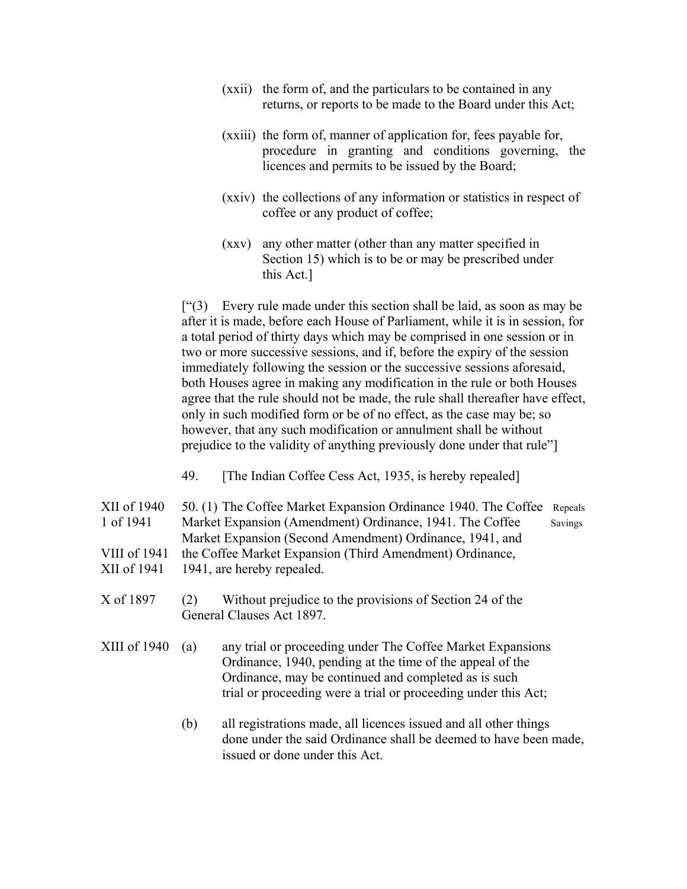(xxii) the form of, and the particulars to be contained in any returns, or reports to be made to the Board under this Act;

(xxiii) the form of, manner of application for, fees payable for, procedure in granting and conditions governing, the licences and permits to be issued by the Board;

(xxiv) the collections of any information or statistics in respect of coffee or any product of coffee;

(xxv) any other matter (other than any matter specified in Section 15) which is to be or may be prescribed under this Act.]

["(3) Every rule made under this section shall be laid, as soon as may be after it is made, before each House of Parliament, while it is in session, for a total period of thirty days which may be comprised in one session or in two or more successive sessions, and if, before the expiry of the session immediately following the session or the successive sessions aforesaid, both Houses agree in making any modification in the rule or both Houses agree that the rule should not be made, the rule shall thereafter have effect, only in such modified form or be of no effect, as the case may be; so however, that any such modification or annulment shall be without prejudice to the validity of anything previously done under that rule"]

49. [The Indian Coffee Cess Act, 1935, is hereby repealed]

XII of 1940
1 of 1941
VIII of 1941
XII of 1941

50. (1) The Coffee Market Expansion Ordinance 1940. The Coffee Market Expansion (Amendment) Ordinance, 1941. The Coffee Market Expansion (Second Amendment) Ordinance, 1941, and the Coffee Market Expansion (Third Amendment) Ordinance, 1941, are hereby repealed.

Repeals Savings

X of 1897

(2) Without prejudice to the provisions of Section 24 of the General Clauses Act 1897.

XIII of 1940

(a) any trial or proceeding under The Coffee Market Expansions Ordinance, 1940, pending at the time of the appeal of the Ordinance, may be continued and completed as is such trial or proceeding were a trial or proceeding under this Act;

(b) all registrations made, all licences issued and all other things done under the said Ordinance shall be deemed to have been made, issued or done under this Act.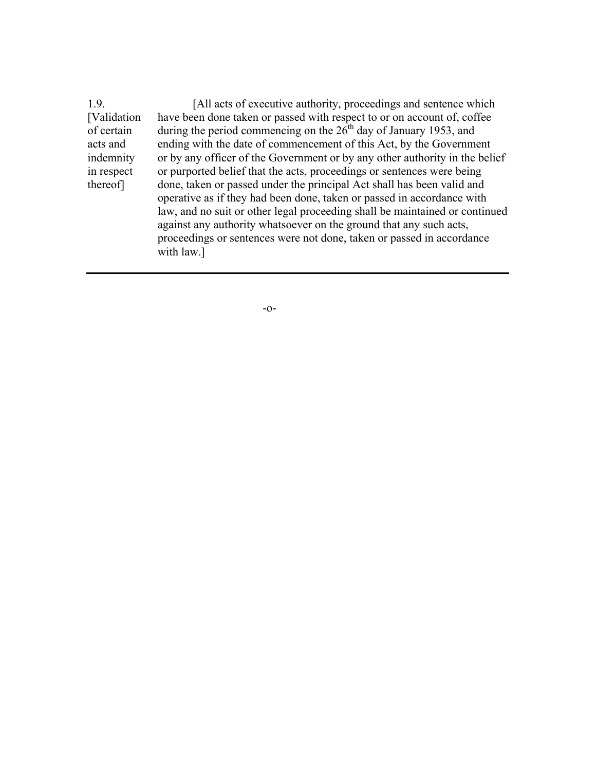1.9. [Validation of certain acts and indemnity in respect thereof]

[All acts of executive authority, proceedings and sentence which have been done taken or passed with respect to or on account of, coffee during the period commencing on the 26th day of January 1953, and ending with the date of commencement of this Act, by the Government or by any officer of the Government or by any other authority in the belief or purported belief that the acts, proceedings or sentences were being done, taken or passed under the principal Act shall has been valid and operative as if they had been done, taken or passed in accordance with law, and no suit or other legal proceeding shall be maintained or continued against any authority whatsoever on the ground that any such acts, proceedings or sentences were not done, taken or passed in accordance with law.]

---

-o-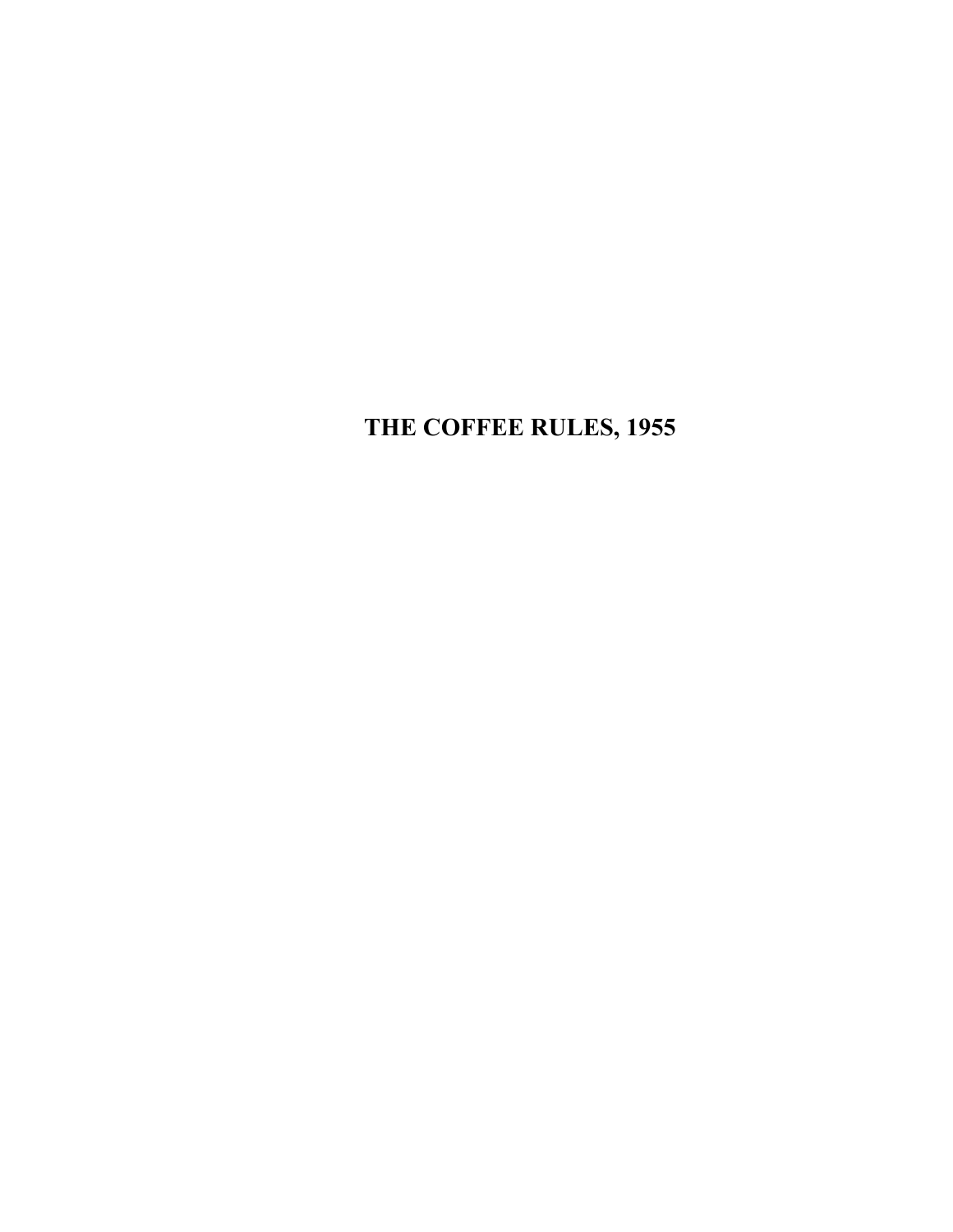# THE COFFEE RULES, 1955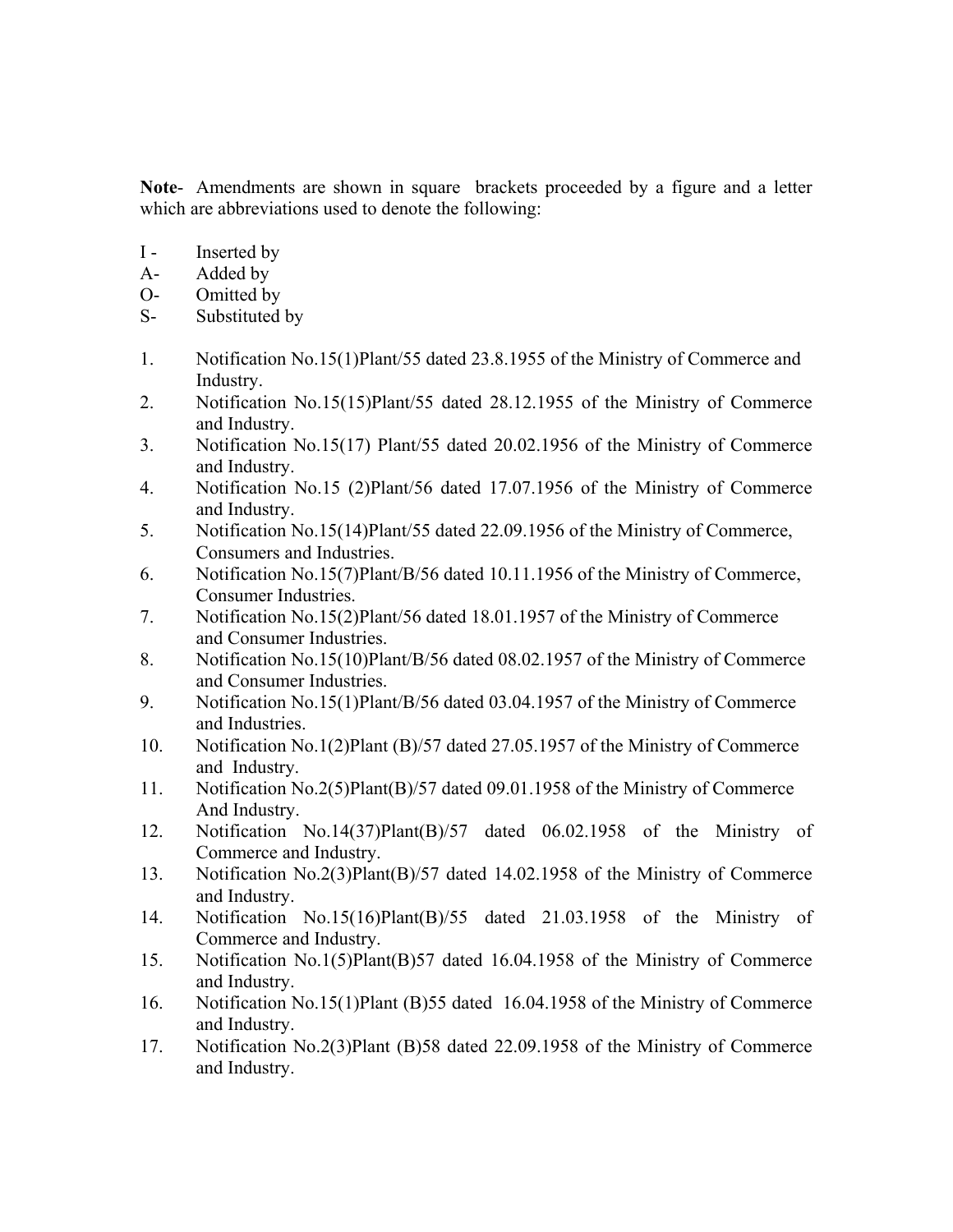**Note**- Amendments are shown in square brackets proceeded by a figure and a letter which are abbreviations used to denote the following:

I - Inserted by
A- Added by
O- Omitted by
S- Substituted by

1. Notification No.15(1)Plant/55 dated 23.8.1955 of the Ministry of Commerce and Industry.
2. Notification No.15(15)Plant/55 dated 28.12.1955 of the Ministry of Commerce and Industry.
3. Notification No.15(17) Plant/55 dated 20.02.1956 of the Ministry of Commerce and Industry.
4. Notification No.15 (2)Plant/56 dated 17.07.1956 of the Ministry of Commerce and Industry.
5. Notification No.15(14)Plant/55 dated 22.09.1956 of the Ministry of Commerce, Consumers and Industries.
6. Notification No.15(7)Plant/B/56 dated 10.11.1956 of the Ministry of Commerce, Consumer Industries.
7. Notification No.15(2)Plant/56 dated 18.01.1957 of the Ministry of Commerce and Consumer Industries.
8. Notification No.15(10)Plant/B/56 dated 08.02.1957 of the Ministry of Commerce and Consumer Industries.
9. Notification No.15(1)Plant/B/56 dated 03.04.1957 of the Ministry of Commerce and Industries.
10. Notification No.1(2)Plant (B)/57 dated 27.05.1957 of the Ministry of Commerce and Industry.
11. Notification No.2(5)Plant(B)/57 dated 09.01.1958 of the Ministry of Commerce And Industry.
12. Notification No.14(37)Plant(B)/57 dated 06.02.1958 of the Ministry of Commerce and Industry.
13. Notification No.2(3)Plant(B)/57 dated 14.02.1958 of the Ministry of Commerce and Industry.
14. Notification No.15(16)Plant(B)/55 dated 21.03.1958 of the Ministry of Commerce and Industry.
15. Notification No.1(5)Plant(B)57 dated 16.04.1958 of the Ministry of Commerce and Industry.
16. Notification No.15(1)Plant (B)55 dated 16.04.1958 of the Ministry of Commerce and Industry.
17. Notification No.2(3)Plant (B)58 dated 22.09.1958 of the Ministry of Commerce and Industry.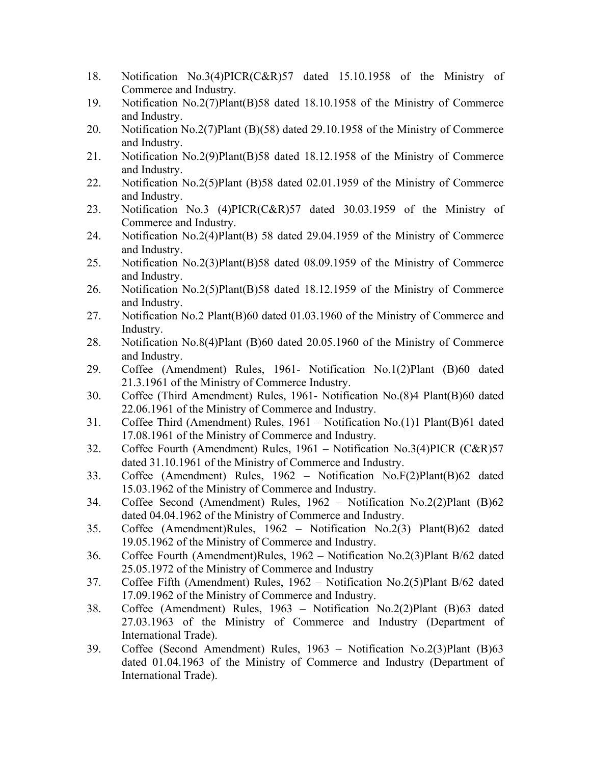18. Notification No.3(4)PICR(C&R)57 dated 15.10.1958 of the Ministry of Commerce and Industry.
19. Notification No.2(7)Plant(B)58 dated 18.10.1958 of the Ministry of Commerce and Industry.
20. Notification No.2(7)Plant (B)(58) dated 29.10.1958 of the Ministry of Commerce and Industry.
21. Notification No.2(9)Plant(B)58 dated 18.12.1958 of the Ministry of Commerce and Industry.
22. Notification No.2(5)Plant (B)58 dated 02.01.1959 of the Ministry of Commerce and Industry.
23. Notification No.3 (4)PICR(C&R)57 dated 30.03.1959 of the Ministry of Commerce and Industry.
24. Notification No.2(4)Plant(B) 58 dated 29.04.1959 of the Ministry of Commerce and Industry.
25. Notification No.2(3)Plant(B)58 dated 08.09.1959 of the Ministry of Commerce and Industry.
26. Notification No.2(5)Plant(B)58 dated 18.12.1959 of the Ministry of Commerce and Industry.
27. Notification No.2 Plant(B)60 dated 01.03.1960 of the Ministry of Commerce and Industry.
28. Notification No.8(4)Plant (B)60 dated 20.05.1960 of the Ministry of Commerce and Industry.
29. Coffee (Amendment) Rules, 1961- Notification No.1(2)Plant (B)60 dated 21.3.1961 of the Ministry of Commerce Industry.
30. Coffee (Third Amendment) Rules, 1961- Notification No.(8)4 Plant(B)60 dated 22.06.1961 of the Ministry of Commerce and Industry.
31. Coffee Third (Amendment) Rules, 1961 – Notification No.(1)1 Plant(B)61 dated 17.08.1961 of the Ministry of Commerce and Industry.
32. Coffee Fourth (Amendment) Rules, 1961 – Notification No.3(4)PICR (C&R)57 dated 31.10.1961 of the Ministry of Commerce and Industry.
33. Coffee (Amendment) Rules, 1962 – Notification No.F(2)Plant(B)62 dated 15.03.1962 of the Ministry of Commerce and Industry.
34. Coffee Second (Amendment) Rules, 1962 – Notification No.2(2)Plant (B)62 dated 04.04.1962 of the Ministry of Commerce and Industry.
35. Coffee (Amendment)Rules, 1962 – Notification No.2(3) Plant(B)62 dated 19.05.1962 of the Ministry of Commerce and Industry.
36. Coffee Fourth (Amendment)Rules, 1962 – Notification No.2(3)Plant B/62 dated 25.05.1972 of the Ministry of Commerce and Industry
37. Coffee Fifth (Amendment) Rules, 1962 – Notification No.2(5)Plant B/62 dated 17.09.1962 of the Ministry of Commerce and Industry.
38. Coffee (Amendment) Rules, 1963 – Notification No.2(2)Plant (B)63 dated 27.03.1963 of the Ministry of Commerce and Industry (Department of International Trade).
39. Coffee (Second Amendment) Rules, 1963 – Notification No.2(3)Plant (B)63 dated 01.04.1963 of the Ministry of Commerce and Industry (Department of International Trade).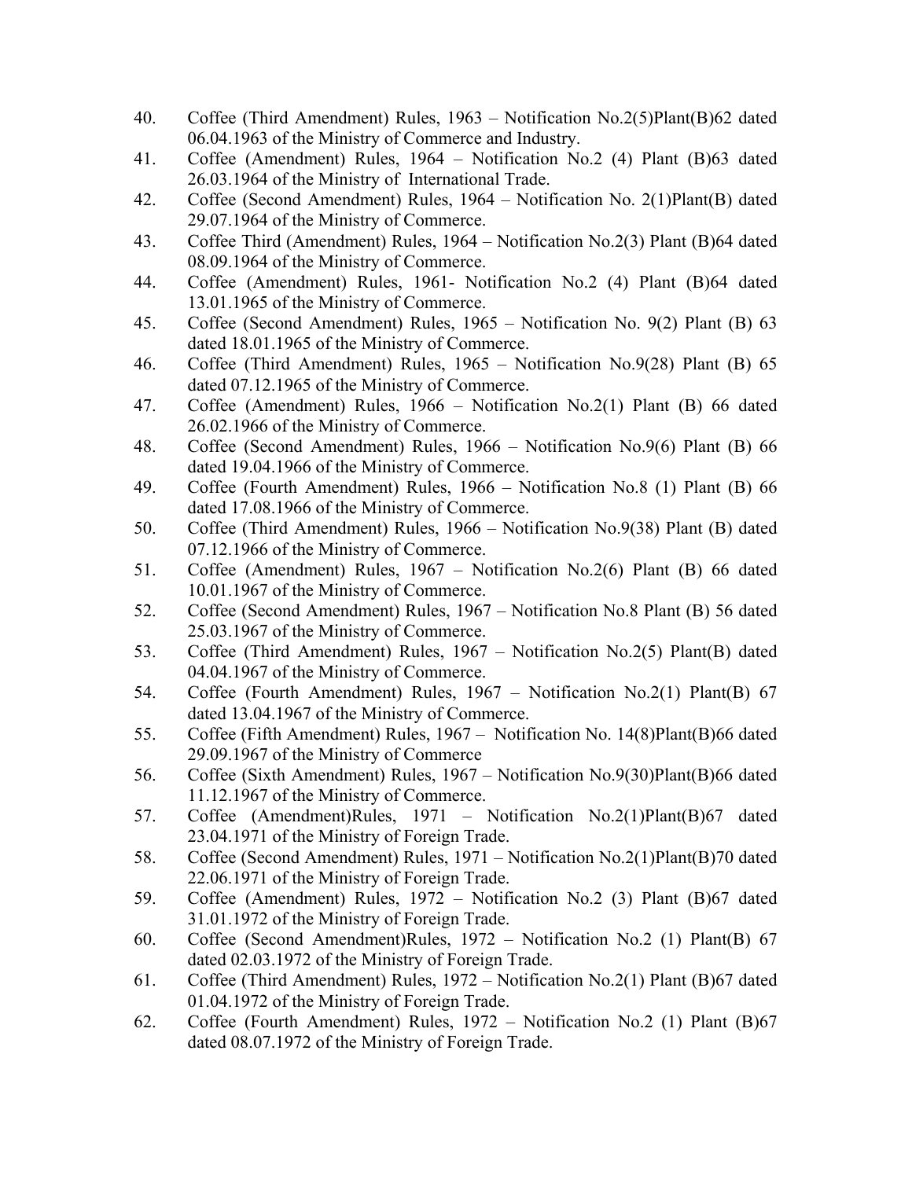40. Coffee (Third Amendment) Rules, 1963 – Notification No.2(5)Plant(B)62 dated 06.04.1963 of the Ministry of Commerce and Industry.
41. Coffee (Amendment) Rules, 1964 – Notification No.2 (4) Plant (B)63 dated 26.03.1964 of the Ministry of International Trade.
42. Coffee (Second Amendment) Rules, 1964 – Notification No. 2(1)Plant(B) dated 29.07.1964 of the Ministry of Commerce.
43. Coffee Third (Amendment) Rules, 1964 – Notification No.2(3) Plant (B)64 dated 08.09.1964 of the Ministry of Commerce.
44. Coffee (Amendment) Rules, 1961- Notification No.2 (4) Plant (B)64 dated 13.01.1965 of the Ministry of Commerce.
45. Coffee (Second Amendment) Rules, 1965 – Notification No. 9(2) Plant (B) 63 dated 18.01.1965 of the Ministry of Commerce.
46. Coffee (Third Amendment) Rules, 1965 – Notification No.9(28) Plant (B) 65 dated 07.12.1965 of the Ministry of Commerce.
47. Coffee (Amendment) Rules, 1966 – Notification No.2(1) Plant (B) 66 dated 26.02.1966 of the Ministry of Commerce.
48. Coffee (Second Amendment) Rules, 1966 – Notification No.9(6) Plant (B) 66 dated 19.04.1966 of the Ministry of Commerce.
49. Coffee (Fourth Amendment) Rules, 1966 – Notification No.8 (1) Plant (B) 66 dated 17.08.1966 of the Ministry of Commerce.
50. Coffee (Third Amendment) Rules, 1966 – Notification No.9(38) Plant (B) dated 07.12.1966 of the Ministry of Commerce.
51. Coffee (Amendment) Rules, 1967 – Notification No.2(6) Plant (B) 66 dated 10.01.1967 of the Ministry of Commerce.
52. Coffee (Second Amendment) Rules, 1967 – Notification No.8 Plant (B) 56 dated 25.03.1967 of the Ministry of Commerce.
53. Coffee (Third Amendment) Rules, 1967 – Notification No.2(5) Plant(B) dated 04.04.1967 of the Ministry of Commerce.
54. Coffee (Fourth Amendment) Rules, 1967 – Notification No.2(1) Plant(B) 67 dated 13.04.1967 of the Ministry of Commerce.
55. Coffee (Fifth Amendment) Rules, 1967 – Notification No. 14(8)Plant(B)66 dated 29.09.1967 of the Ministry of Commerce
56. Coffee (Sixth Amendment) Rules, 1967 – Notification No.9(30)Plant(B)66 dated 11.12.1967 of the Ministry of Commerce.
57. Coffee (Amendment)Rules, 1971 – Notification No.2(1)Plant(B)67 dated 23.04.1971 of the Ministry of Foreign Trade.
58. Coffee (Second Amendment) Rules, 1971 – Notification No.2(1)Plant(B)70 dated 22.06.1971 of the Ministry of Foreign Trade.
59. Coffee (Amendment) Rules, 1972 – Notification No.2 (3) Plant (B)67 dated 31.01.1972 of the Ministry of Foreign Trade.
60. Coffee (Second Amendment)Rules, 1972 – Notification No.2 (1) Plant(B) 67 dated 02.03.1972 of the Ministry of Foreign Trade.
61. Coffee (Third Amendment) Rules, 1972 – Notification No.2(1) Plant (B)67 dated 01.04.1972 of the Ministry of Foreign Trade.
62. Coffee (Fourth Amendment) Rules, 1972 – Notification No.2 (1) Plant (B)67 dated 08.07.1972 of the Ministry of Foreign Trade.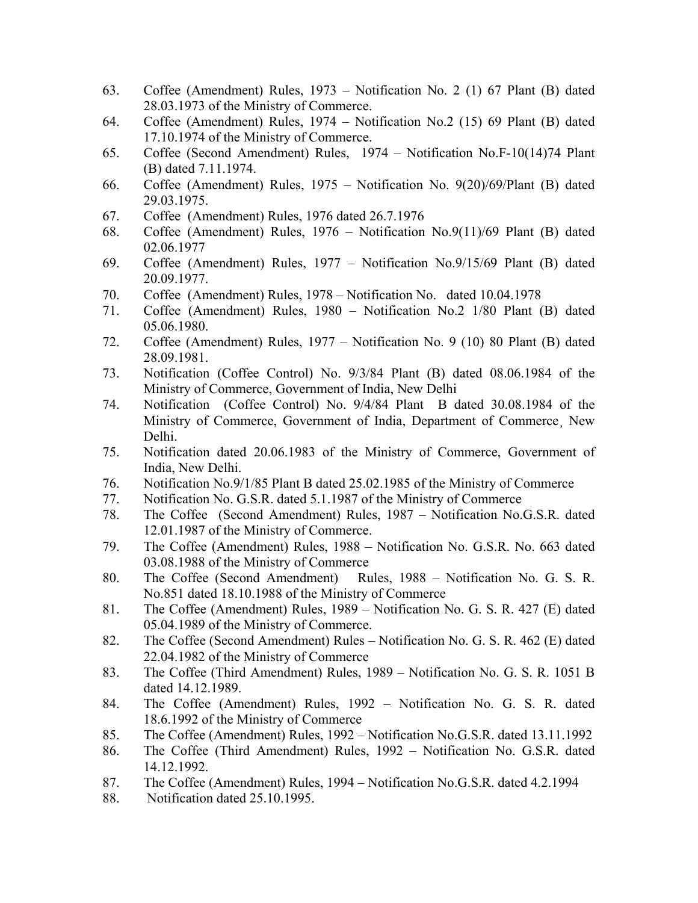63. Coffee (Amendment) Rules, 1973 – Notification No. 2 (1) 67 Plant (B) dated 28.03.1973 of the Ministry of Commerce.
64. Coffee (Amendment) Rules, 1974 – Notification No.2 (15) 69 Plant (B) dated 17.10.1974 of the Ministry of Commerce.
65. Coffee (Second Amendment) Rules, 1974 – Notification No.F-10(14)74 Plant (B) dated 7.11.1974.
66. Coffee (Amendment) Rules, 1975 – Notification No. 9(20)/69/Plant (B) dated 29.03.1975.
67. Coffee (Amendment) Rules, 1976 dated 26.7.1976
68. Coffee (Amendment) Rules, 1976 – Notification No.9(11)/69 Plant (B) dated 02.06.1977
69. Coffee (Amendment) Rules, 1977 – Notification No.9/15/69 Plant (B) dated 20.09.1977.
70. Coffee (Amendment) Rules, 1978 – Notification No. dated 10.04.1978
71. Coffee (Amendment) Rules, 1980 – Notification No.2 1/80 Plant (B) dated 05.06.1980.
72. Coffee (Amendment) Rules, 1977 – Notification No. 9 (10) 80 Plant (B) dated 28.09.1981.
73. Notification (Coffee Control) No. 9/3/84 Plant (B) dated 08.06.1984 of the Ministry of Commerce, Government of India, New Delhi
74. Notification (Coffee Control) No. 9/4/84 Plant B dated 30.08.1984 of the Ministry of Commerce, Government of India, Department of Commerce¸ New Delhi.
75. Notification dated 20.06.1983 of the Ministry of Commerce, Government of India, New Delhi.
76. Notification No.9/1/85 Plant B dated 25.02.1985 of the Ministry of Commerce
77. Notification No. G.S.R. dated 5.1.1987 of the Ministry of Commerce
78. The Coffee (Second Amendment) Rules, 1987 – Notification No.G.S.R. dated 12.01.1987 of the Ministry of Commerce.
79. The Coffee (Amendment) Rules, 1988 – Notification No. G.S.R. No. 663 dated 03.08.1988 of the Ministry of Commerce
80. The Coffee (Second Amendment) Rules, 1988 – Notification No. G. S. R. No.851 dated 18.10.1988 of the Ministry of Commerce
81. The Coffee (Amendment) Rules, 1989 – Notification No. G. S. R. 427 (E) dated 05.04.1989 of the Ministry of Commerce.
82. The Coffee (Second Amendment) Rules – Notification No. G. S. R. 462 (E) dated 22.04.1982 of the Ministry of Commerce
83. The Coffee (Third Amendment) Rules, 1989 – Notification No. G. S. R. 1051 B dated 14.12.1989.
84. The Coffee (Amendment) Rules, 1992 – Notification No. G. S. R. dated 18.6.1992 of the Ministry of Commerce
85. The Coffee (Amendment) Rules, 1992 – Notification No.G.S.R. dated 13.11.1992
86. The Coffee (Third Amendment) Rules, 1992 – Notification No. G.S.R. dated 14.12.1992.
87. The Coffee (Amendment) Rules, 1994 – Notification No.G.S.R. dated 4.2.1994
88. Notification dated 25.10.1995.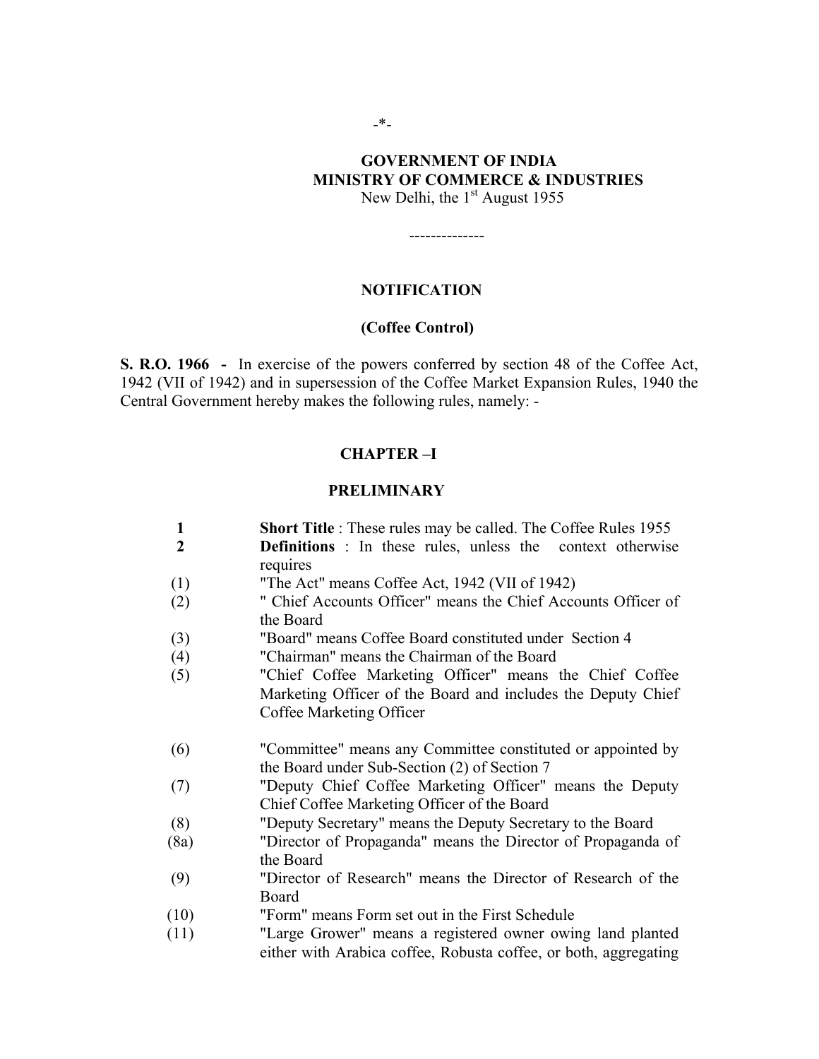-*-

**GOVERNMENT OF INDIA**
**MINISTRY OF COMMERCE & INDUSTRIES**
New Delhi, the 1st August 1955

--------------

**NOTIFICATION**

**(Coffee Control)**

**S. R.O. 1966 -** In exercise of the powers conferred by section 48 of the Coffee Act, 1942 (VII of 1942) and in supersession of the Coffee Market Expansion Rules, 1940 the Central Government hereby makes the following rules, namely: -

## CHAPTER –I

## PRELIMINARY

**1** **Short Title** : These rules may be called. The Coffee Rules 1955

**2** **Definitions** : In these rules, unless the context otherwise requires

(1) "The Act" means Coffee Act, 1942 (VII of 1942)

(2) " Chief Accounts Officer" means the Chief Accounts Officer of the Board

(3) "Board" means Coffee Board constituted under Section 4

(4) "Chairman" means the Chairman of the Board

(5) "Chief Coffee Marketing Officer" means the Chief Coffee Marketing Officer of the Board and includes the Deputy Chief Coffee Marketing Officer

(6) "Committee" means any Committee constituted or appointed by the Board under Sub-Section (2) of Section 7

(7) "Deputy Chief Coffee Marketing Officer" means the Deputy Chief Coffee Marketing Officer of the Board

(8) "Deputy Secretary" means the Deputy Secretary to the Board

(8a) "Director of Propaganda" means the Director of Propaganda of the Board

(9) "Director of Research" means the Director of Research of the Board

(10) "Form" means Form set out in the First Schedule

(11) "Large Grower" means a registered owner owing land planted either with Arabica coffee, Robusta coffee, or both, aggregating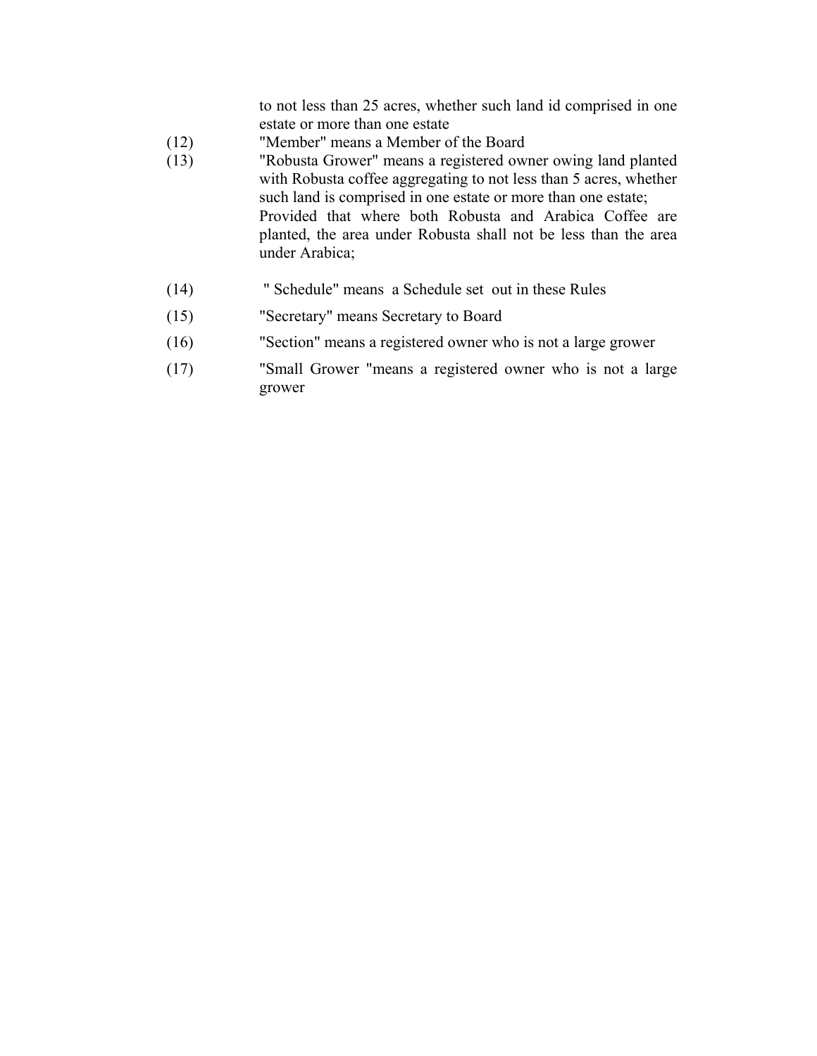to not less than 25 acres, whether such land id comprised in one estate or more than one estate

(12) "Member" means a Member of the Board

(13) "Robusta Grower" means a registered owner owing land planted with Robusta coffee aggregating to not less than 5 acres, whether such land is comprised in one estate or more than one estate;
Provided that where both Robusta and Arabica Coffee are planted, the area under Robusta shall not be less than the area under Arabica;

(14) " Schedule" means a Schedule set out in these Rules

(15) "Secretary" means Secretary to Board

(16) "Section" means a registered owner who is not a large grower

(17) "Small Grower "means a registered owner who is not a large grower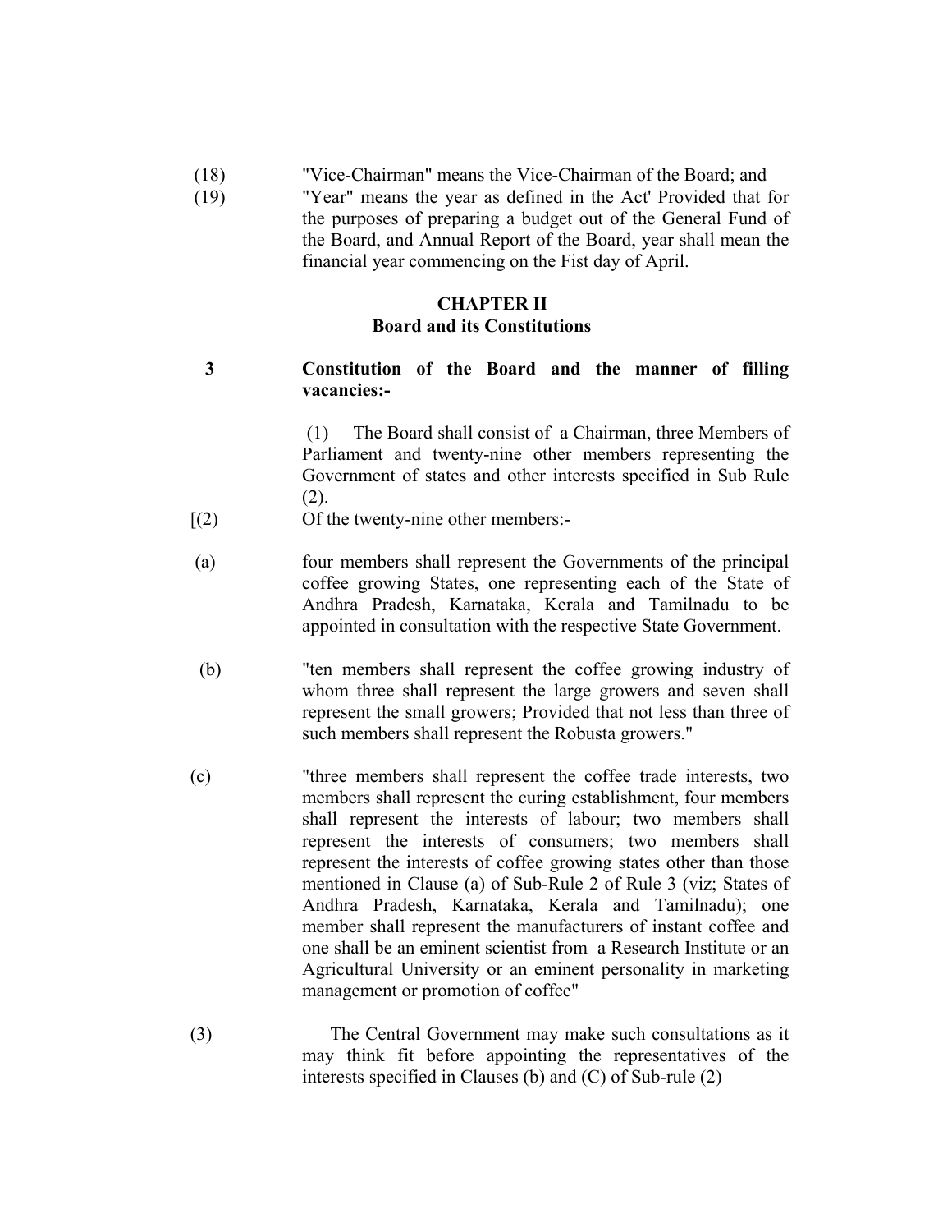(18) "Vice-Chairman" means the Vice-Chairman of the Board; and

(19) "Year" means the year as defined in the Act' Provided that for the purposes of preparing a budget out of the General Fund of the Board, and Annual Report of the Board, year shall mean the financial year commencing on the Fist day of April.

## CHAPTER II
## Board and its Constitutions

**3 Constitution of the Board and the manner of filling vacancies:-**

(1) The Board shall consist of a Chairman, three Members of Parliament and twenty-nine other members representing the Government of states and other interests specified in Sub Rule (2).

[(2) Of the twenty-nine other members:-

(a) four members shall represent the Governments of the principal coffee growing States, one representing each of the State of Andhra Pradesh, Karnataka, Kerala and Tamilnadu to be appointed in consultation with the respective State Government.

(b) "ten members shall represent the coffee growing industry of whom three shall represent the large growers and seven shall represent the small growers; Provided that not less than three of such members shall represent the Robusta growers."

(c) "three members shall represent the coffee trade interests, two members shall represent the curing establishment, four members shall represent the interests of labour; two members shall represent the interests of consumers; two members shall represent the interests of coffee growing states other than those mentioned in Clause (a) of Sub-Rule 2 of Rule 3 (viz; States of Andhra Pradesh, Karnataka, Kerala and Tamilnadu); one member shall represent the manufacturers of instant coffee and one shall be an eminent scientist from a Research Institute or an Agricultural University or an eminent personality in marketing management or promotion of coffee"

(3) The Central Government may make such consultations as it may think fit before appointing the representatives of the interests specified in Clauses (b) and (C) of Sub-rule (2)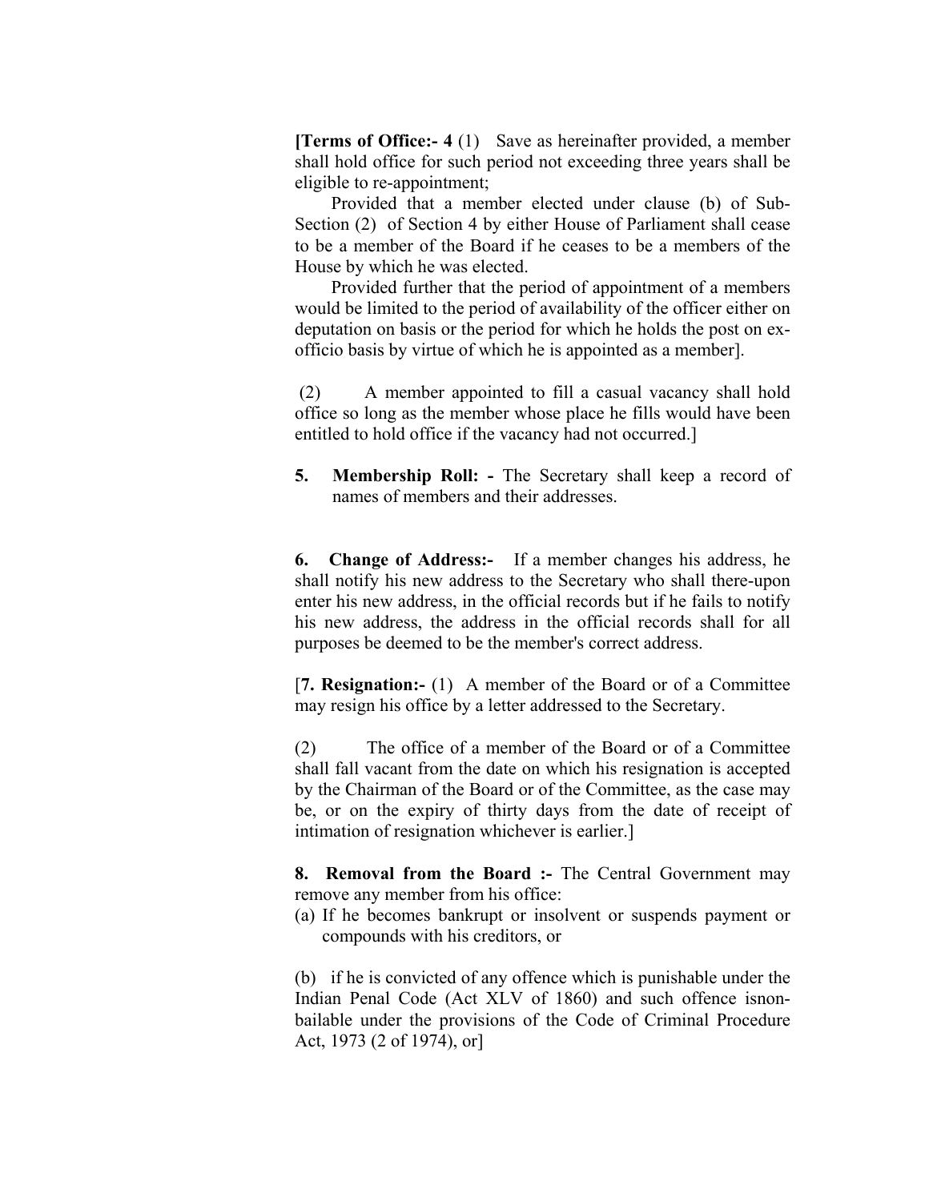**[Terms of Office:- 4** (1) Save as hereinafter provided, a member shall hold office for such period not exceeding three years shall be eligible to re-appointment;

Provided that a member elected under clause (b) of Sub-Section (2) of Section 4 by either House of Parliament shall cease to be a member of the Board if he ceases to be a members of the House by which he was elected.

Provided further that the period of appointment of a members would be limited to the period of availability of the officer either on deputation on basis or the period for which he holds the post on ex-officio basis by virtue of which he is appointed as a member].

(2) A member appointed to fill a casual vacancy shall hold office so long as the member whose place he fills would have been entitled to hold office if the vacancy had not occurred.]

**5. Membership Roll: -** The Secretary shall keep a record of names of members and their addresses.

**6. Change of Address:-** If a member changes his address, he shall notify his new address to the Secretary who shall there-upon enter his new address, in the official records but if he fails to notify his new address, the address in the official records shall for all purposes be deemed to be the member's correct address.

[**7. Resignation:-** (1) A member of the Board or of a Committee may resign his office by a letter addressed to the Secretary.

(2) The office of a member of the Board or of a Committee shall fall vacant from the date on which his resignation is accepted by the Chairman of the Board or of the Committee, as the case may be, or on the expiry of thirty days from the date of receipt of intimation of resignation whichever is earlier.]

**8. Removal from the Board :-** The Central Government may remove any member from his office:

(a) If he becomes bankrupt or insolvent or suspends payment or compounds with his creditors, or

(b) if he is convicted of any offence which is punishable under the Indian Penal Code (Act XLV of 1860) and such offence isnon-bailable under the provisions of the Code of Criminal Procedure Act, 1973 (2 of 1974), or]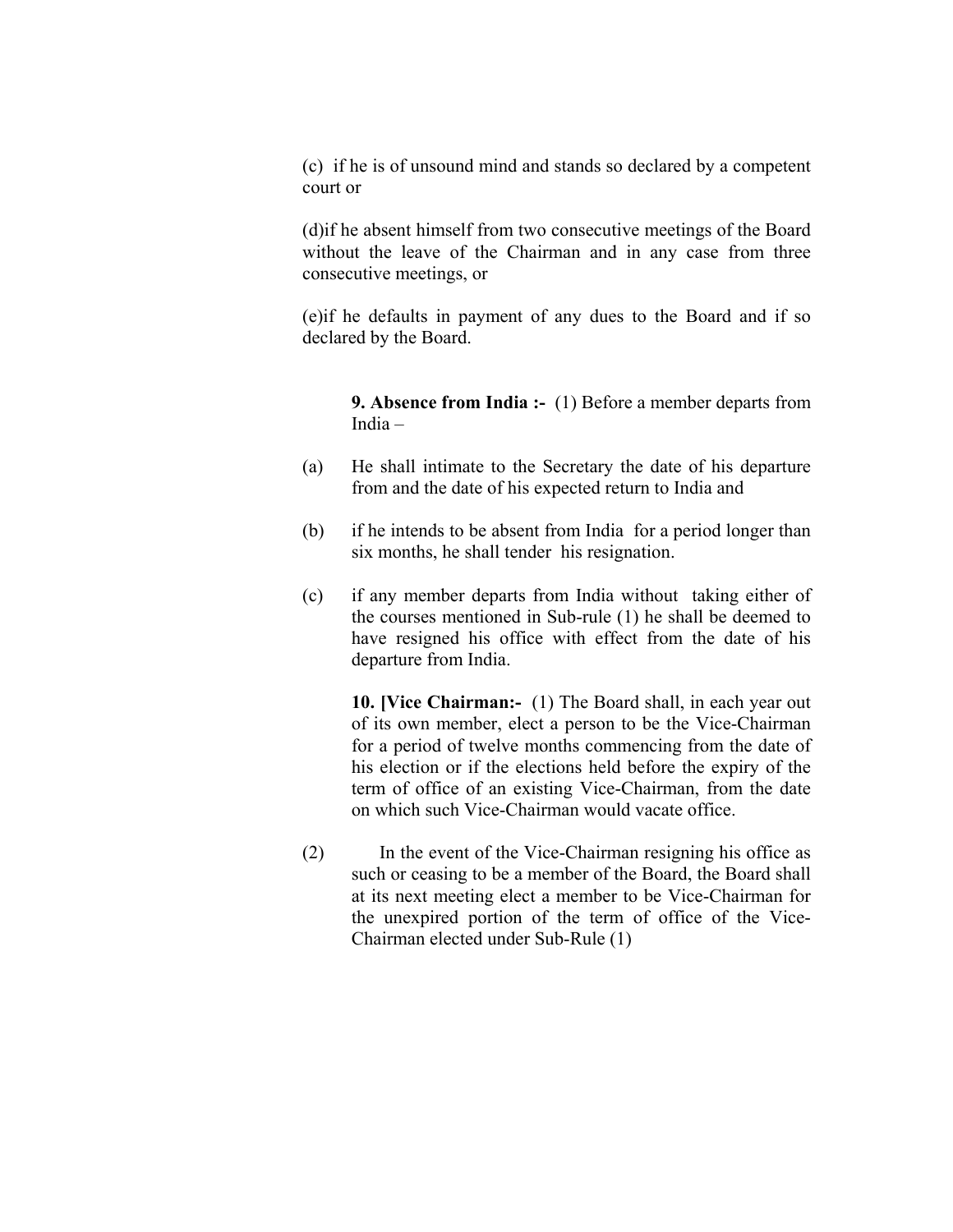(c) if he is of unsound mind and stands so declared by a competent court or

(d)if he absent himself from two consecutive meetings of the Board without the leave of the Chairman and in any case from three consecutive meetings, or

(e)if he defaults in payment of any dues to the Board and if so declared by the Board.

**9. Absence from India :-** (1) Before a member departs from India –

(a) He shall intimate to the Secretary the date of his departure from and the date of his expected return to India and

(b) if he intends to be absent from India for a period longer than six months, he shall tender his resignation.

(c) if any member departs from India without taking either of the courses mentioned in Sub-rule (1) he shall be deemed to have resigned his office with effect from the date of his departure from India.

**10. [Vice Chairman:-** (1) The Board shall, in each year out of its own member, elect a person to be the Vice-Chairman for a period of twelve months commencing from the date of his election or if the elections held before the expiry of the term of office of an existing Vice-Chairman, from the date on which such Vice-Chairman would vacate office.

(2) In the event of the Vice-Chairman resigning his office as such or ceasing to be a member of the Board, the Board shall at its next meeting elect a member to be Vice-Chairman for the unexpired portion of the term of office of the Vice-Chairman elected under Sub-Rule (1)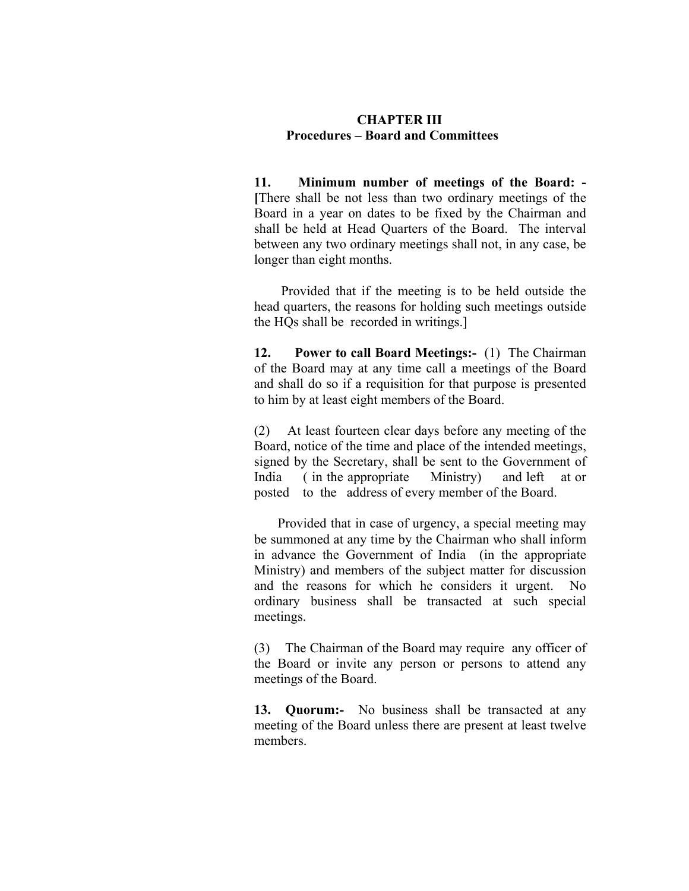# CHAPTER III
## Procedures – Board and Committees

**11. Minimum number of meetings of the Board: -** [There shall be not less than two ordinary meetings of the Board in a year on dates to be fixed by the Chairman and shall be held at Head Quarters of the Board. The interval between any two ordinary meetings shall not, in any case, be longer than eight months.

Provided that if the meeting is to be held outside the head quarters, the reasons for holding such meetings outside the HQs shall be recorded in writings.]

**12. Power to call Board Meetings:-** (1) The Chairman of the Board may at any time call a meetings of the Board and shall do so if a requisition for that purpose is presented to him by at least eight members of the Board.

(2) At least fourteen clear days before any meeting of the Board, notice of the time and place of the intended meetings, signed by the Secretary, shall be sent to the Government of India ( in the appropriate Ministry) and left at or posted to the address of every member of the Board.

Provided that in case of urgency, a special meeting may be summoned at any time by the Chairman who shall inform in advance the Government of India (in the appropriate Ministry) and members of the subject matter for discussion and the reasons for which he considers it urgent. No ordinary business shall be transacted at such special meetings.

(3) The Chairman of the Board may require any officer of the Board or invite any person or persons to attend any meetings of the Board.

**13. Quorum:-** No business shall be transacted at any meeting of the Board unless there are present at least twelve members.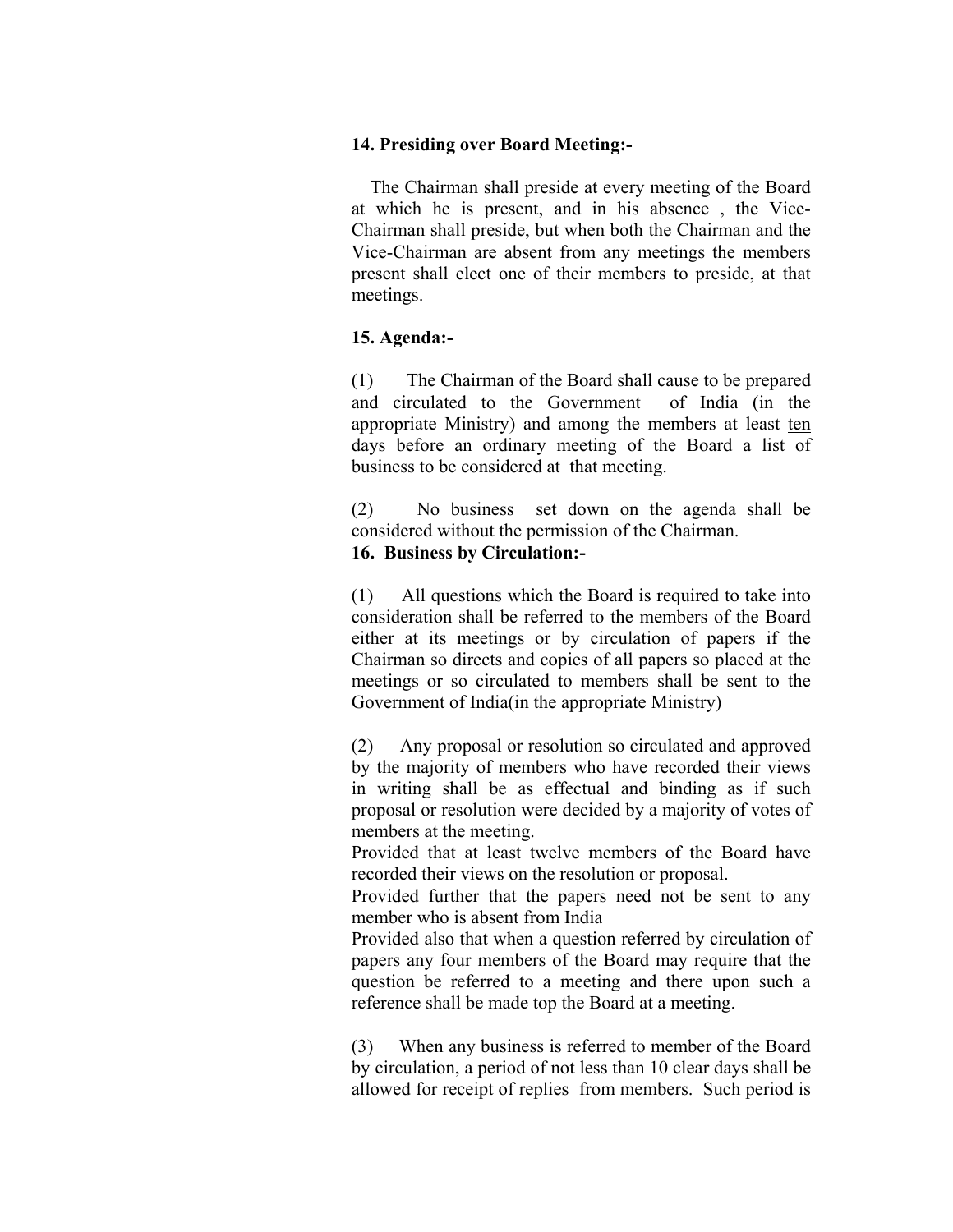**14. Presiding over Board Meeting:-**

The Chairman shall preside at every meeting of the Board at which he is present, and in his absence , the Vice-Chairman shall preside, but when both the Chairman and the Vice-Chairman are absent from any meetings the members present shall elect one of their members to preside, at that meetings.

**15. Agenda:-**

(1) The Chairman of the Board shall cause to be prepared and circulated to the Government of India (in the appropriate Ministry) and among the members at least ten days before an ordinary meeting of the Board a list of business to be considered at that meeting.

(2) No business set down on the agenda shall be considered without the permission of the Chairman.

**16. Business by Circulation:-**

(1) All questions which the Board is required to take into consideration shall be referred to the members of the Board either at its meetings or by circulation of papers if the Chairman so directs and copies of all papers so placed at the meetings or so circulated to members shall be sent to the Government of India(in the appropriate Ministry)

(2) Any proposal or resolution so circulated and approved by the majority of members who have recorded their views in writing shall be as effectual and binding as if such proposal or resolution were decided by a majority of votes of members at the meeting.

Provided that at least twelve members of the Board have recorded their views on the resolution or proposal.

Provided further that the papers need not be sent to any member who is absent from India

Provided also that when a question referred by circulation of papers any four members of the Board may require that the question be referred to a meeting and there upon such a reference shall be made top the Board at a meeting.

(3) When any business is referred to member of the Board by circulation, a period of not less than 10 clear days shall be allowed for receipt of replies from members. Such period is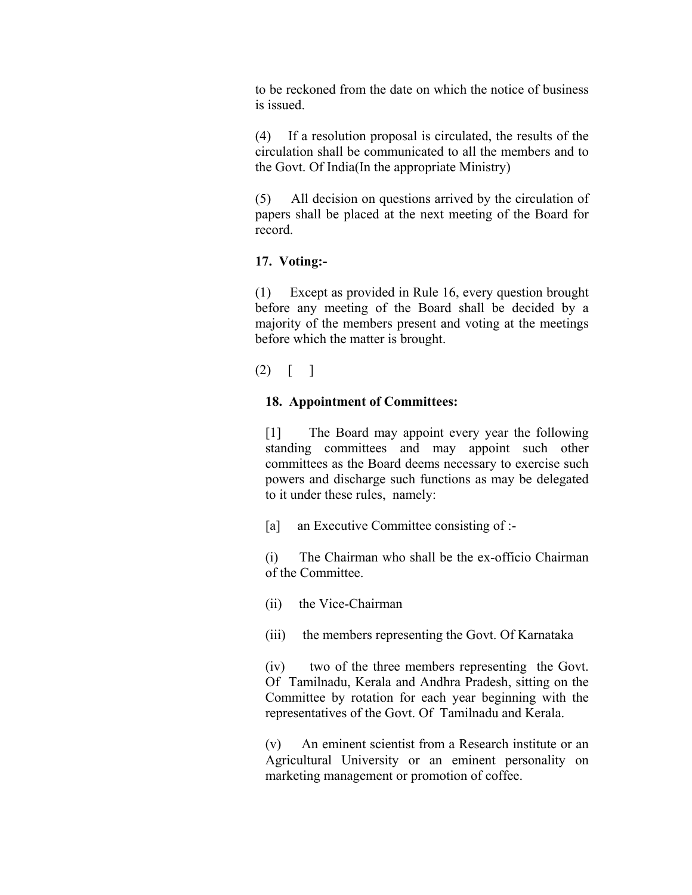to be reckoned from the date on which the notice of business is issued.

(4) If a resolution proposal is circulated, the results of the circulation shall be communicated to all the members and to the Govt. Of India(In the appropriate Ministry)

(5) All decision on questions arrived by the circulation of papers shall be placed at the next meeting of the Board for record.

**17. Voting:-**

(1) Except as provided in Rule 16, every question brought before any meeting of the Board shall be decided by a majority of the members present and voting at the meetings before which the matter is brought.

(2) [ ]

**18. Appointment of Committees:**

[1] The Board may appoint every year the following standing committees and may appoint such other committees as the Board deems necessary to exercise such powers and discharge such functions as may be delegated to it under these rules, namely:

[a] an Executive Committee consisting of :-

(i) The Chairman who shall be the ex-officio Chairman of the Committee.

(ii) the Vice-Chairman

(iii) the members representing the Govt. Of Karnataka

(iv) two of the three members representing the Govt. Of Tamilnadu, Kerala and Andhra Pradesh, sitting on the Committee by rotation for each year beginning with the representatives of the Govt. Of Tamilnadu and Kerala.

(v) An eminent scientist from a Research institute or an Agricultural University or an eminent personality on marketing management or promotion of coffee.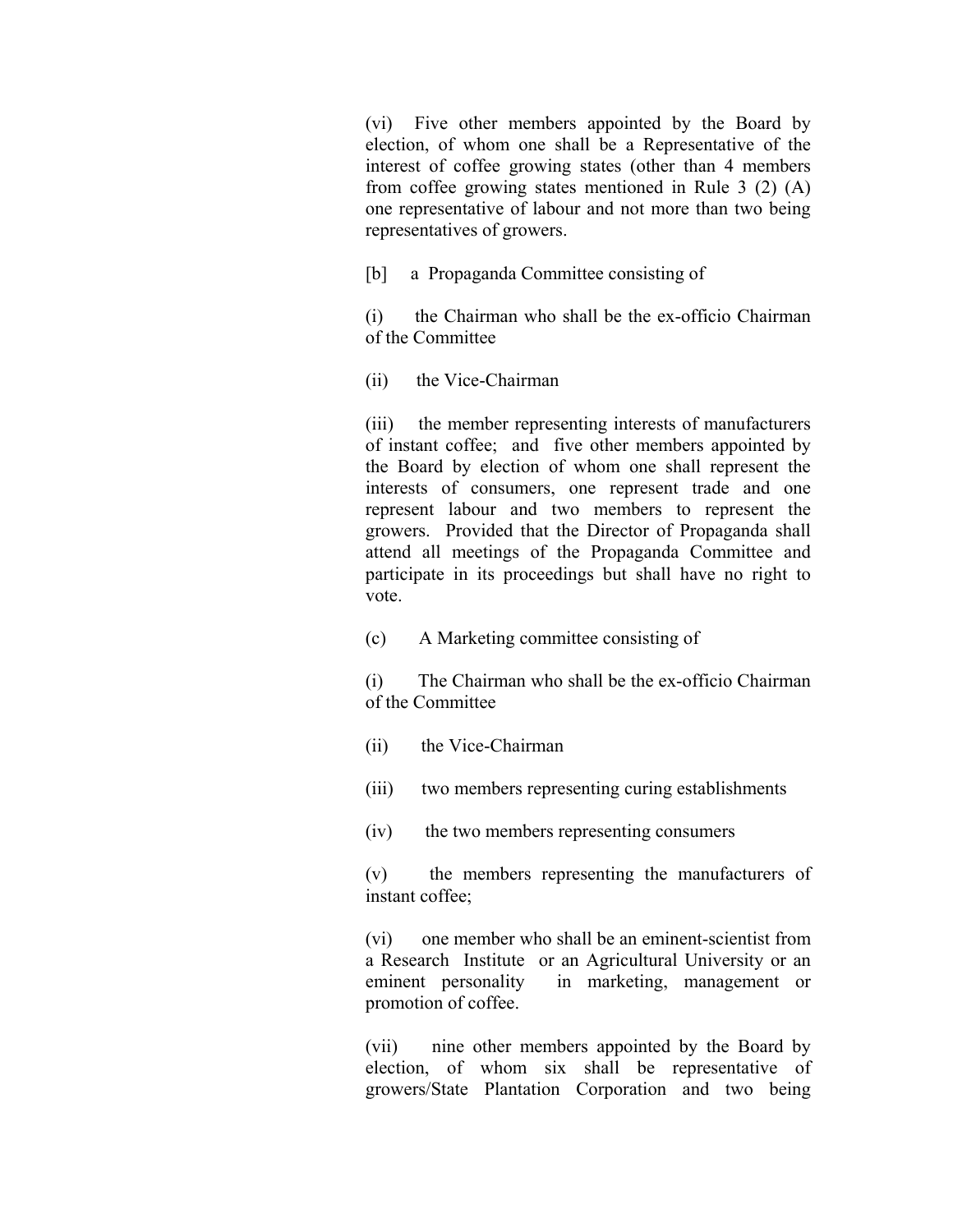(vi) Five other members appointed by the Board by election, of whom one shall be a Representative of the interest of coffee growing states (other than 4 members from coffee growing states mentioned in Rule 3 (2) (A) one representative of labour and not more than two being representatives of growers.

[b] a Propaganda Committee consisting of

(i) the Chairman who shall be the ex-officio Chairman of the Committee

(ii) the Vice-Chairman

(iii) the member representing interests of manufacturers of instant coffee; and five other members appointed by the Board by election of whom one shall represent the interests of consumers, one represent trade and one represent labour and two members to represent the growers. Provided that the Director of Propaganda shall attend all meetings of the Propaganda Committee and participate in its proceedings but shall have no right to vote.

(c) A Marketing committee consisting of

(i) The Chairman who shall be the ex-officio Chairman of the Committee

(ii) the Vice-Chairman

(iii) two members representing curing establishments

(iv) the two members representing consumers

(v) the members representing the manufacturers of instant coffee;

(vi) one member who shall be an eminent-scientist from a Research Institute or an Agricultural University or an eminent personality in marketing, management or promotion of coffee.

(vii) nine other members appointed by the Board by election, of whom six shall be representative of growers/State Plantation Corporation and two being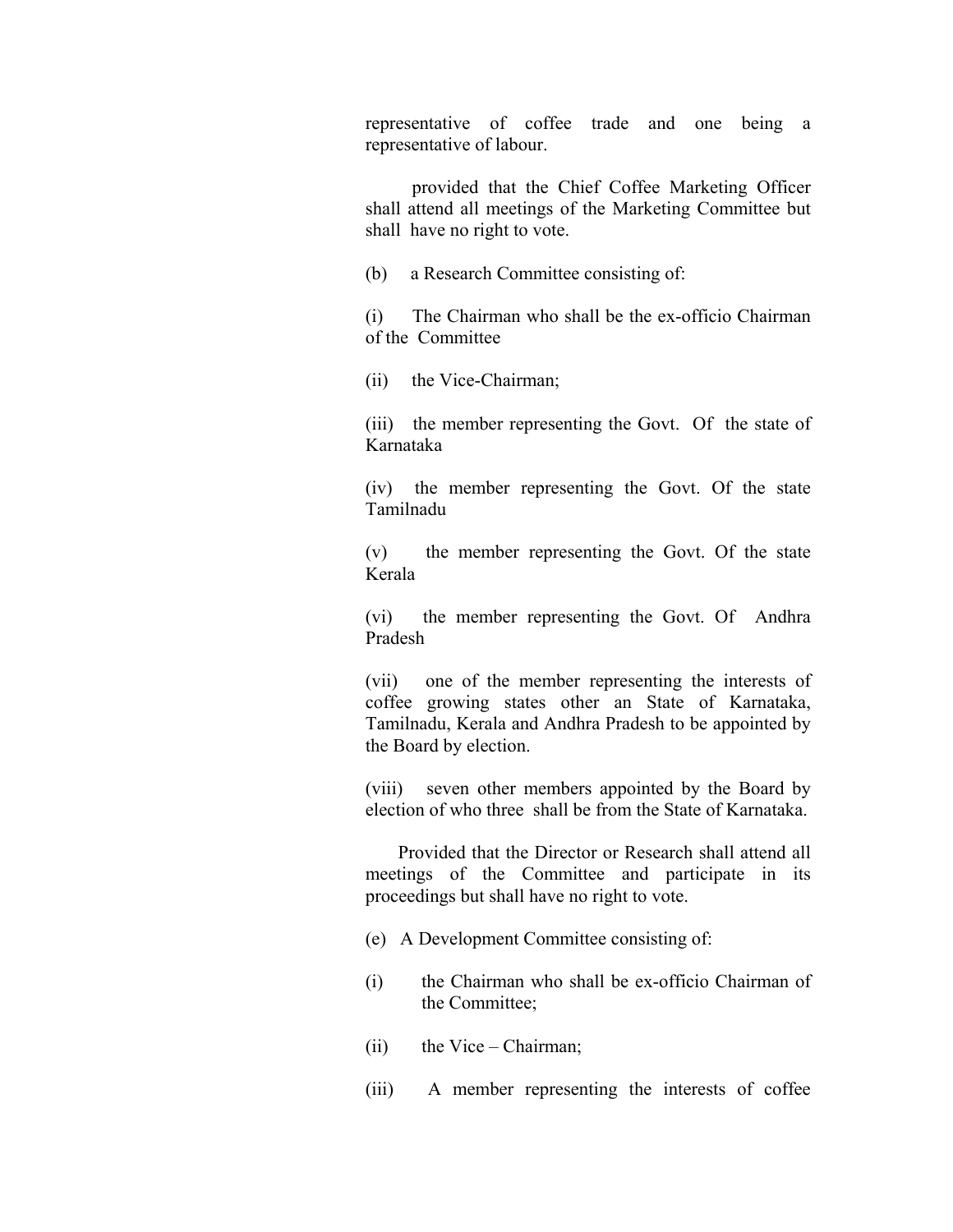representative of coffee trade and one being a representative of labour.

provided that the Chief Coffee Marketing Officer shall attend all meetings of the Marketing Committee but shall have no right to vote.

(b) a Research Committee consisting of:

(i) The Chairman who shall be the ex-officio Chairman of the Committee

(ii) the Vice-Chairman;

(iii) the member representing the Govt. Of the state of Karnataka

(iv) the member representing the Govt. Of the state Tamilnadu

(v) the member representing the Govt. Of the state Kerala

(vi) the member representing the Govt. Of Andhra Pradesh

(vii) one of the member representing the interests of coffee growing states other an State of Karnataka, Tamilnadu, Kerala and Andhra Pradesh to be appointed by the Board by election.

(viii) seven other members appointed by the Board by election of who three shall be from the State of Karnataka.

Provided that the Director or Research shall attend all meetings of the Committee and participate in its proceedings but shall have no right to vote.

(e) A Development Committee consisting of:

(i) the Chairman who shall be ex-officio Chairman of the Committee;

(ii) the Vice – Chairman;

(iii) A member representing the interests of coffee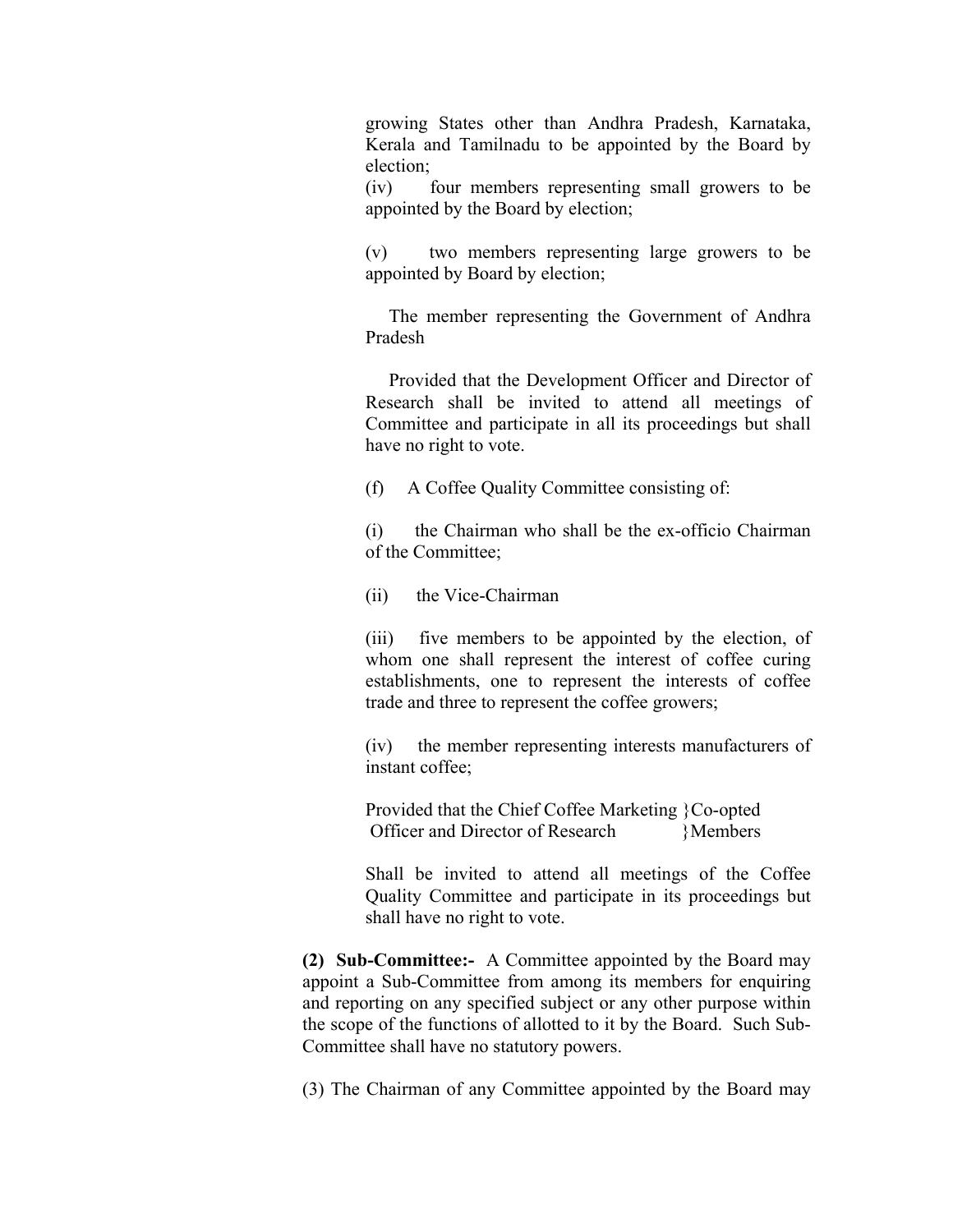growing States other than Andhra Pradesh, Karnataka, Kerala and Tamilnadu to be appointed by the Board by election;

(iv) four members representing small growers to be appointed by the Board by election;

(v) two members representing large growers to be appointed by Board by election;

The member representing the Government of Andhra Pradesh

Provided that the Development Officer and Director of Research shall be invited to attend all meetings of Committee and participate in all its proceedings but shall have no right to vote.

(f) A Coffee Quality Committee consisting of:

(i) the Chairman who shall be the ex-officio Chairman of the Committee;

(ii) the Vice-Chairman

(iii) five members to be appointed by the election, of whom one shall represent the interest of coffee curing establishments, one to represent the interests of coffee trade and three to represent the coffee growers;

(iv) the member representing interests manufacturers of instant coffee;

Provided that the Chief Coffee Marketing }Co-opted
Officer and Director of Research }Members

Shall be invited to attend all meetings of the Coffee Quality Committee and participate in its proceedings but shall have no right to vote.

**(2) Sub-Committee:-** A Committee appointed by the Board may appoint a Sub-Committee from among its members for enquiring and reporting on any specified subject or any other purpose within the scope of the functions of allotted to it by the Board. Such Sub-Committee shall have no statutory powers.

(3) The Chairman of any Committee appointed by the Board may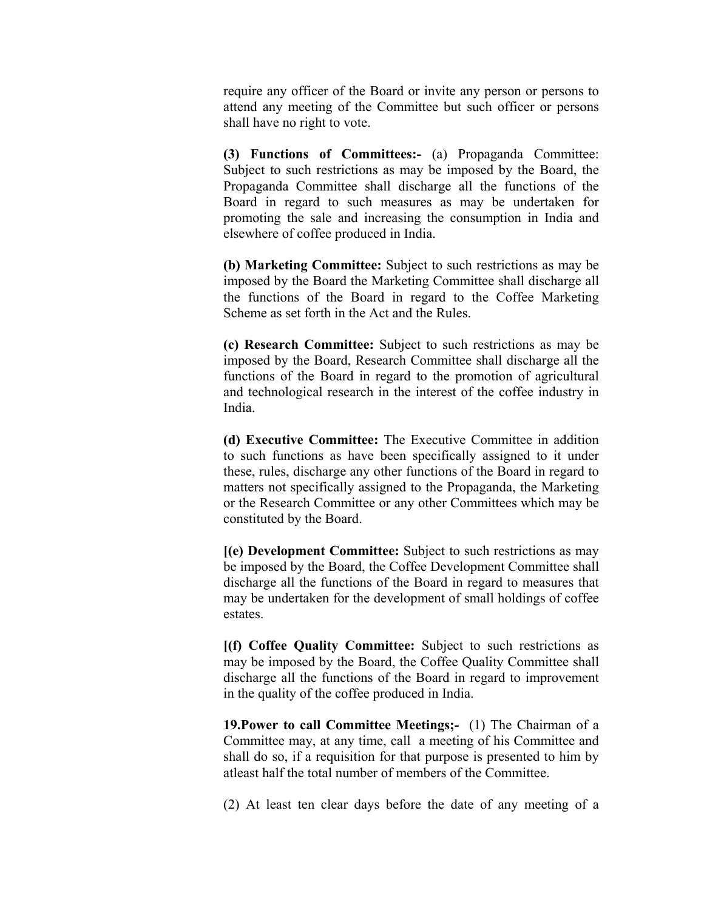require any officer of the Board or invite any person or persons to attend any meeting of the Committee but such officer or persons shall have no right to vote.

**(3) Functions of Committees:-** (a) Propaganda Committee: Subject to such restrictions as may be imposed by the Board, the Propaganda Committee shall discharge all the functions of the Board in regard to such measures as may be undertaken for promoting the sale and increasing the consumption in India and elsewhere of coffee produced in India.

**(b) Marketing Committee:** Subject to such restrictions as may be imposed by the Board the Marketing Committee shall discharge all the functions of the Board in regard to the Coffee Marketing Scheme as set forth in the Act and the Rules.

**(c) Research Committee:** Subject to such restrictions as may be imposed by the Board, Research Committee shall discharge all the functions of the Board in regard to the promotion of agricultural and technological research in the interest of the coffee industry in India.

**(d) Executive Committee:** The Executive Committee in addition to such functions as have been specifically assigned to it under these, rules, discharge any other functions of the Board in regard to matters not specifically assigned to the Propaganda, the Marketing or the Research Committee or any other Committees which may be constituted by the Board.

**[(e) Development Committee:** Subject to such restrictions as may be imposed by the Board, the Coffee Development Committee shall discharge all the functions of the Board in regard to measures that may be undertaken for the development of small holdings of coffee estates.

**[(f) Coffee Quality Committee:** Subject to such restrictions as may be imposed by the Board, the Coffee Quality Committee shall discharge all the functions of the Board in regard to improvement in the quality of the coffee produced in India.

**19.Power to call Committee Meetings;-** (1) The Chairman of a Committee may, at any time, call a meeting of his Committee and shall do so, if a requisition for that purpose is presented to him by atleast half the total number of members of the Committee.

(2) At least ten clear days before the date of any meeting of a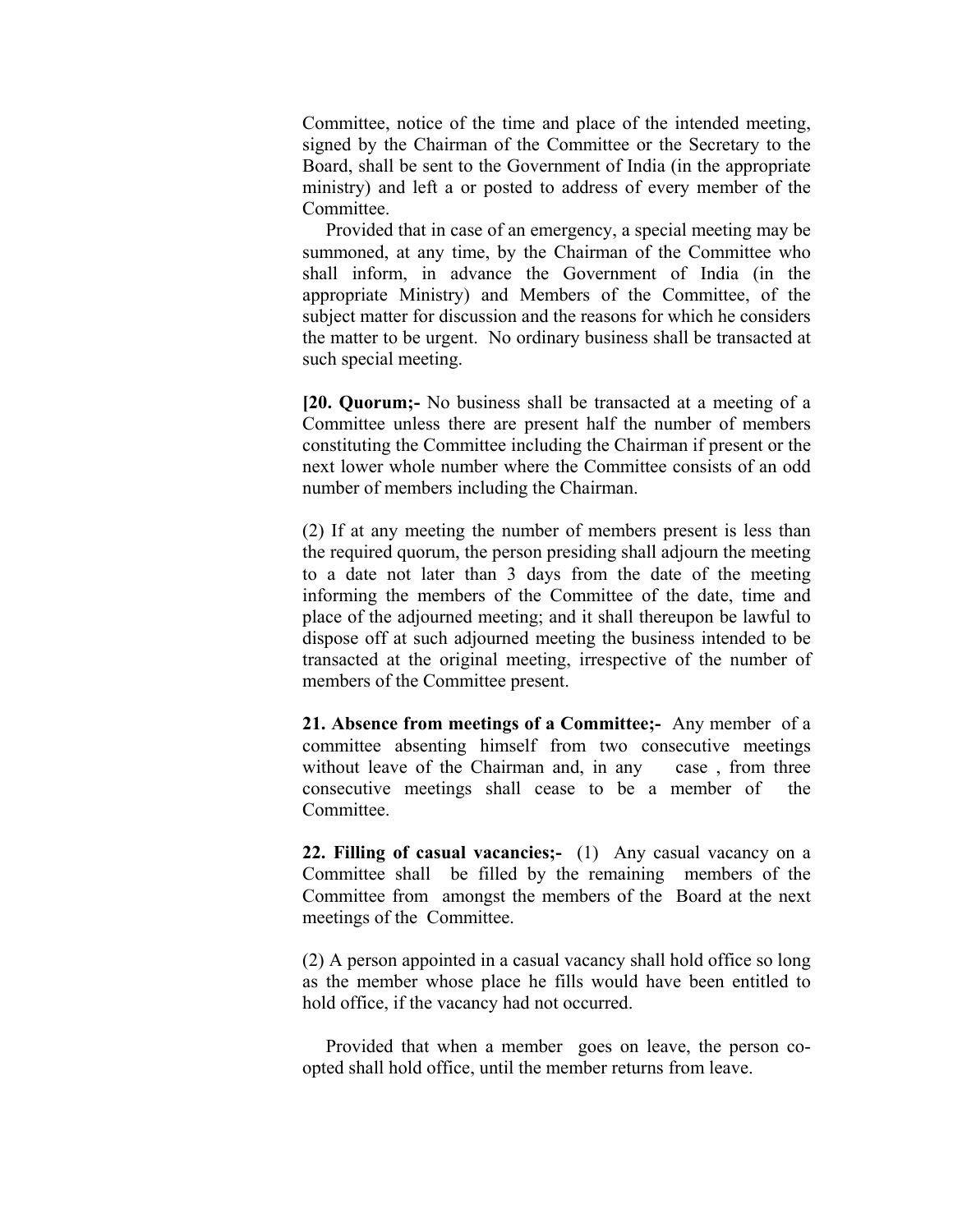Committee, notice of the time and place of the intended meeting, signed by the Chairman of the Committee or the Secretary to the Board, shall be sent to the Government of India (in the appropriate ministry) and left a or posted to address of every member of the Committee.

Provided that in case of an emergency, a special meeting may be summoned, at any time, by the Chairman of the Committee who shall inform, in advance the Government of India (in the appropriate Ministry) and Members of the Committee, of the subject matter for discussion and the reasons for which he considers the matter to be urgent. No ordinary business shall be transacted at such special meeting.

**[20. Quorum;-** No business shall be transacted at a meeting of a Committee unless there are present half the number of members constituting the Committee including the Chairman if present or the next lower whole number where the Committee consists of an odd number of members including the Chairman.

(2) If at any meeting the number of members present is less than the required quorum, the person presiding shall adjourn the meeting to a date not later than 3 days from the date of the meeting informing the members of the Committee of the date, time and place of the adjourned meeting; and it shall thereupon be lawful to dispose off at such adjourned meeting the business intended to be transacted at the original meeting, irrespective of the number of members of the Committee present.

**21. Absence from meetings of a Committee;-** Any member of a committee absenting himself from two consecutive meetings without leave of the Chairman and, in any case , from three consecutive meetings shall cease to be a member of the Committee.

**22. Filling of casual vacancies;-** (1) Any casual vacancy on a Committee shall be filled by the remaining members of the Committee from amongst the members of the Board at the next meetings of the Committee.

(2) A person appointed in a casual vacancy shall hold office so long as the member whose place he fills would have been entitled to hold office, if the vacancy had not occurred.

Provided that when a member goes on leave, the person co-opted shall hold office, until the member returns from leave.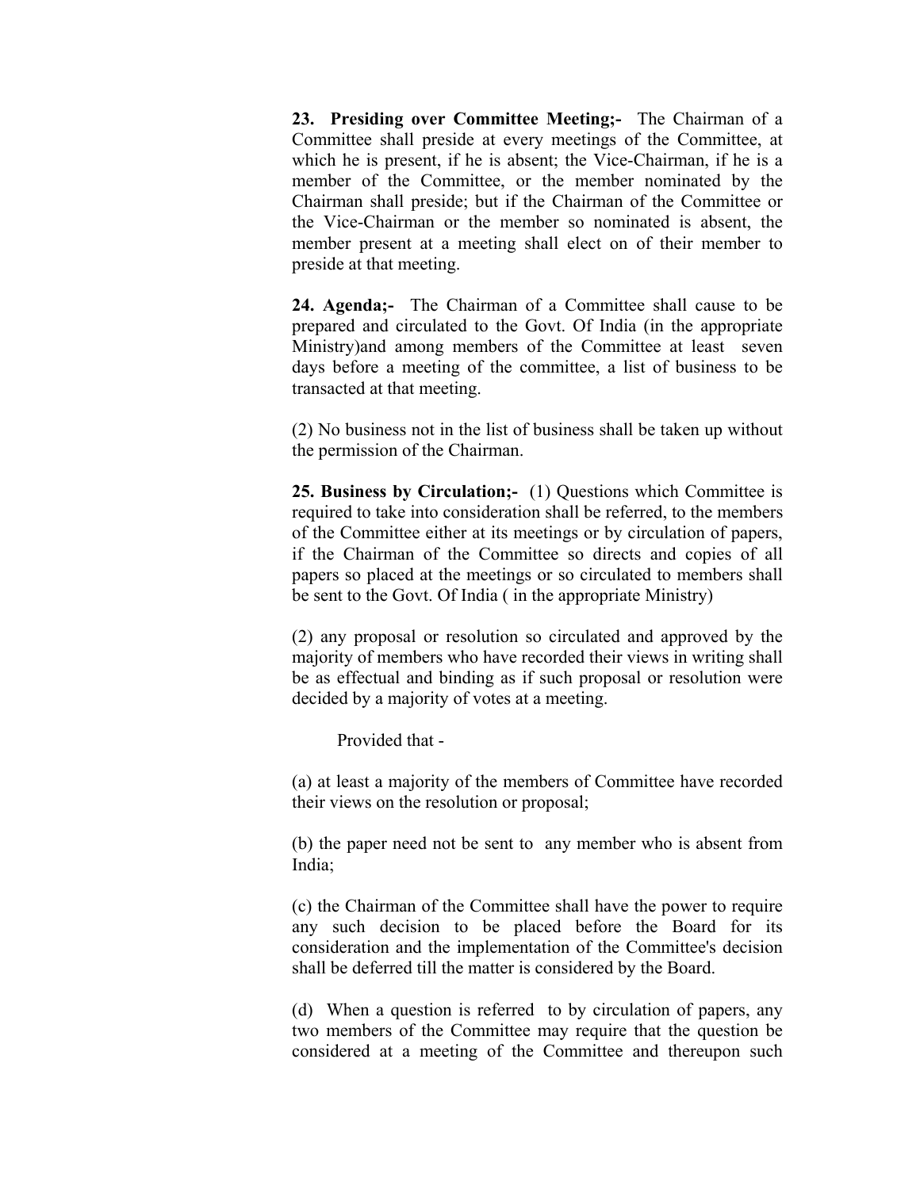**23. Presiding over Committee Meeting;-** The Chairman of a Committee shall preside at every meetings of the Committee, at which he is present, if he is absent; the Vice-Chairman, if he is a member of the Committee, or the member nominated by the Chairman shall preside; but if the Chairman of the Committee or the Vice-Chairman or the member so nominated is absent, the member present at a meeting shall elect on of their member to preside at that meeting.

**24. Agenda;-** The Chairman of a Committee shall cause to be prepared and circulated to the Govt. Of India (in the appropriate Ministry)and among members of the Committee at least seven days before a meeting of the committee, a list of business to be transacted at that meeting.

(2) No business not in the list of business shall be taken up without the permission of the Chairman.

**25. Business by Circulation;-** (1) Questions which Committee is required to take into consideration shall be referred, to the members of the Committee either at its meetings or by circulation of papers, if the Chairman of the Committee so directs and copies of all papers so placed at the meetings or so circulated to members shall be sent to the Govt. Of India ( in the appropriate Ministry)

(2) any proposal or resolution so circulated and approved by the majority of members who have recorded their views in writing shall be as effectual and binding as if such proposal or resolution were decided by a majority of votes at a meeting.

Provided that -

(a) at least a majority of the members of Committee have recorded their views on the resolution or proposal;

(b) the paper need not be sent to any member who is absent from India;

(c) the Chairman of the Committee shall have the power to require any such decision to be placed before the Board for its consideration and the implementation of the Committee's decision shall be deferred till the matter is considered by the Board.

(d) When a question is referred to by circulation of papers, any two members of the Committee may require that the question be considered at a meeting of the Committee and thereupon such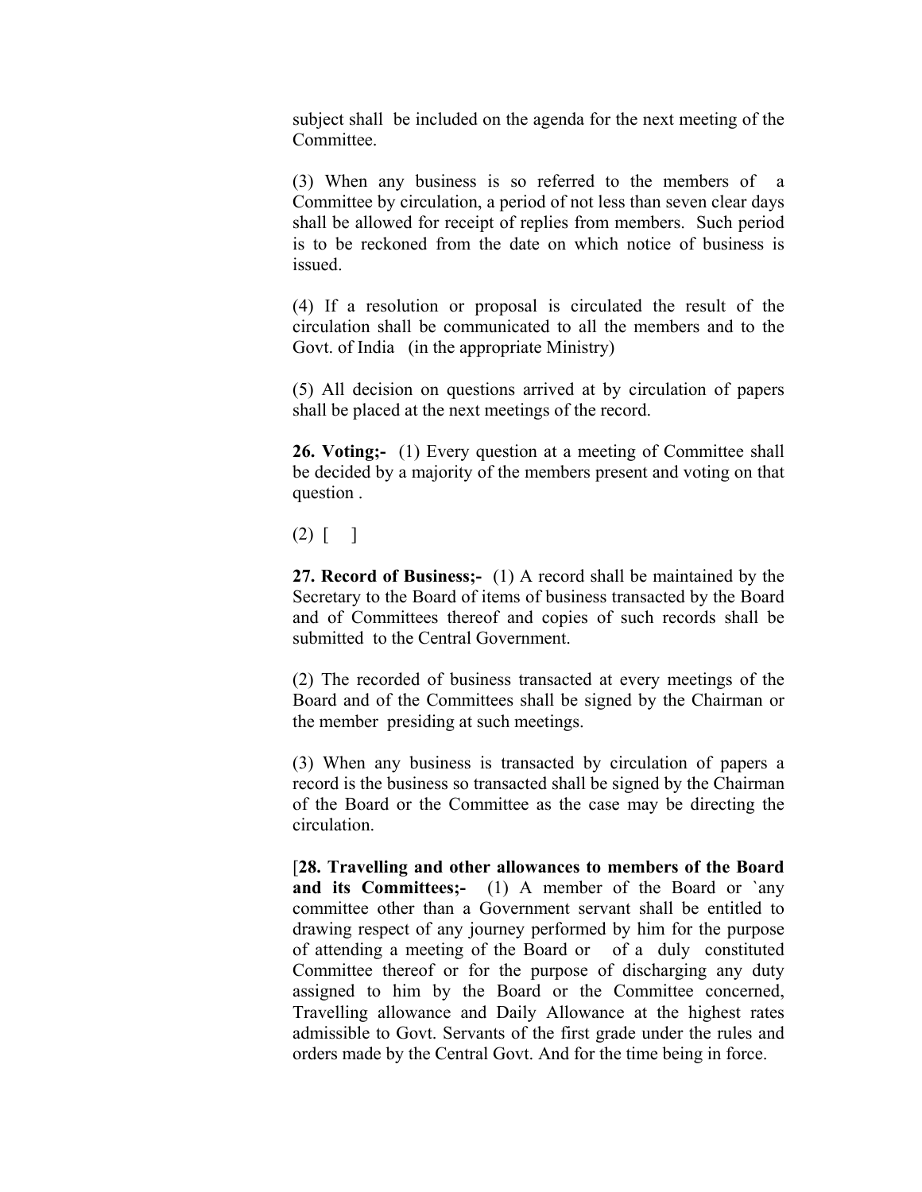subject shall be included on the agenda for the next meeting of the Committee.

(3) When any business is so referred to the members of a Committee by circulation, a period of not less than seven clear days shall be allowed for receipt of replies from members. Such period is to be reckoned from the date on which notice of business is issued.

(4) If a resolution or proposal is circulated the result of the circulation shall be communicated to all the members and to the Govt. of India (in the appropriate Ministry)

(5) All decision on questions arrived at by circulation of papers shall be placed at the next meetings of the record.

**26. Voting;-** (1) Every question at a meeting of Committee shall be decided by a majority of the members present and voting on that question .

(2) [ ]

**27. Record of Business;-** (1) A record shall be maintained by the Secretary to the Board of items of business transacted by the Board and of Committees thereof and copies of such records shall be submitted to the Central Government.

(2) The recorded of business transacted at every meetings of the Board and of the Committees shall be signed by the Chairman or the member presiding at such meetings.

(3) When any business is transacted by circulation of papers a record is the business so transacted shall be signed by the Chairman of the Board or the Committee as the case may be directing the circulation.

[**28. Travelling and other allowances to members of the Board and its Committees;-** (1) A member of the Board or `any committee other than a Government servant shall be entitled to drawing respect of any journey performed by him for the purpose of attending a meeting of the Board or of a duly constituted Committee thereof or for the purpose of discharging any duty assigned to him by the Board or the Committee concerned, Travelling allowance and Daily Allowance at the highest rates admissible to Govt. Servants of the first grade under the rules and orders made by the Central Govt. And for the time being in force.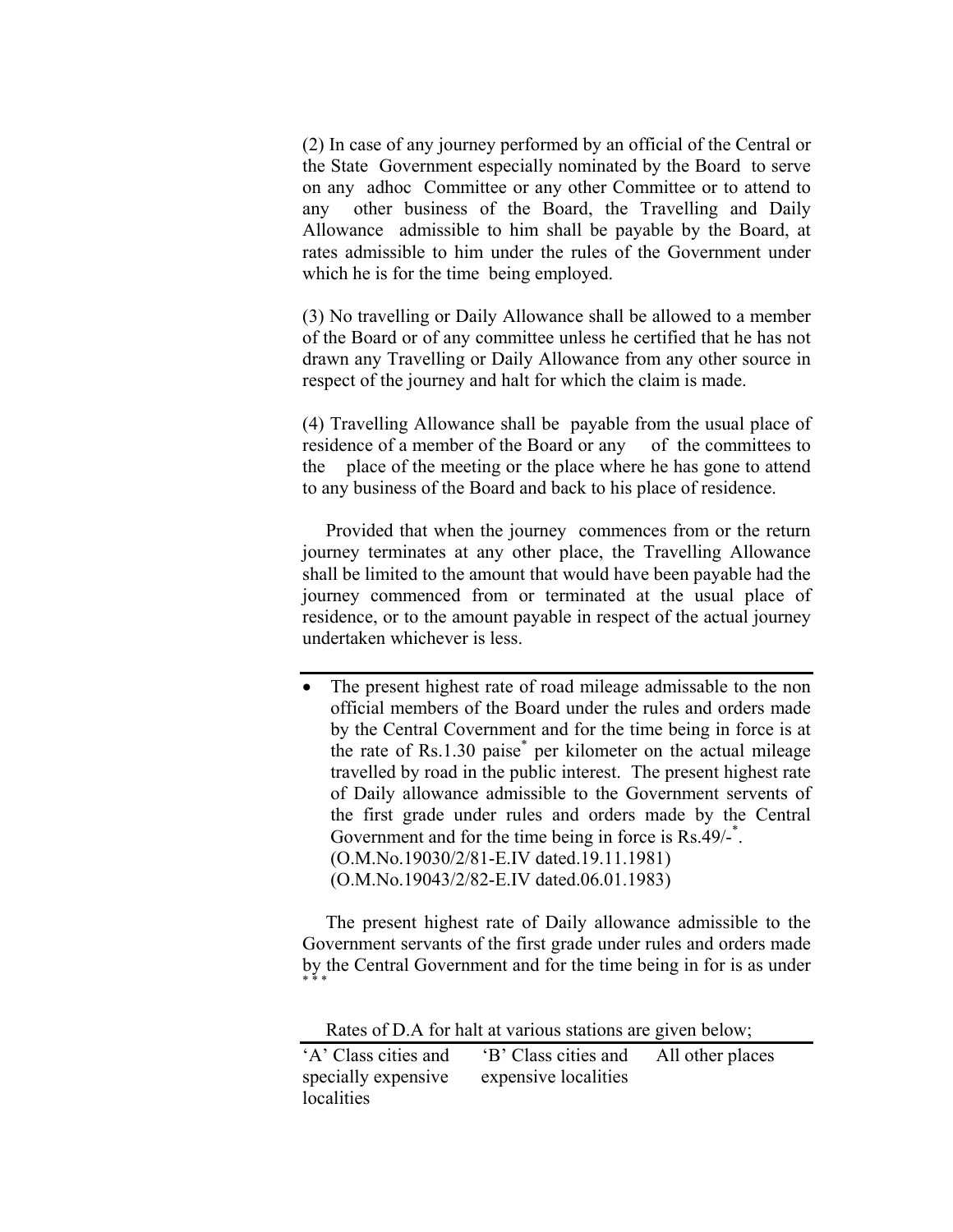(2) In case of any journey performed by an official of the Central or the State Government especially nominated by the Board to serve on any adhoc Committee or any other Committee or to attend to any other business of the Board, the Travelling and Daily Allowance admissible to him shall be payable by the Board, at rates admissible to him under the rules of the Government under which he is for the time being employed.

(3) No travelling or Daily Allowance shall be allowed to a member of the Board or of any committee unless he certified that he has not drawn any Travelling or Daily Allowance from any other source in respect of the journey and halt for which the claim is made.

(4) Travelling Allowance shall be payable from the usual place of residence of a member of the Board or any of the committees to the place of the meeting or the place where he has gone to attend to any business of the Board and back to his place of residence.

Provided that when the journey commences from or the return journey terminates at any other place, the Travelling Allowance shall be limited to the amount that would have been payable had the journey commenced from or terminated at the usual place of residence, or to the amount payable in respect of the actual journey undertaken whichever is less.

---

- The present highest rate of road mileage admissable to the non official members of the Board under the rules and orders made by the Central Covernment and for the time being in force is at the rate of Rs.1.30 paise* per kilometer on the actual mileage travelled by road in the public interest. The present highest rate of Daily allowance admissible to the Government servents of the first grade under rules and orders made by the Central Government and for the time being in force is Rs.49/-*.
(O.M.No.19030/2/81-E.IV dated.19.11.1981)
(O.M.No.19043/2/82-E.IV dated.06.01.1983)

The present highest rate of Daily allowance admissible to the Government servants of the first grade under rules and orders made by the Central Government and for the time being in for is as under ***

Rates of D.A for halt at various stations are given below;

| 'A' Class cities and specially expensive localities | 'B' Class cities and expensive localities | All other places |
|---|---|---|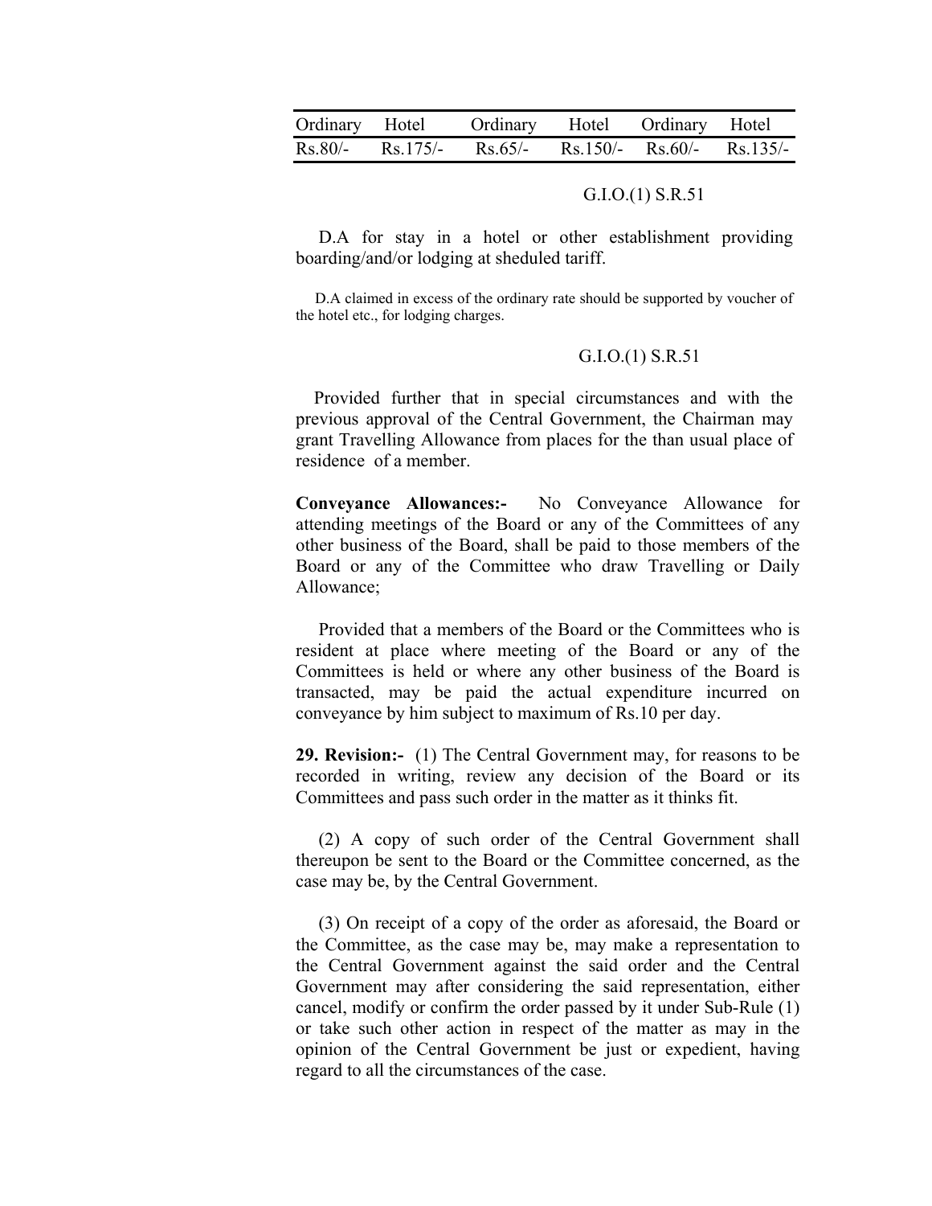| Ordinary | Hotel | Ordinary | Hotel | Ordinary | Hotel |
|---|---|---|---|---|---|
| Rs.80/- | Rs.175/- | Rs.65/- | Rs.150/- | Rs.60/- | Rs.135/- |

G.I.O.(1) S.R.51

D.A for stay in a hotel or other establishment providing boarding/and/or lodging at sheduled tariff.

D.A claimed in excess of the ordinary rate should be supported by voucher of the hotel etc., for lodging charges.

G.I.O.(1) S.R.51

Provided further that in special circumstances and with the previous approval of the Central Government, the Chairman may grant Travelling Allowance from places for the than usual place of residence of a member.

**Conveyance Allowances:-** No Conveyance Allowance for attending meetings of the Board or any of the Committees of any other business of the Board, shall be paid to those members of the Board or any of the Committee who draw Travelling or Daily Allowance;

Provided that a members of the Board or the Committees who is resident at place where meeting of the Board or any of the Committees is held or where any other business of the Board is transacted, may be paid the actual expenditure incurred on conveyance by him subject to maximum of Rs.10 per day.

**29. Revision:-** (1) The Central Government may, for reasons to be recorded in writing, review any decision of the Board or its Committees and pass such order in the matter as it thinks fit.

(2) A copy of such order of the Central Government shall thereupon be sent to the Board or the Committee concerned, as the case may be, by the Central Government.

(3) On receipt of a copy of the order as aforesaid, the Board or the Committee, as the case may be, may make a representation to the Central Government against the said order and the Central Government may after considering the said representation, either cancel, modify or confirm the order passed by it under Sub-Rule (1) or take such other action in respect of the matter as may in the opinion of the Central Government be just or expedient, having regard to all the circumstances of the case.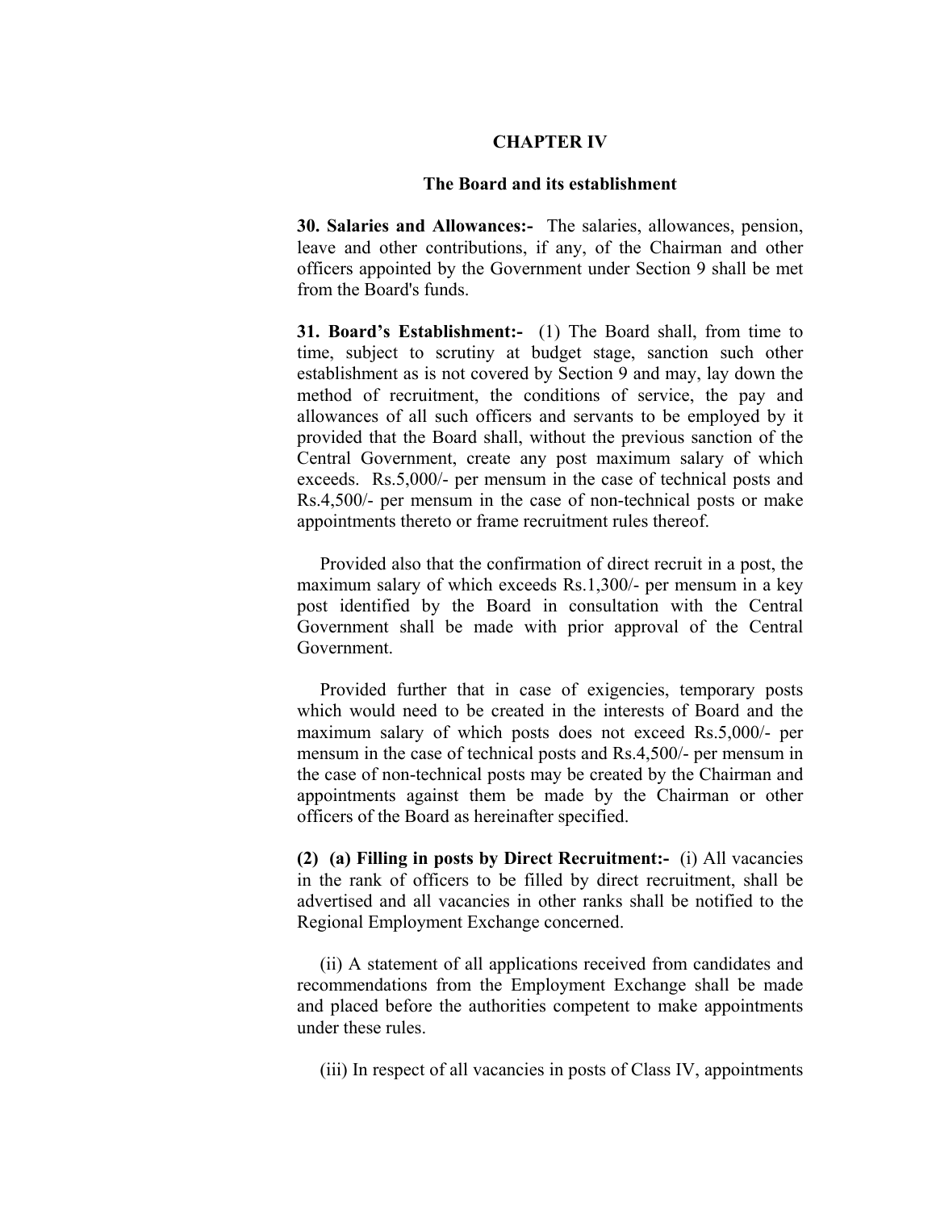## CHAPTER IV

### The Board and its establishment

**30. Salaries and Allowances:-** The salaries, allowances, pension, leave and other contributions, if any, of the Chairman and other officers appointed by the Government under Section 9 shall be met from the Board's funds.

**31. Board's Establishment:-** (1) The Board shall, from time to time, subject to scrutiny at budget stage, sanction such other establishment as is not covered by Section 9 and may, lay down the method of recruitment, the conditions of service, the pay and allowances of all such officers and servants to be employed by it provided that the Board shall, without the previous sanction of the Central Government, create any post maximum salary of which exceeds. Rs.5,000/- per mensum in the case of technical posts and Rs.4,500/- per mensum in the case of non-technical posts or make appointments thereto or frame recruitment rules thereof.

Provided also that the confirmation of direct recruit in a post, the maximum salary of which exceeds Rs.1,300/- per mensum in a key post identified by the Board in consultation with the Central Government shall be made with prior approval of the Central Government.

Provided further that in case of exigencies, temporary posts which would need to be created in the interests of Board and the maximum salary of which posts does not exceed Rs.5,000/- per mensum in the case of technical posts and Rs.4,500/- per mensum in the case of non-technical posts may be created by the Chairman and appointments against them be made by the Chairman or other officers of the Board as hereinafter specified.

**(2) (a) Filling in posts by Direct Recruitment:-** (i) All vacancies in the rank of officers to be filled by direct recruitment, shall be advertised and all vacancies in other ranks shall be notified to the Regional Employment Exchange concerned.

(ii) A statement of all applications received from candidates and recommendations from the Employment Exchange shall be made and placed before the authorities competent to make appointments under these rules.

(iii) In respect of all vacancies in posts of Class IV, appointments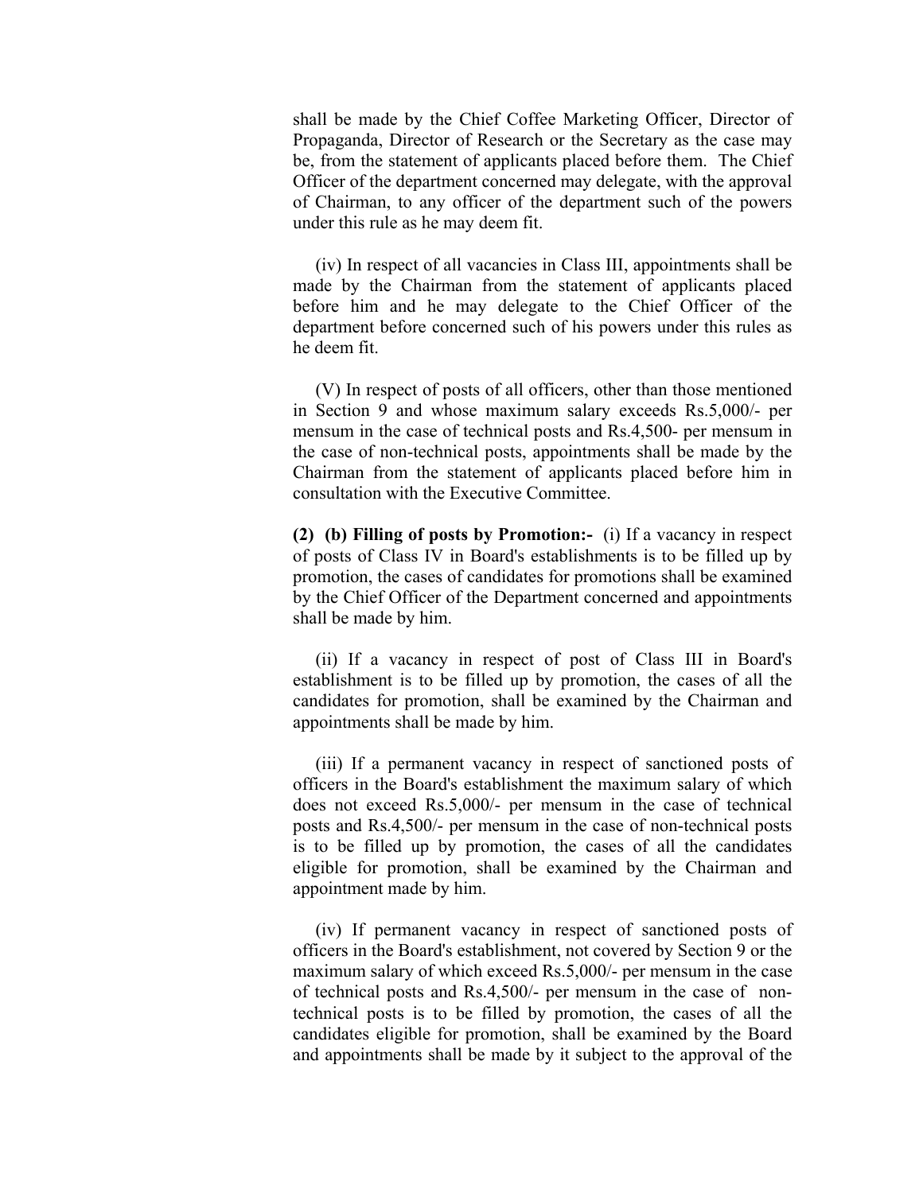shall be made by the Chief Coffee Marketing Officer, Director of Propaganda, Director of Research or the Secretary as the case may be, from the statement of applicants placed before them. The Chief Officer of the department concerned may delegate, with the approval of Chairman, to any officer of the department such of the powers under this rule as he may deem fit.

(iv) In respect of all vacancies in Class III, appointments shall be made by the Chairman from the statement of applicants placed before him and he may delegate to the Chief Officer of the department before concerned such of his powers under this rules as he deem fit.

(V) In respect of posts of all officers, other than those mentioned in Section 9 and whose maximum salary exceeds Rs.5,000/- per mensum in the case of technical posts and Rs.4,500- per mensum in the case of non-technical posts, appointments shall be made by the Chairman from the statement of applicants placed before him in consultation with the Executive Committee.

**(2) (b) Filling of posts by Promotion:-** (i) If a vacancy in respect of posts of Class IV in Board's establishments is to be filled up by promotion, the cases of candidates for promotions shall be examined by the Chief Officer of the Department concerned and appointments shall be made by him.

(ii) If a vacancy in respect of post of Class III in Board's establishment is to be filled up by promotion, the cases of all the candidates for promotion, shall be examined by the Chairman and appointments shall be made by him.

(iii) If a permanent vacancy in respect of sanctioned posts of officers in the Board's establishment the maximum salary of which does not exceed Rs.5,000/- per mensum in the case of technical posts and Rs.4,500/- per mensum in the case of non-technical posts is to be filled up by promotion, the cases of all the candidates eligible for promotion, shall be examined by the Chairman and appointment made by him.

(iv) If permanent vacancy in respect of sanctioned posts of officers in the Board's establishment, not covered by Section 9 or the maximum salary of which exceed Rs.5,000/- per mensum in the case of technical posts and Rs.4,500/- per mensum in the case of non-technical posts is to be filled by promotion, the cases of all the candidates eligible for promotion, shall be examined by the Board and appointments shall be made by it subject to the approval of the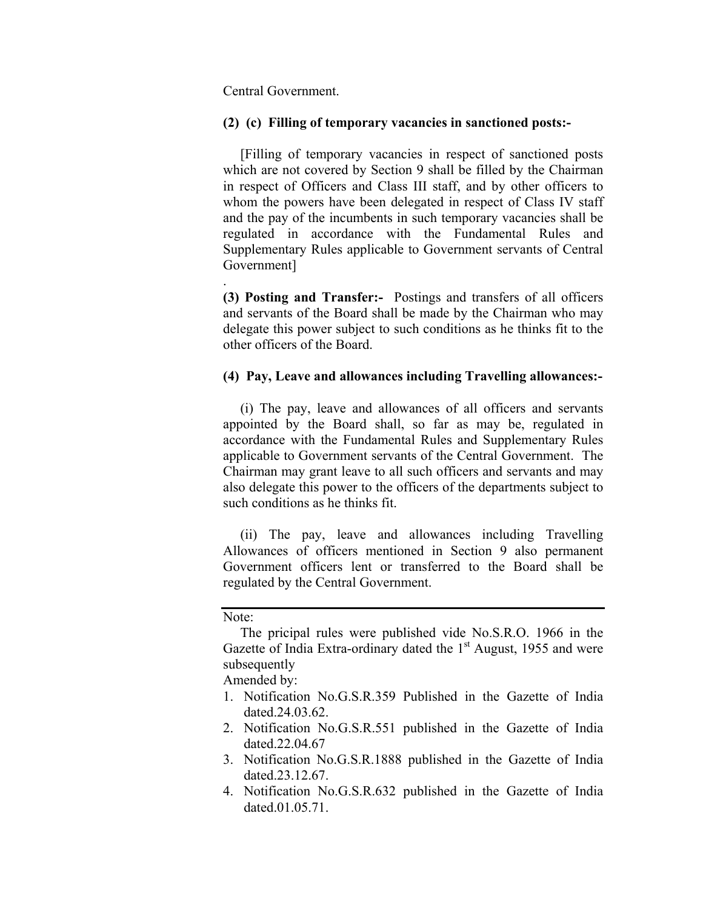Central Government.

**(2) (c) Filling of temporary vacancies in sanctioned posts:-**

[Filling of temporary vacancies in respect of sanctioned posts which are not covered by Section 9 shall be filled by the Chairman in respect of Officers and Class III staff, and by other officers to whom the powers have been delegated in respect of Class IV staff and the pay of the incumbents in such temporary vacancies shall be regulated in accordance with the Fundamental Rules and Supplementary Rules applicable to Government servants of Central Government]

.

**(3) Posting and Transfer:-** Postings and transfers of all officers and servants of the Board shall be made by the Chairman who may delegate this power subject to such conditions as he thinks fit to the other officers of the Board.

**(4) Pay, Leave and allowances including Travelling allowances:-**

(i) The pay, leave and allowances of all officers and servants appointed by the Board shall, so far as may be, regulated in accordance with the Fundamental Rules and Supplementary Rules applicable to Government servants of the Central Government. The Chairman may grant leave to all such officers and servants and may also delegate this power to the officers of the departments subject to such conditions as he thinks fit.

(ii) The pay, leave and allowances including Travelling Allowances of officers mentioned in Section 9 also permanent Government officers lent or transferred to the Board shall be regulated by the Central Government.

---

Note:

The pricipal rules were published vide No.S.R.O. 1966 in the Gazette of India Extra-ordinary dated the 1st August, 1955 and were subsequently

Amended by:

1. Notification No.G.S.R.359 Published in the Gazette of India dated.24.03.62.
2. Notification No.G.S.R.551 published in the Gazette of India dated.22.04.67
3. Notification No.G.S.R.1888 published in the Gazette of India dated.23.12.67.
4. Notification No.G.S.R.632 published in the Gazette of India dated.01.05.71.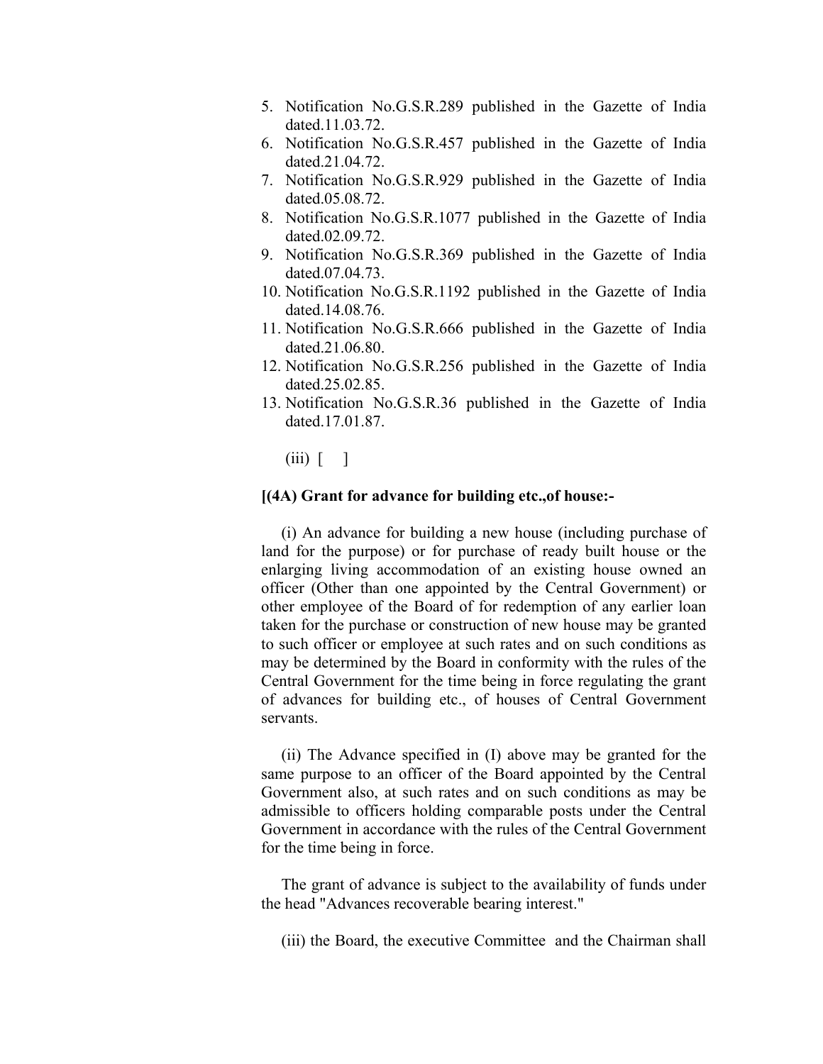5. Notification No.G.S.R.289 published in the Gazette of India dated.11.03.72.
6. Notification No.G.S.R.457 published in the Gazette of India dated.21.04.72.
7. Notification No.G.S.R.929 published in the Gazette of India dated.05.08.72.
8. Notification No.G.S.R.1077 published in the Gazette of India dated.02.09.72.
9. Notification No.G.S.R.369 published in the Gazette of India dated.07.04.73.
10. Notification No.G.S.R.1192 published in the Gazette of India dated.14.08.76.
11. Notification No.G.S.R.666 published in the Gazette of India dated.21.06.80.
12. Notification No.G.S.R.256 published in the Gazette of India dated.25.02.85.
13. Notification No.G.S.R.36 published in the Gazette of India dated.17.01.87.

(iii) [ ]

**[(4A) Grant for advance for building etc.,of house:-**

(i) An advance for building a new house (including purchase of land for the purpose) or for purchase of ready built house or the enlarging living accommodation of an existing house owned an officer (Other than one appointed by the Central Government) or other employee of the Board of for redemption of any earlier loan taken for the purchase or construction of new house may be granted to such officer or employee at such rates and on such conditions as may be determined by the Board in conformity with the rules of the Central Government for the time being in force regulating the grant of advances for building etc., of houses of Central Government servants.

(ii) The Advance specified in (I) above may be granted for the same purpose to an officer of the Board appointed by the Central Government also, at such rates and on such conditions as may be admissible to officers holding comparable posts under the Central Government in accordance with the rules of the Central Government for the time being in force.

The grant of advance is subject to the availability of funds under the head "Advances recoverable bearing interest."

(iii) the Board, the executive Committee and the Chairman shall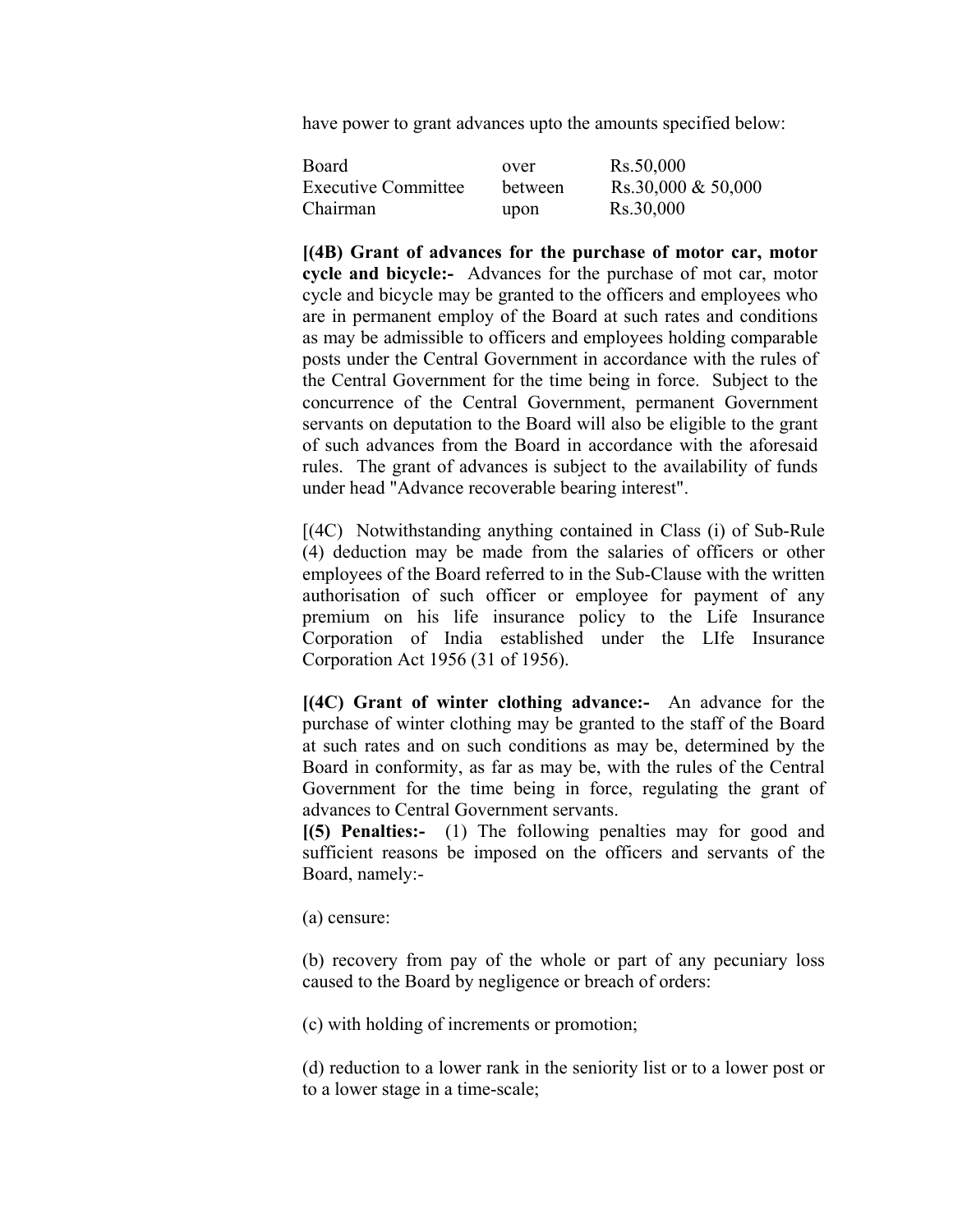have power to grant advances upto the amounts specified below:

| | | |
|---|---|---|
| Board | over | Rs.50,000 |
| Executive Committee | between | Rs.30,000 & 50,000 |
| Chairman | upon | Rs.30,000 |

**[(4B) Grant of advances for the purchase of motor car, motor cycle and bicycle:-** Advances for the purchase of mot car, motor cycle and bicycle may be granted to the officers and employees who are in permanent employ of the Board at such rates and conditions as may be admissible to officers and employees holding comparable posts under the Central Government in accordance with the rules of the Central Government for the time being in force. Subject to the concurrence of the Central Government, permanent Government servants on deputation to the Board will also be eligible to the grant of such advances from the Board in accordance with the aforesaid rules. The grant of advances is subject to the availability of funds under head "Advance recoverable bearing interest".

[(4C) Notwithstanding anything contained in Class (i) of Sub-Rule (4) deduction may be made from the salaries of officers or other employees of the Board referred to in the Sub-Clause with the written authorisation of such officer or employee for payment of any premium on his life insurance policy to the Life Insurance Corporation of India established under the LIfe Insurance Corporation Act 1956 (31 of 1956).

**[(4C) Grant of winter clothing advance:-** An advance for the purchase of winter clothing may be granted to the staff of the Board at such rates and on such conditions as may be, determined by the Board in conformity, as far as may be, with the rules of the Central Government for the time being in force, regulating the grant of advances to Central Government servants.

**[(5) Penalties:-** (1) The following penalties may for good and sufficient reasons be imposed on the officers and servants of the Board, namely:-

(a) censure:

(b) recovery from pay of the whole or part of any pecuniary loss caused to the Board by negligence or breach of orders:

(c) with holding of increments or promotion;

(d) reduction to a lower rank in the seniority list or to a lower post or to a lower stage in a time-scale;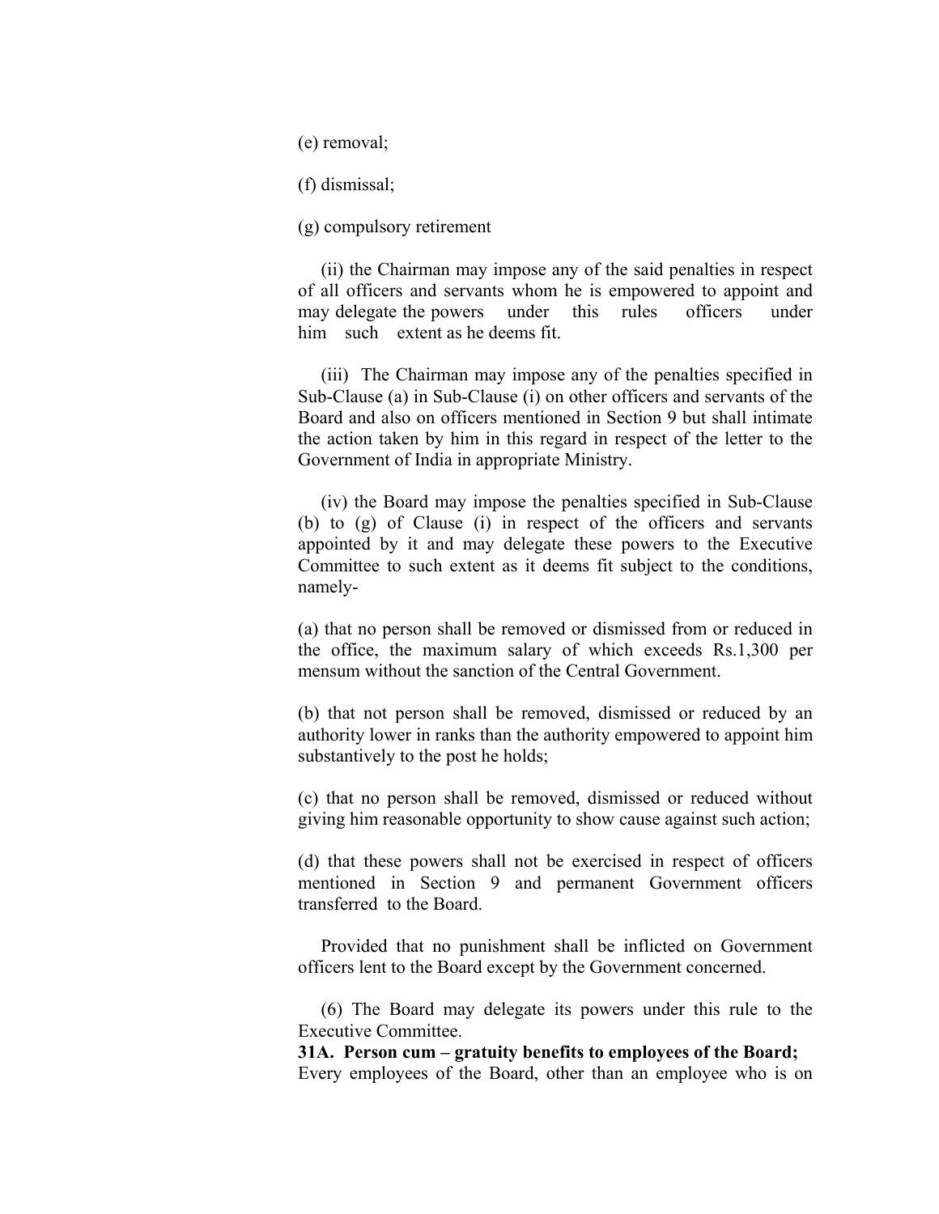(e) removal;

(f) dismissal;

(g) compulsory retirement

(ii) the Chairman may impose any of the said penalties in respect of all officers and servants whom he is empowered to appoint and may delegate the powers under this rules officers under him such extent as he deems fit.

(iii) The Chairman may impose any of the penalties specified in Sub-Clause (a) in Sub-Clause (i) on other officers and servants of the Board and also on officers mentioned in Section 9 but shall intimate the action taken by him in this regard in respect of the letter to the Government of India in appropriate Ministry.

(iv) the Board may impose the penalties specified in Sub-Clause (b) to (g) of Clause (i) in respect of the officers and servants appointed by it and may delegate these powers to the Executive Committee to such extent as it deems fit subject to the conditions, namely-

(a) that no person shall be removed or dismissed from or reduced in the office, the maximum salary of which exceeds Rs.1,300 per mensum without the sanction of the Central Government.

(b) that not person shall be removed, dismissed or reduced by an authority lower in ranks than the authority empowered to appoint him substantively to the post he holds;

(c) that no person shall be removed, dismissed or reduced without giving him reasonable opportunity to show cause against such action;

(d) that these powers shall not be exercised in respect of officers mentioned in Section 9 and permanent Government officers transferred to the Board.

Provided that no punishment shall be inflicted on Government officers lent to the Board except by the Government concerned.

(6) The Board may delegate its powers under this rule to the Executive Committee.

**31A. Person cum – gratuity benefits to employees of the Board;**

Every employees of the Board, other than an employee who is on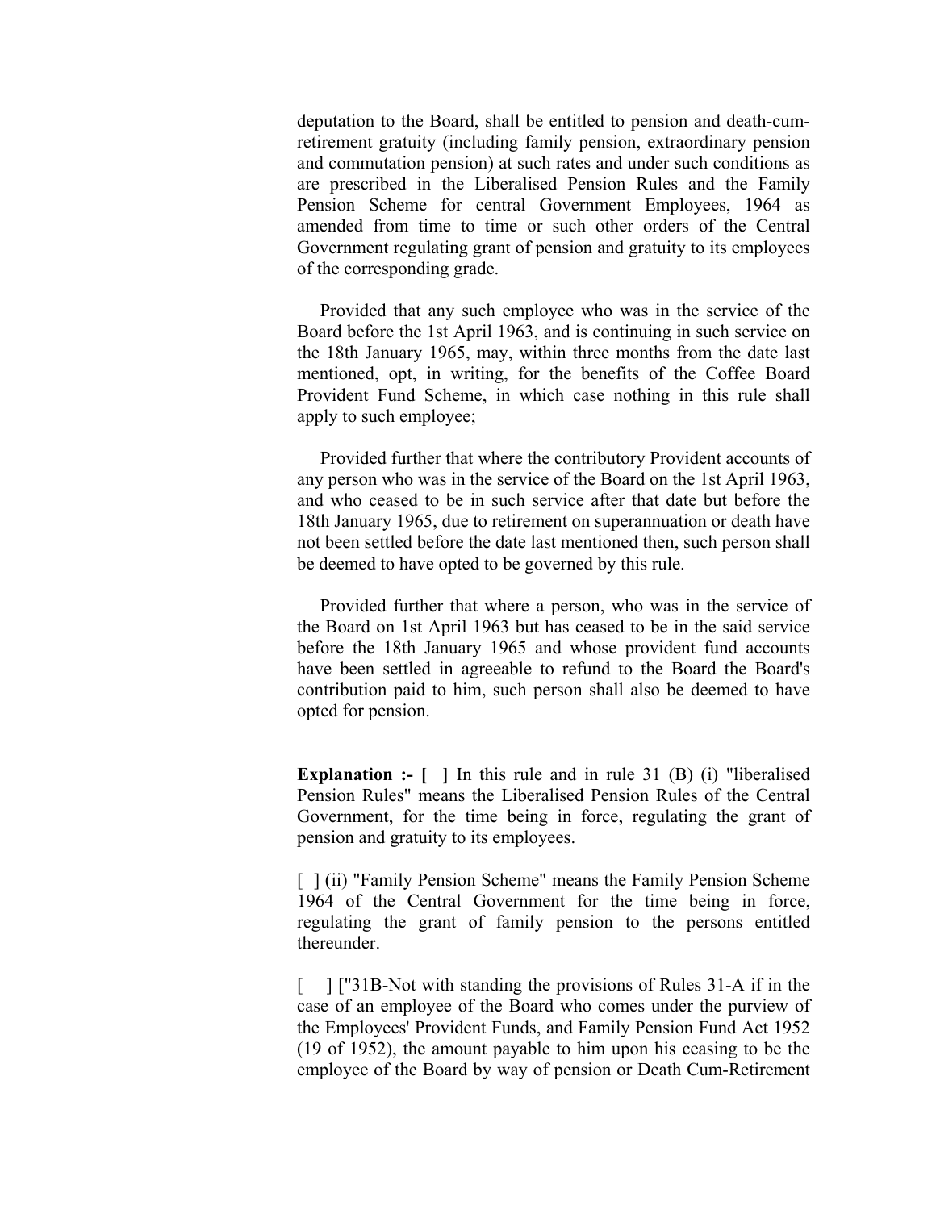deputation to the Board, shall be entitled to pension and death-cum-retirement gratuity (including family pension, extraordinary pension and commutation pension) at such rates and under such conditions as are prescribed in the Liberalised Pension Rules and the Family Pension Scheme for central Government Employees, 1964 as amended from time to time or such other orders of the Central Government regulating grant of pension and gratuity to its employees of the corresponding grade.

Provided that any such employee who was in the service of the Board before the 1st April 1963, and is continuing in such service on the 18th January 1965, may, within three months from the date last mentioned, opt, in writing, for the benefits of the Coffee Board Provident Fund Scheme, in which case nothing in this rule shall apply to such employee;

Provided further that where the contributory Provident accounts of any person who was in the service of the Board on the 1st April 1963, and who ceased to be in such service after that date but before the 18th January 1965, due to retirement on superannuation or death have not been settled before the date last mentioned then, such person shall be deemed to have opted to be governed by this rule.

Provided further that where a person, who was in the service of the Board on 1st April 1963 but has ceased to be in the said service before the 18th January 1965 and whose provident fund accounts have been settled in agreeable to refund to the Board the Board's contribution paid to him, such person shall also be deemed to have opted for pension.

**Explanation :- [ ]** In this rule and in rule 31 (B) (i) "liberalised Pension Rules" means the Liberalised Pension Rules of the Central Government, for the time being in force, regulating the grant of pension and gratuity to its employees.

[ ] (ii) "Family Pension Scheme" means the Family Pension Scheme 1964 of the Central Government for the time being in force, regulating the grant of family pension to the persons entitled thereunder.

[ ] ["31B-Not with standing the provisions of Rules 31-A if in the case of an employee of the Board who comes under the purview of the Employees' Provident Funds, and Family Pension Fund Act 1952 (19 of 1952), the amount payable to him upon his ceasing to be the employee of the Board by way of pension or Death Cum-Retirement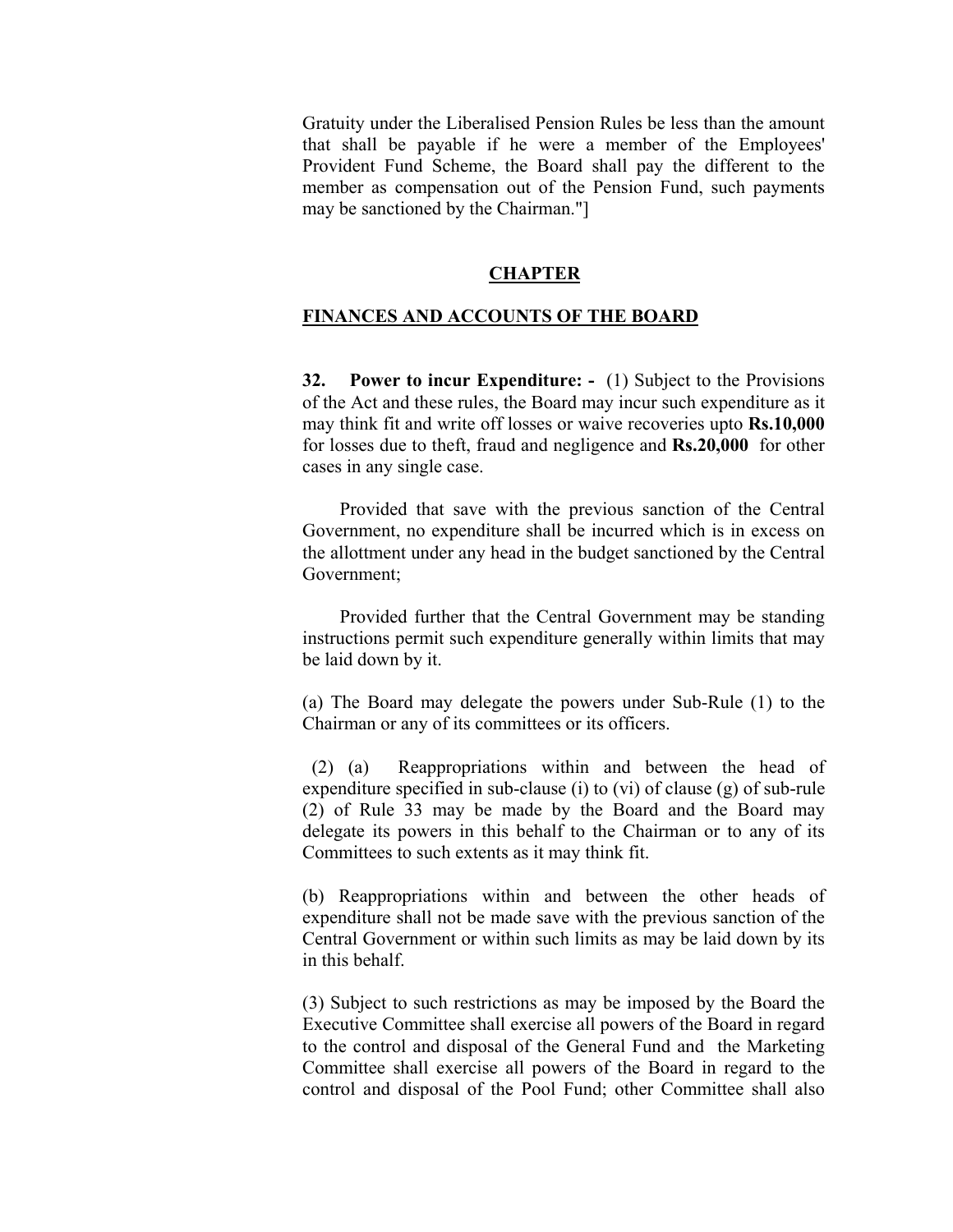Gratuity under the Liberalised Pension Rules be less than the amount that shall be payable if he were a member of the Employees' Provident Fund Scheme, the Board shall pay the different to the member as compensation out of the Pension Fund, such payments may be sanctioned by the Chairman."]

## CHAPTER

## FINANCES AND ACCOUNTS OF THE BOARD

**32. Power to incur Expenditure: -** (1) Subject to the Provisions of the Act and these rules, the Board may incur such expenditure as it may think fit and write off losses or waive recoveries upto **Rs.10,000** for losses due to theft, fraud and negligence and **Rs.20,000** for other cases in any single case.

Provided that save with the previous sanction of the Central Government, no expenditure shall be incurred which is in excess on the allottment under any head in the budget sanctioned by the Central Government;

Provided further that the Central Government may be standing instructions permit such expenditure generally within limits that may be laid down by it.

(a) The Board may delegate the powers under Sub-Rule (1) to the Chairman or any of its committees or its officers.

(2) (a) Reappropriations within and between the head of expenditure specified in sub-clause (i) to (vi) of clause (g) of sub-rule (2) of Rule 33 may be made by the Board and the Board may delegate its powers in this behalf to the Chairman or to any of its Committees to such extents as it may think fit.

(b) Reappropriations within and between the other heads of expenditure shall not be made save with the previous sanction of the Central Government or within such limits as may be laid down by its in this behalf.

(3) Subject to such restrictions as may be imposed by the Board the Executive Committee shall exercise all powers of the Board in regard to the control and disposal of the General Fund and the Marketing Committee shall exercise all powers of the Board in regard to the control and disposal of the Pool Fund; other Committee shall also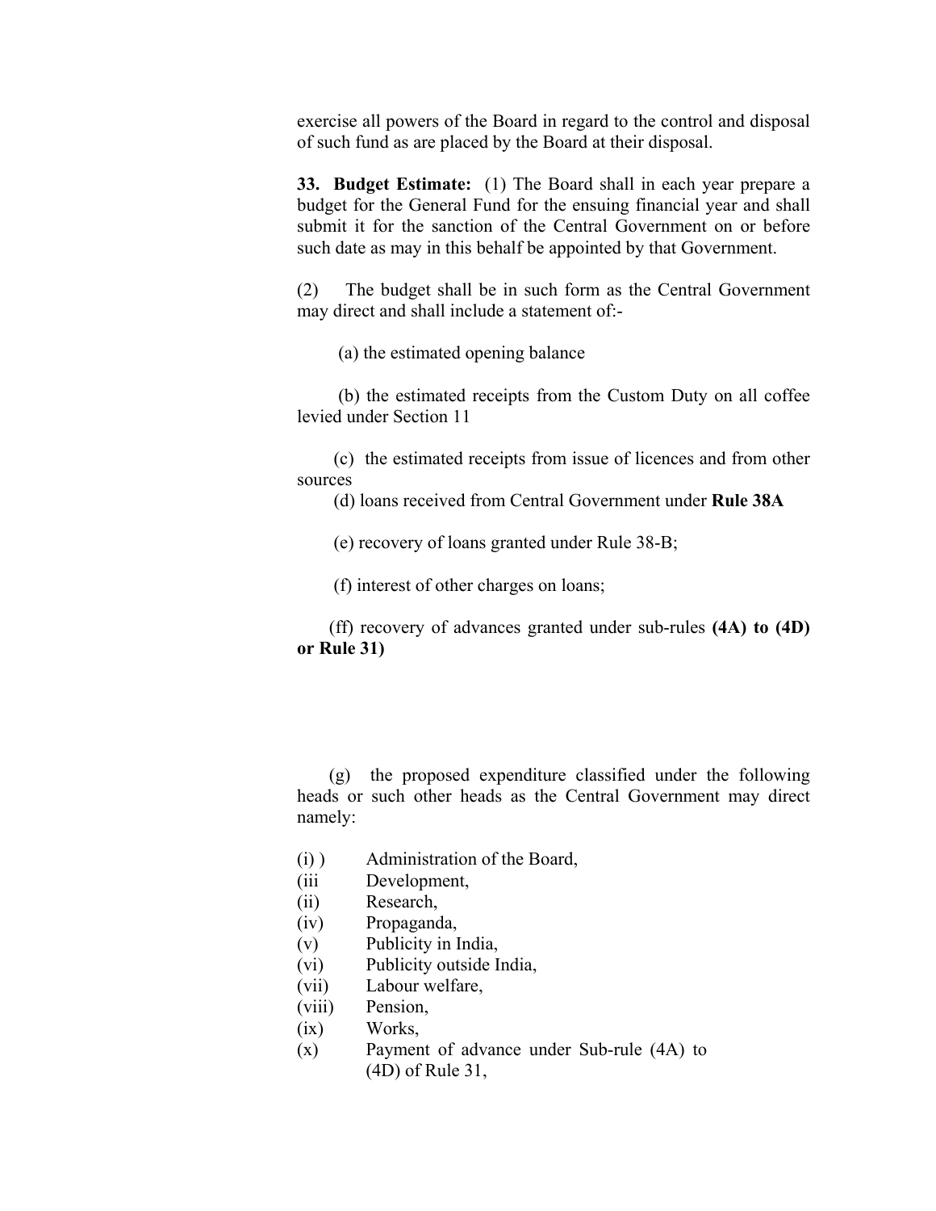exercise all powers of the Board in regard to the control and disposal of such fund as are placed by the Board at their disposal.

**33. Budget Estimate:** (1) The Board shall in each year prepare a budget for the General Fund for the ensuing financial year and shall submit it for the sanction of the Central Government on or before such date as may in this behalf be appointed by that Government.

(2) The budget shall be in such form as the Central Government may direct and shall include a statement of:-

(a) the estimated opening balance

(b) the estimated receipts from the Custom Duty on all coffee levied under Section 11

(c) the estimated receipts from issue of licences and from other sources

(d) loans received from Central Government under **Rule 38A**

(e) recovery of loans granted under Rule 38-B;

(f) interest of other charges on loans;

(ff) recovery of advances granted under sub-rules **(4A) to (4D) or Rule 31)**

(g) the proposed expenditure classified under the following heads or such other heads as the Central Government may direct namely:

(i) ) Administration of the Board,
(iii Development,
(ii) Research,
(iv) Propaganda,
(v) Publicity in India,
(vi) Publicity outside India,
(vii) Labour welfare,
(viii) Pension,
(ix) Works,
(x) Payment of advance under Sub-rule (4A) to (4D) of Rule 31,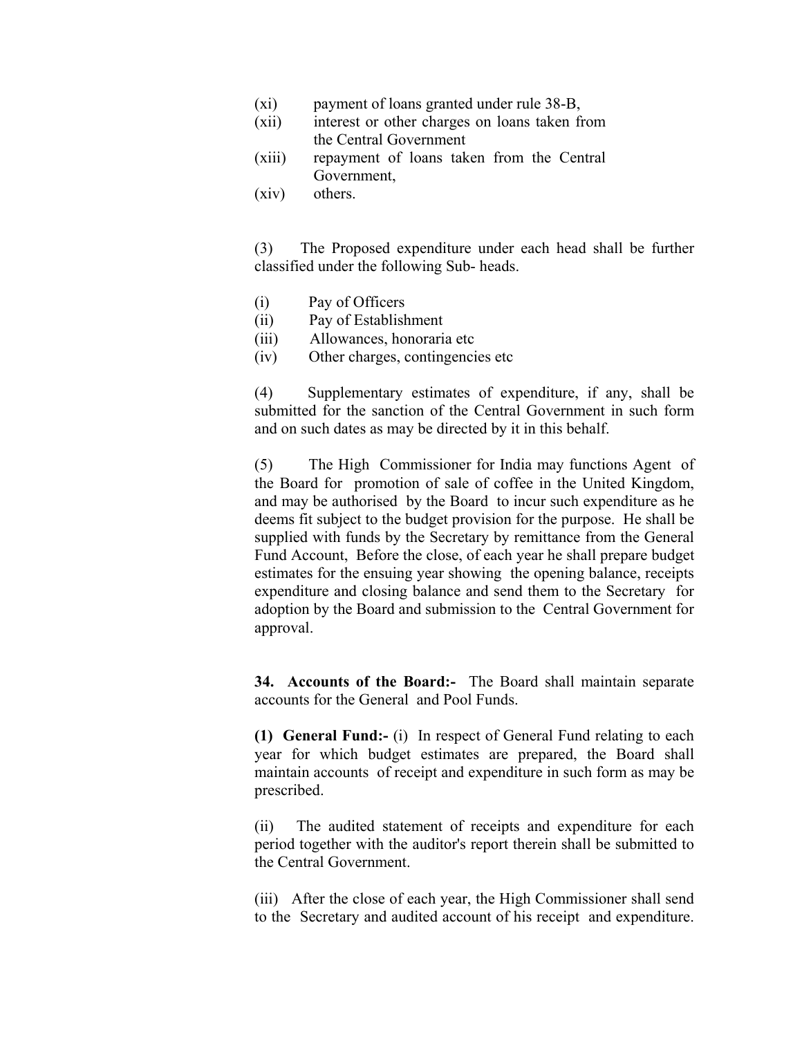(xi) payment of loans granted under rule 38-B,

(xii) interest or other charges on loans taken from the Central Government

(xiii) repayment of loans taken from the Central Government,

(xiv) others.

(3) The Proposed expenditure under each head shall be further classified under the following Sub- heads.

(i) Pay of Officers

(ii) Pay of Establishment

(iii) Allowances, honoraria etc

(iv) Other charges, contingencies etc

(4) Supplementary estimates of expenditure, if any, shall be submitted for the sanction of the Central Government in such form and on such dates as may be directed by it in this behalf.

(5) The High Commissioner for India may functions Agent of the Board for promotion of sale of coffee in the United Kingdom, and may be authorised by the Board to incur such expenditure as he deems fit subject to the budget provision for the purpose. He shall be supplied with funds by the Secretary by remittance from the General Fund Account, Before the close, of each year he shall prepare budget estimates for the ensuing year showing the opening balance, receipts expenditure and closing balance and send them to the Secretary for adoption by the Board and submission to the Central Government for approval.

**34. Accounts of the Board:-** The Board shall maintain separate accounts for the General and Pool Funds.

**(1) General Fund:-** (i) In respect of General Fund relating to each year for which budget estimates are prepared, the Board shall maintain accounts of receipt and expenditure in such form as may be prescribed.

(ii) The audited statement of receipts and expenditure for each period together with the auditor's report therein shall be submitted to the Central Government.

(iii) After the close of each year, the High Commissioner shall send to the Secretary and audited account of his receipt and expenditure.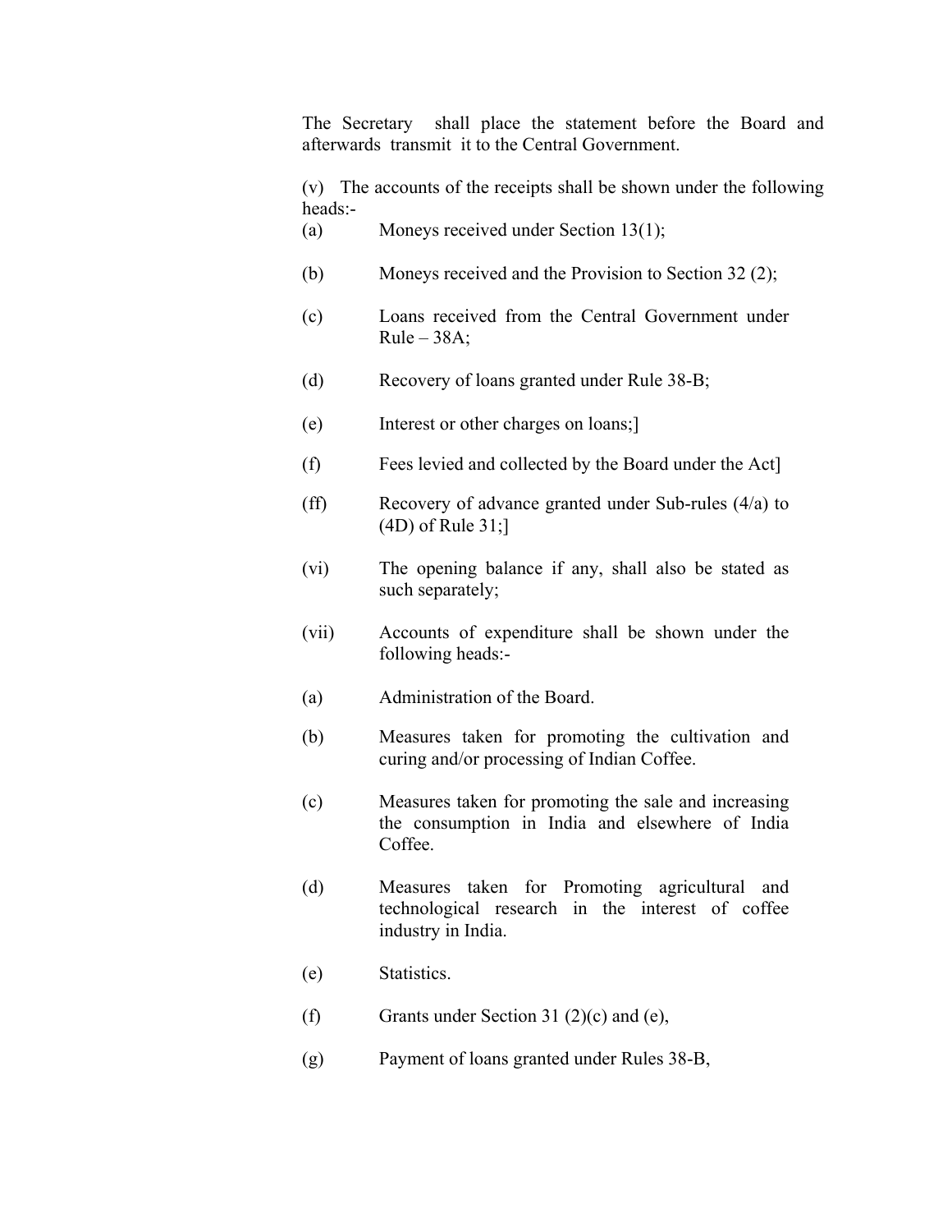The Secretary shall place the statement before the Board and afterwards transmit it to the Central Government.

(v) The accounts of the receipts shall be shown under the following heads:-

(a) Moneys received under Section 13(1);

(b) Moneys received and the Provision to Section 32 (2);

(c) Loans received from the Central Government under Rule – 38A;

(d) Recovery of loans granted under Rule 38-B;

(e) Interest or other charges on loans;]

(f) Fees levied and collected by the Board under the Act]

(ff) Recovery of advance granted under Sub-rules (4/a) to (4D) of Rule 31;]

(vi) The opening balance if any, shall also be stated as such separately;

(vii) Accounts of expenditure shall be shown under the following heads:-

(a) Administration of the Board.

(b) Measures taken for promoting the cultivation and curing and/or processing of Indian Coffee.

(c) Measures taken for promoting the sale and increasing the consumption in India and elsewhere of India Coffee.

(d) Measures taken for Promoting agricultural and technological research in the interest of coffee industry in India.

(e) Statistics.

(f) Grants under Section 31 (2)(c) and (e),

(g) Payment of loans granted under Rules 38-B,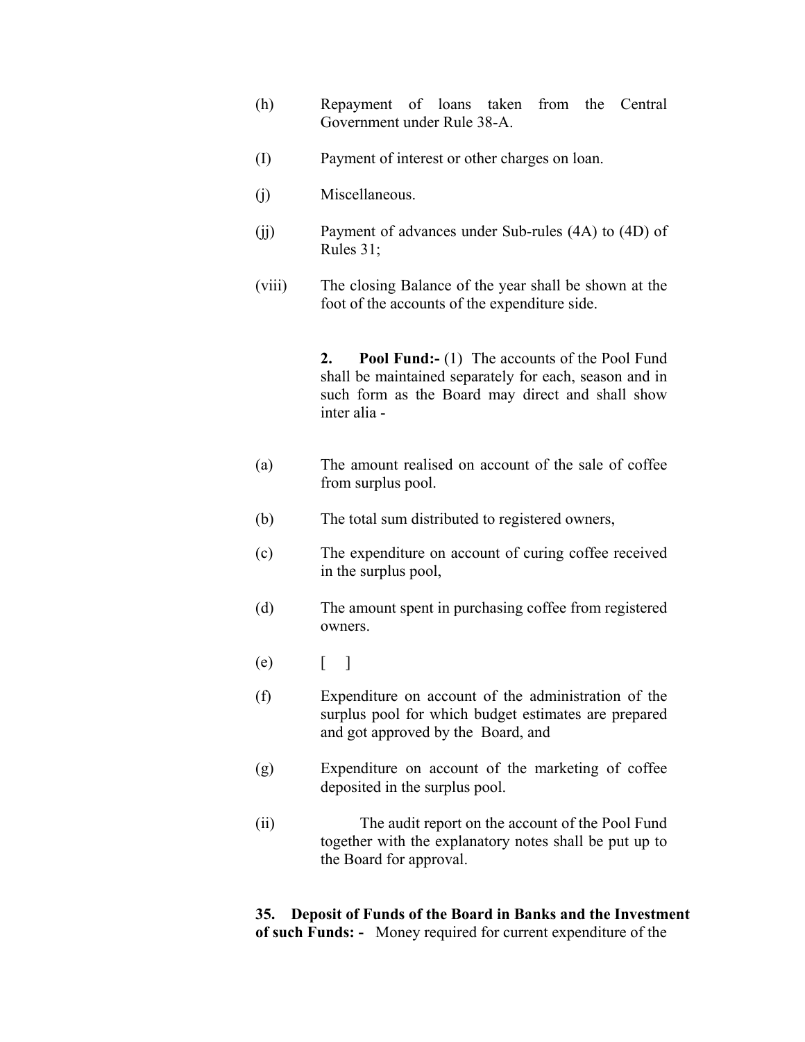(h) Repayment of loans taken from the Central Government under Rule 38-A.

(I) Payment of interest or other charges on loan.

(j) Miscellaneous.

(jj) Payment of advances under Sub-rules (4A) to (4D) of Rules 31;

(viii) The closing Balance of the year shall be shown at the foot of the accounts of the expenditure side.

**2. Pool Fund:-** (1) The accounts of the Pool Fund shall be maintained separately for each, season and in such form as the Board may direct and shall show inter alia -

(a) The amount realised on account of the sale of coffee from surplus pool.

(b) The total sum distributed to registered owners,

(c) The expenditure on account of curing coffee received in the surplus pool,

(d) The amount spent in purchasing coffee from registered owners.

(e) [ ]

(f) Expenditure on account of the administration of the surplus pool for which budget estimates are prepared and got approved by the Board, and

(g) Expenditure on account of the marketing of coffee deposited in the surplus pool.

(ii) The audit report on the account of the Pool Fund together with the explanatory notes shall be put up to the Board for approval.

**35. Deposit of Funds of the Board in Banks and the Investment of such Funds: -** Money required for current expenditure of the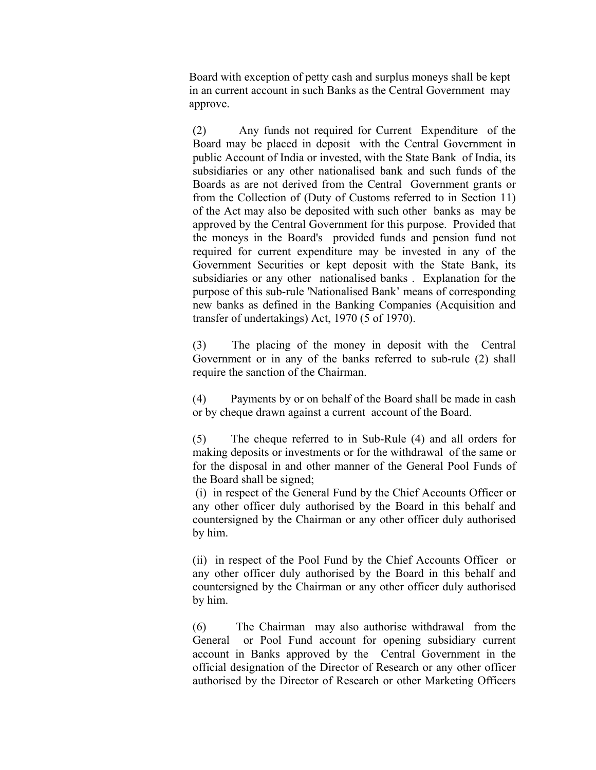Board with exception of petty cash and surplus moneys shall be kept in an current account in such Banks as the Central Government may approve.

(2) Any funds not required for Current Expenditure of the Board may be placed in deposit with the Central Government in public Account of India or invested, with the State Bank of India, its subsidiaries or any other nationalised bank and such funds of the Boards as are not derived from the Central Government grants or from the Collection of (Duty of Customs referred to in Section 11) of the Act may also be deposited with such other banks as may be approved by the Central Government for this purpose. Provided that the moneys in the Board's provided funds and pension fund not required for current expenditure may be invested in any of the Government Securities or kept deposit with the State Bank, its subsidiaries or any other nationalised banks . Explanation for the purpose of this sub-rule 'Nationalised Bank' means of corresponding new banks as defined in the Banking Companies (Acquisition and transfer of undertakings) Act, 1970 (5 of 1970).

(3) The placing of the money in deposit with the Central Government or in any of the banks referred to sub-rule (2) shall require the sanction of the Chairman.

(4) Payments by or on behalf of the Board shall be made in cash or by cheque drawn against a current account of the Board.

(5) The cheque referred to in Sub-Rule (4) and all orders for making deposits or investments or for the withdrawal of the same or for the disposal in and other manner of the General Pool Funds of the Board shall be signed;

(i) in respect of the General Fund by the Chief Accounts Officer or any other officer duly authorised by the Board in this behalf and countersigned by the Chairman or any other officer duly authorised by him.

(ii) in respect of the Pool Fund by the Chief Accounts Officer or any other officer duly authorised by the Board in this behalf and countersigned by the Chairman or any other officer duly authorised by him.

(6) The Chairman may also authorise withdrawal from the General or Pool Fund account for opening subsidiary current account in Banks approved by the Central Government in the official designation of the Director of Research or any other officer authorised by the Director of Research or other Marketing Officers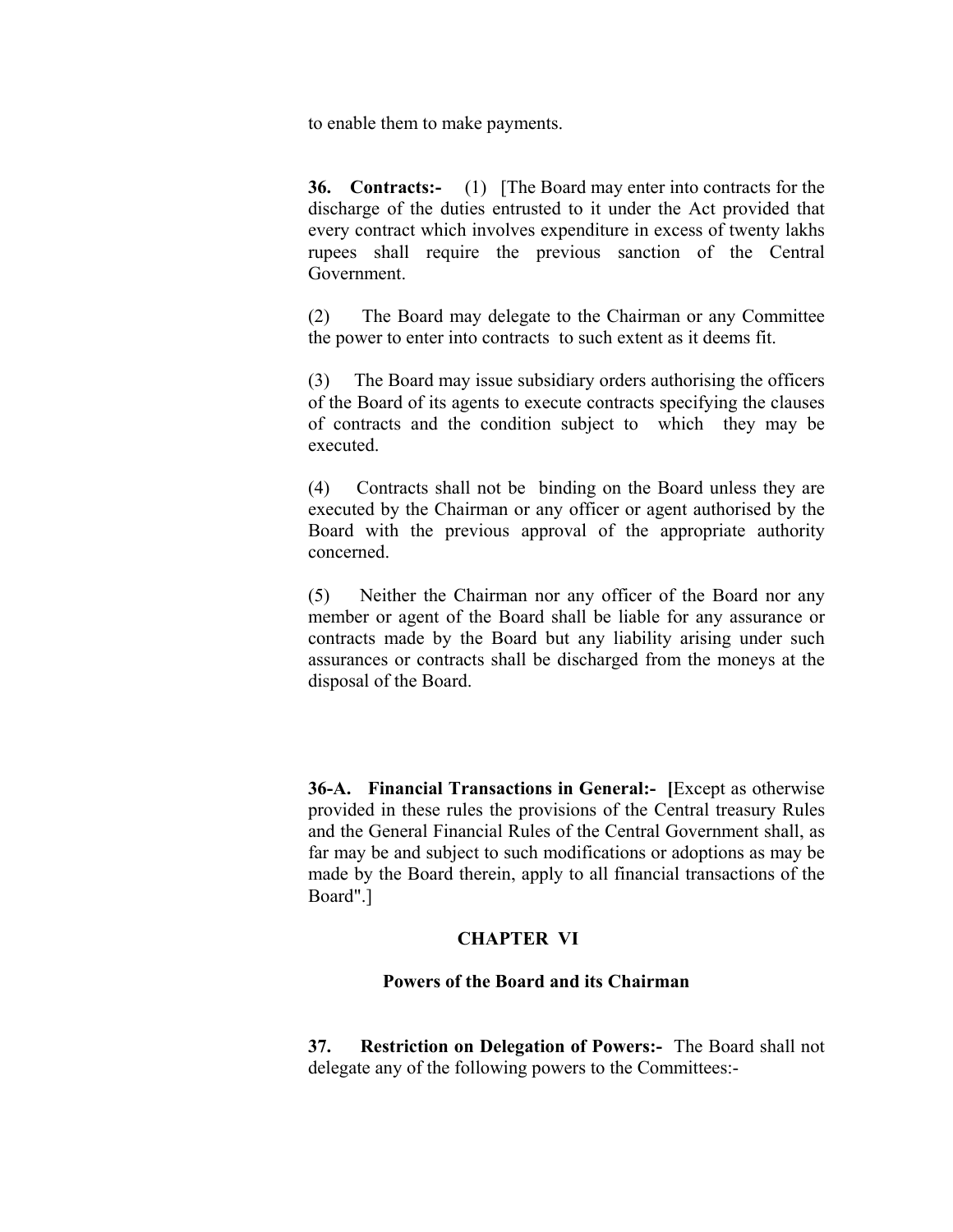to enable them to make payments.

**36. Contracts:-** (1) [The Board may enter into contracts for the discharge of the duties entrusted to it under the Act provided that every contract which involves expenditure in excess of twenty lakhs rupees shall require the previous sanction of the Central Government.

(2) The Board may delegate to the Chairman or any Committee the power to enter into contracts to such extent as it deems fit.

(3) The Board may issue subsidiary orders authorising the officers of the Board of its agents to execute contracts specifying the clauses of contracts and the condition subject to which they may be executed.

(4) Contracts shall not be binding on the Board unless they are executed by the Chairman or any officer or agent authorised by the Board with the previous approval of the appropriate authority concerned.

(5) Neither the Chairman nor any officer of the Board nor any member or agent of the Board shall be liable for any assurance or contracts made by the Board but any liability arising under such assurances or contracts shall be discharged from the moneys at the disposal of the Board.

**36-A. Financial Transactions in General:- [**Except as otherwise provided in these rules the provisions of the Central treasury Rules and the General Financial Rules of the Central Government shall, as far may be and subject to such modifications or adoptions as may be made by the Board therein, apply to all financial transactions of the Board".]

## CHAPTER VI

### Powers of the Board and its Chairman

**37. Restriction on Delegation of Powers:-** The Board shall not delegate any of the following powers to the Committees:-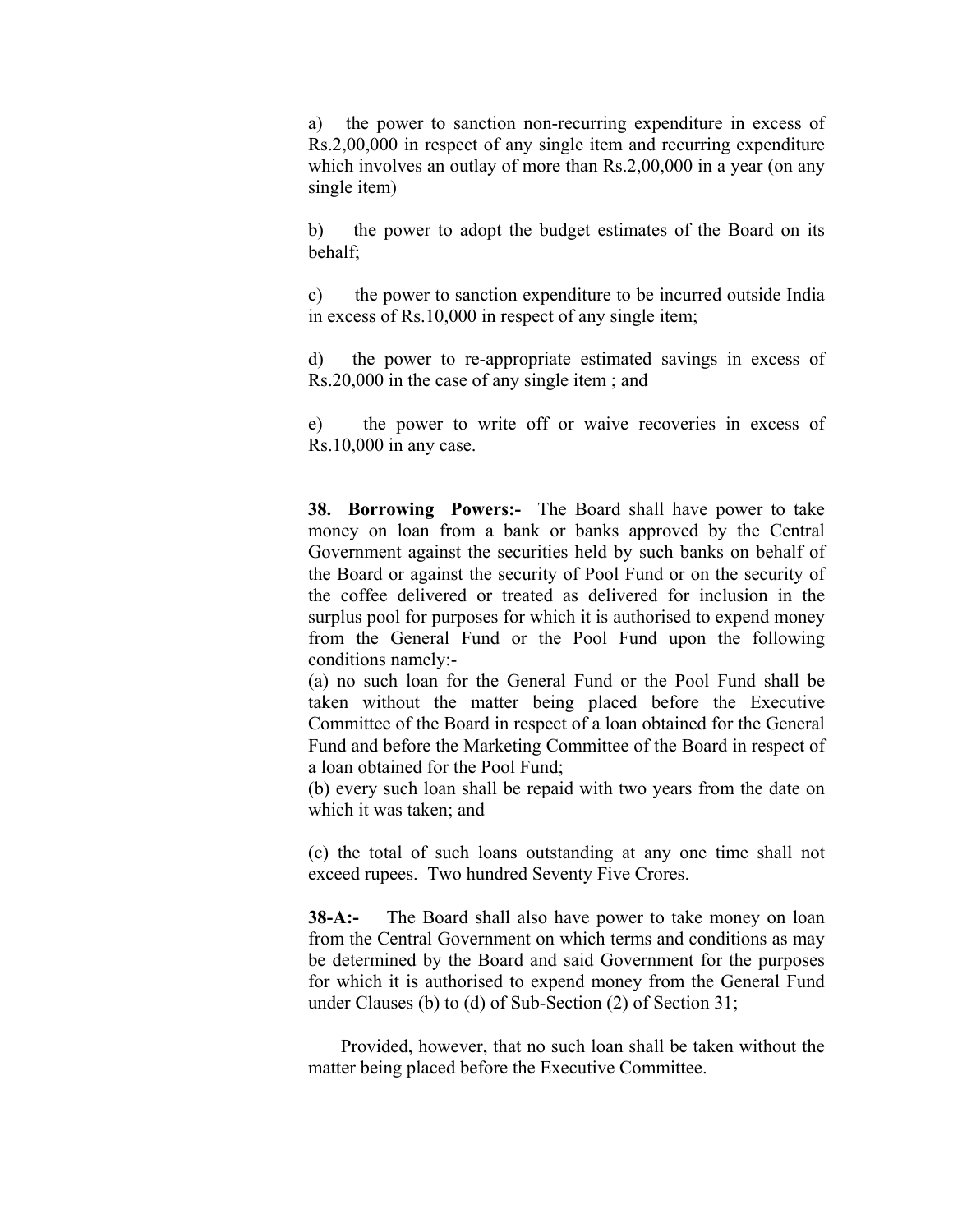a) the power to sanction non-recurring expenditure in excess of Rs.2,00,000 in respect of any single item and recurring expenditure which involves an outlay of more than Rs.2,00,000 in a year (on any single item)

b) the power to adopt the budget estimates of the Board on its behalf;

c) the power to sanction expenditure to be incurred outside India in excess of Rs.10,000 in respect of any single item;

d) the power to re-appropriate estimated savings in excess of Rs.20,000 in the case of any single item ; and

e) the power to write off or waive recoveries in excess of Rs.10,000 in any case.

**38. Borrowing Powers:-** The Board shall have power to take money on loan from a bank or banks approved by the Central Government against the securities held by such banks on behalf of the Board or against the security of Pool Fund or on the security of the coffee delivered or treated as delivered for inclusion in the surplus pool for purposes for which it is authorised to expend money from the General Fund or the Pool Fund upon the following conditions namely:-

(a) no such loan for the General Fund or the Pool Fund shall be taken without the matter being placed before the Executive Committee of the Board in respect of a loan obtained for the General Fund and before the Marketing Committee of the Board in respect of a loan obtained for the Pool Fund;

(b) every such loan shall be repaid with two years from the date on which it was taken; and

(c) the total of such loans outstanding at any one time shall not exceed rupees. Two hundred Seventy Five Crores.

**38-A:-** The Board shall also have power to take money on loan from the Central Government on which terms and conditions as may be determined by the Board and said Government for the purposes for which it is authorised to expend money from the General Fund under Clauses (b) to (d) of Sub-Section (2) of Section 31;

Provided, however, that no such loan shall be taken without the matter being placed before the Executive Committee.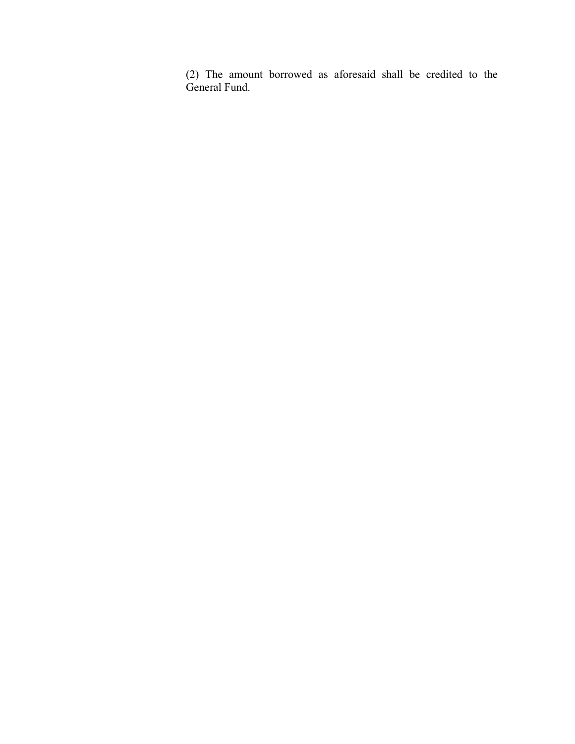(2) The amount borrowed as aforesaid shall be credited to the General Fund.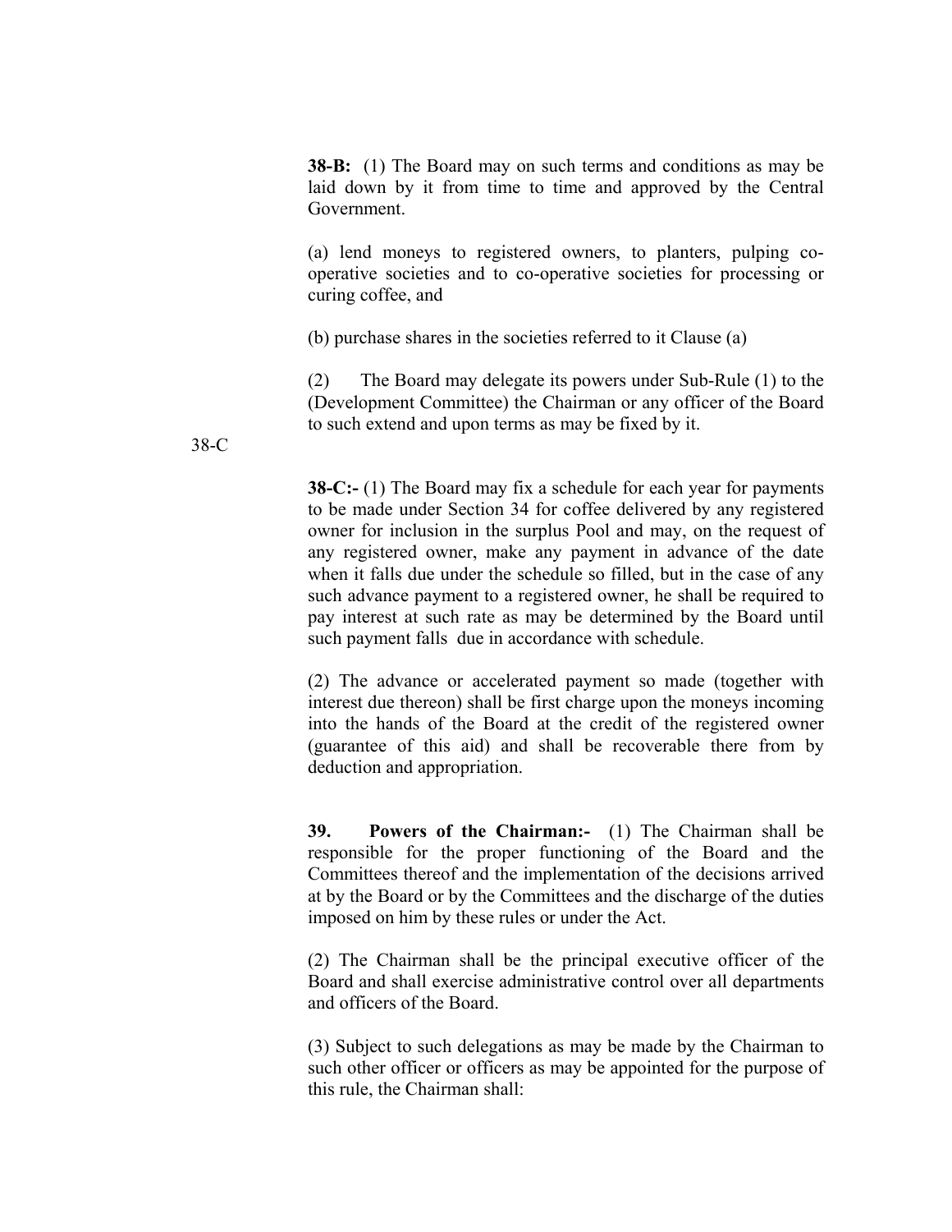**38-B:** (1) The Board may on such terms and conditions as may be laid down by it from time to time and approved by the Central Government.

(a) lend moneys to registered owners, to planters, pulping co-operative societies and to co-operative societies for processing or curing coffee, and

(b) purchase shares in the societies referred to it Clause (a)

(2) The Board may delegate its powers under Sub-Rule (1) to the (Development Committee) the Chairman or any officer of the Board to such extend and upon terms as may be fixed by it.

38-C

**38-C:-** (1) The Board may fix a schedule for each year for payments to be made under Section 34 for coffee delivered by any registered owner for inclusion in the surplus Pool and may, on the request of any registered owner, make any payment in advance of the date when it falls due under the schedule so filled, but in the case of any such advance payment to a registered owner, he shall be required to pay interest at such rate as may be determined by the Board until such payment falls due in accordance with schedule.

(2) The advance or accelerated payment so made (together with interest due thereon) shall be first charge upon the moneys incoming into the hands of the Board at the credit of the registered owner (guarantee of this aid) and shall be recoverable there from by deduction and appropriation.

**39. Powers of the Chairman:-** (1) The Chairman shall be responsible for the proper functioning of the Board and the Committees thereof and the implementation of the decisions arrived at by the Board or by the Committees and the discharge of the duties imposed on him by these rules or under the Act.

(2) The Chairman shall be the principal executive officer of the Board and shall exercise administrative control over all departments and officers of the Board.

(3) Subject to such delegations as may be made by the Chairman to such other officer or officers as may be appointed for the purpose of this rule, the Chairman shall: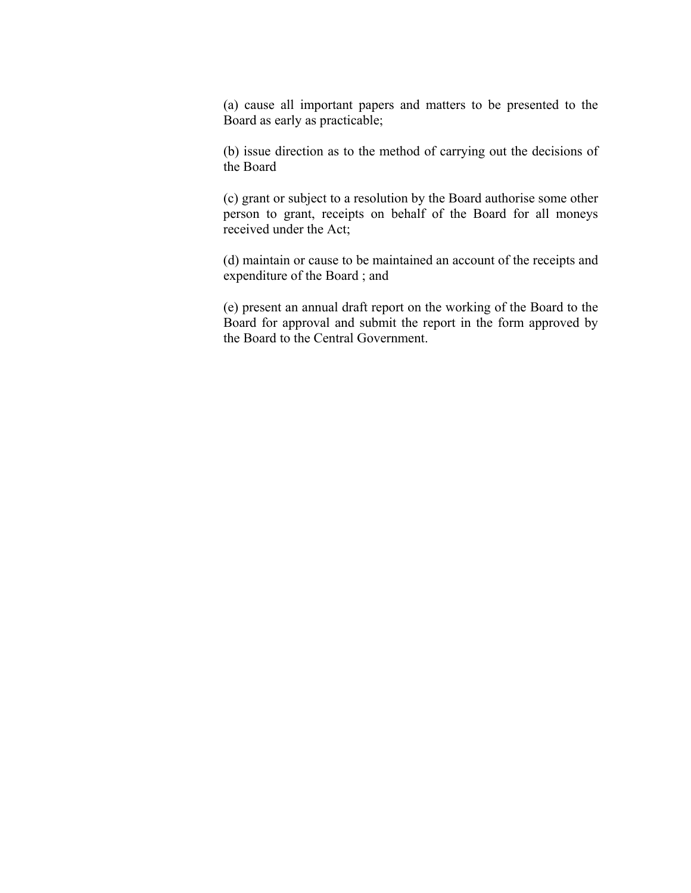(a) cause all important papers and matters to be presented to the Board as early as practicable;

(b) issue direction as to the method of carrying out the decisions of the Board

(c) grant or subject to a resolution by the Board authorise some other person to grant, receipts on behalf of the Board for all moneys received under the Act;

(d) maintain or cause to be maintained an account of the receipts and expenditure of the Board ; and

(e) present an annual draft report on the working of the Board to the Board for approval and submit the report in the form approved by the Board to the Central Government.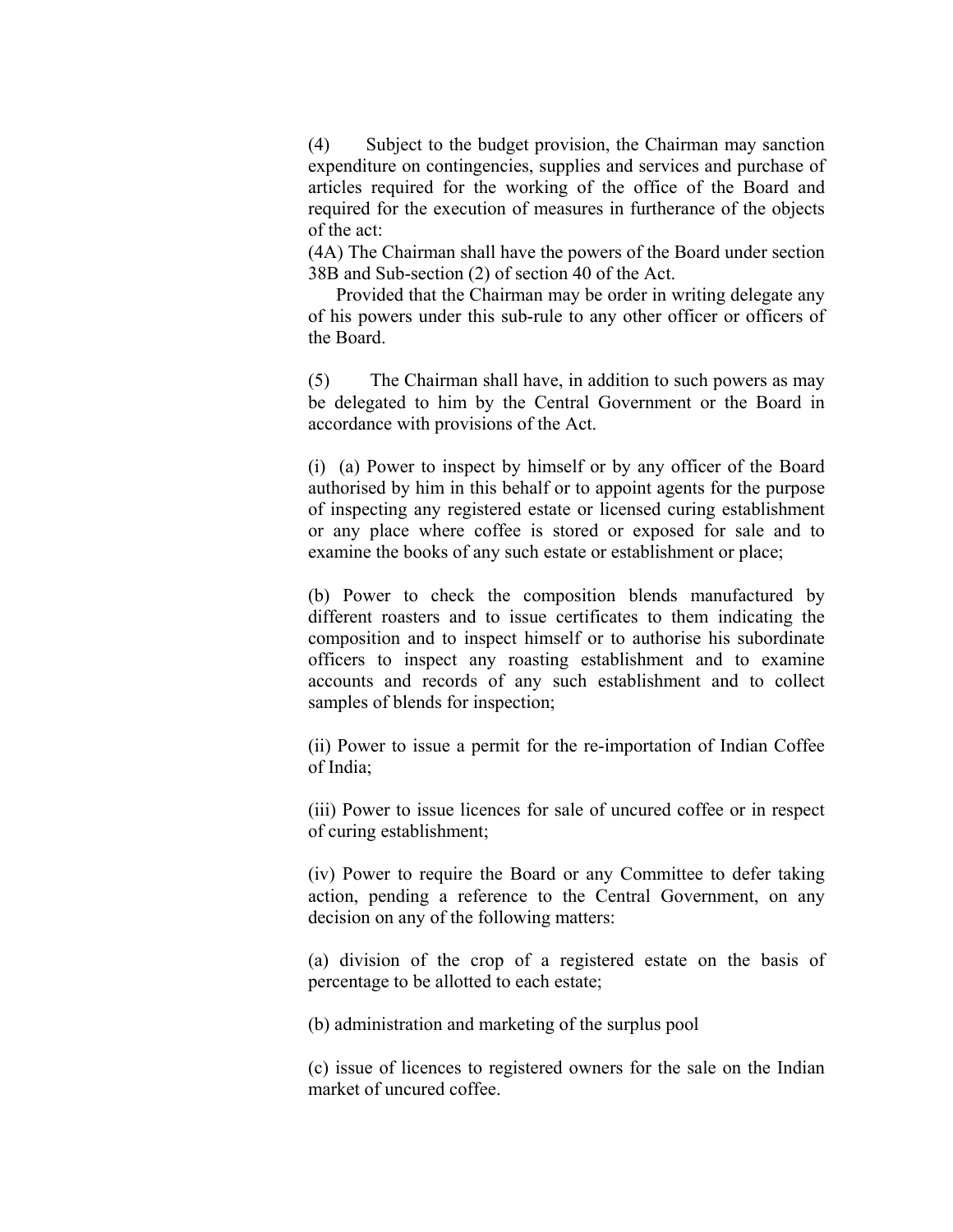(4) Subject to the budget provision, the Chairman may sanction expenditure on contingencies, supplies and services and purchase of articles required for the working of the office of the Board and required for the execution of measures in furtherance of the objects of the act:

(4A) The Chairman shall have the powers of the Board under section 38B and Sub-section (2) of section 40 of the Act.

Provided that the Chairman may be order in writing delegate any of his powers under this sub-rule to any other officer or officers of the Board.

(5) The Chairman shall have, in addition to such powers as may be delegated to him by the Central Government or the Board in accordance with provisions of the Act.

(i) (a) Power to inspect by himself or by any officer of the Board authorised by him in this behalf or to appoint agents for the purpose of inspecting any registered estate or licensed curing establishment or any place where coffee is stored or exposed for sale and to examine the books of any such estate or establishment or place;

(b) Power to check the composition blends manufactured by different roasters and to issue certificates to them indicating the composition and to inspect himself or to authorise his subordinate officers to inspect any roasting establishment and to examine accounts and records of any such establishment and to collect samples of blends for inspection;

(ii) Power to issue a permit for the re-importation of Indian Coffee of India;

(iii) Power to issue licences for sale of uncured coffee or in respect of curing establishment;

(iv) Power to require the Board or any Committee to defer taking action, pending a reference to the Central Government, on any decision on any of the following matters:

(a) division of the crop of a registered estate on the basis of percentage to be allotted to each estate;

(b) administration and marketing of the surplus pool

(c) issue of licences to registered owners for the sale on the Indian market of uncured coffee.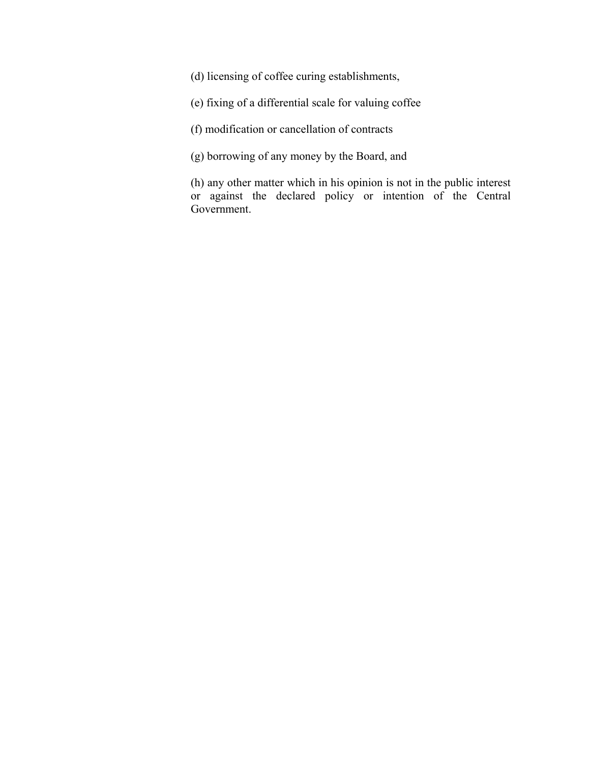(d) licensing of coffee curing establishments,

(e) fixing of a differential scale for valuing coffee

(f) modification or cancellation of contracts

(g) borrowing of any money by the Board, and

(h) any other matter which in his opinion is not in the public interest or against the declared policy or intention of the Central Government.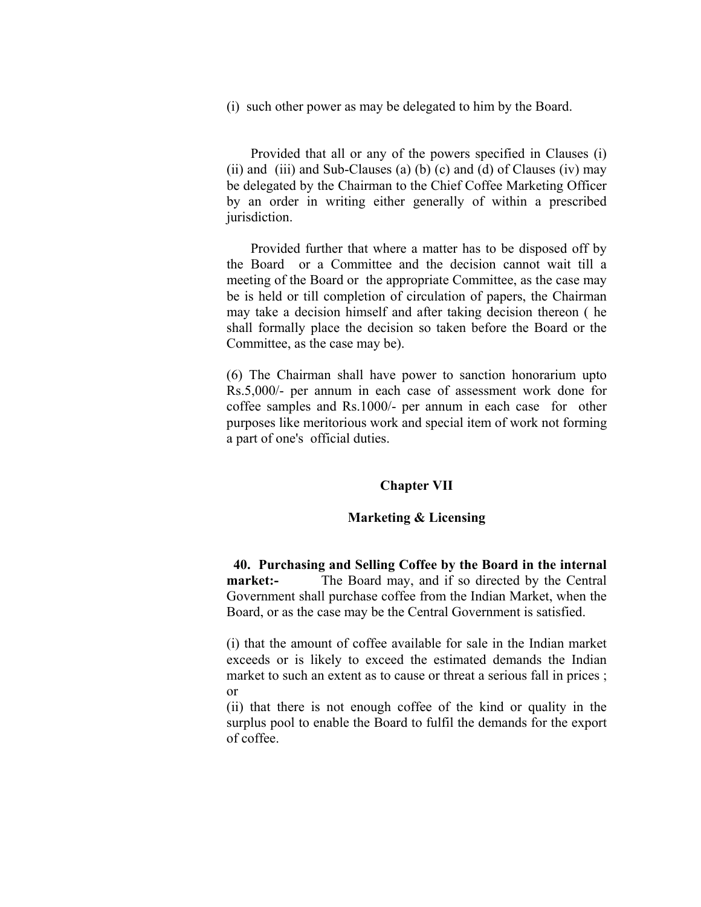(i) such other power as may be delegated to him by the Board.

Provided that all or any of the powers specified in Clauses (i) (ii) and (iii) and Sub-Clauses (a) (b) (c) and (d) of Clauses (iv) may be delegated by the Chairman to the Chief Coffee Marketing Officer by an order in writing either generally of within a prescribed jurisdiction.

Provided further that where a matter has to be disposed off by the Board or a Committee and the decision cannot wait till a meeting of the Board or the appropriate Committee, as the case may be is held or till completion of circulation of papers, the Chairman may take a decision himself and after taking decision thereon ( he shall formally place the decision so taken before the Board or the Committee, as the case may be).

(6) The Chairman shall have power to sanction honorarium upto Rs.5,000/- per annum in each case of assessment work done for coffee samples and Rs.1000/- per annum in each case for other purposes like meritorious work and special item of work not forming a part of one's official duties.

## Chapter VII

## Marketing & Licensing

**40. Purchasing and Selling Coffee by the Board in the internal market:-** The Board may, and if so directed by the Central Government shall purchase coffee from the Indian Market, when the Board, or as the case may be the Central Government is satisfied.

(i) that the amount of coffee available for sale in the Indian market exceeds or is likely to exceed the estimated demands the Indian market to such an extent as to cause or threat a serious fall in prices ; or

(ii) that there is not enough coffee of the kind or quality in the surplus pool to enable the Board to fulfil the demands for the export of coffee.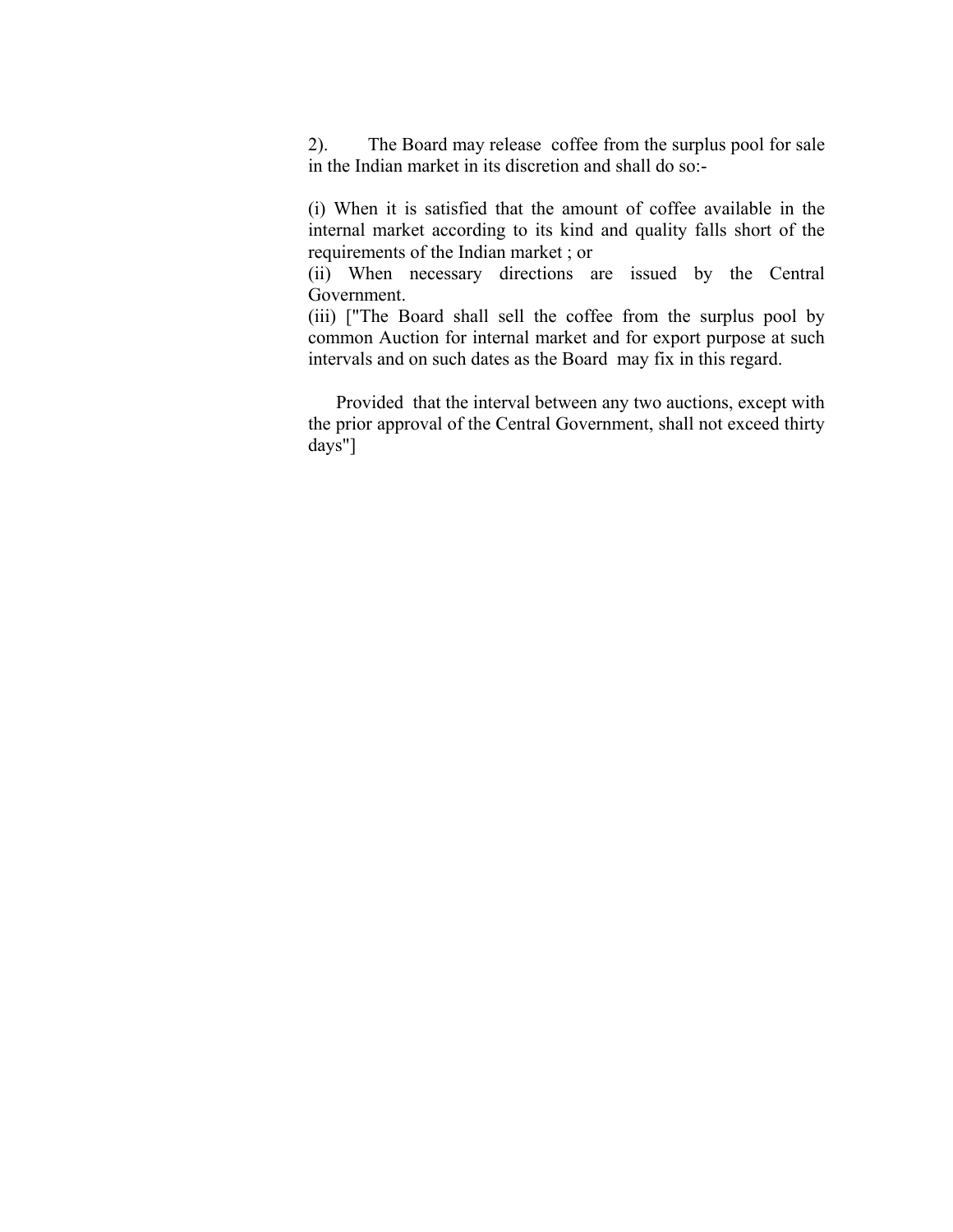2). The Board may release coffee from the surplus pool for sale in the Indian market in its discretion and shall do so:-

(i) When it is satisfied that the amount of coffee available in the internal market according to its kind and quality falls short of the requirements of the Indian market ; or

(ii) When necessary directions are issued by the Central Government.

(iii) ["The Board shall sell the coffee from the surplus pool by common Auction for internal market and for export purpose at such intervals and on such dates as the Board may fix in this regard.

Provided that the interval between any two auctions, except with the prior approval of the Central Government, shall not exceed thirty days"]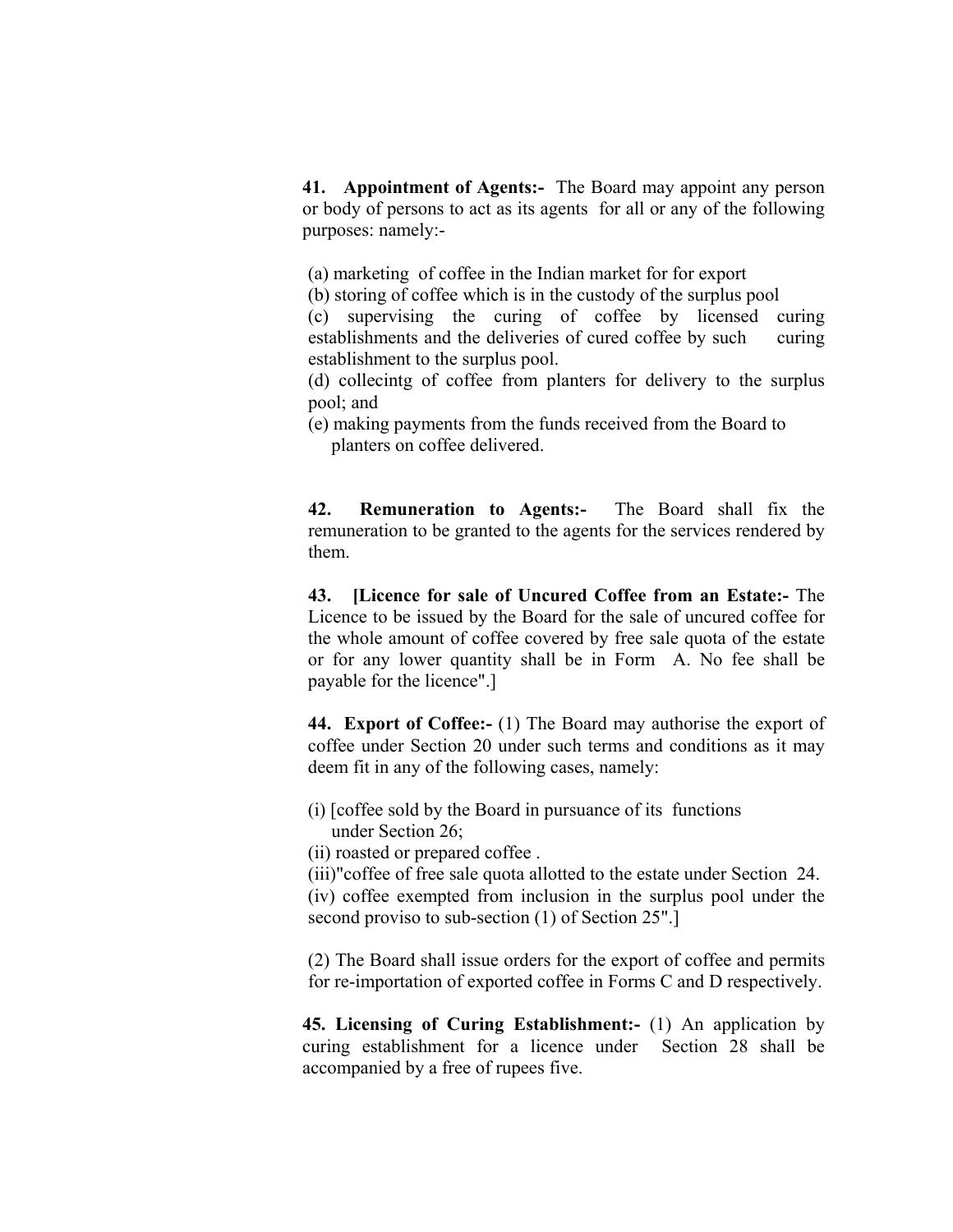**41. Appointment of Agents:-** The Board may appoint any person or body of persons to act as its agents for all or any of the following purposes: namely:-

(a) marketing of coffee in the Indian market for for export
(b) storing of coffee which is in the custody of the surplus pool
(c) supervising the curing of coffee by licensed curing establishments and the deliveries of cured coffee by such curing establishment to the surplus pool.
(d) collecintg of coffee from planters for delivery to the surplus pool; and
(e) making payments from the funds received from the Board to planters on coffee delivered.

**42. Remuneration to Agents:-** The Board shall fix the remuneration to be granted to the agents for the services rendered by them.

**43. [Licence for sale of Uncured Coffee from an Estate:-** The Licence to be issued by the Board for the sale of uncured coffee for the whole amount of coffee covered by free sale quota of the estate or for any lower quantity shall be in Form A. No fee shall be payable for the licence".]

**44. Export of Coffee:-** (1) The Board may authorise the export of coffee under Section 20 under such terms and conditions as it may deem fit in any of the following cases, namely:

(i) [coffee sold by the Board in pursuance of its functions under Section 26;
(ii) roasted or prepared coffee .
(iii)"coffee of free sale quota allotted to the estate under Section 24.
(iv) coffee exempted from inclusion in the surplus pool under the second proviso to sub-section (1) of Section 25".]

(2) The Board shall issue orders for the export of coffee and permits for re-importation of exported coffee in Forms C and D respectively.

**45. Licensing of Curing Establishment:-** (1) An application by curing establishment for a licence under Section 28 shall be accompanied by a free of rupees five.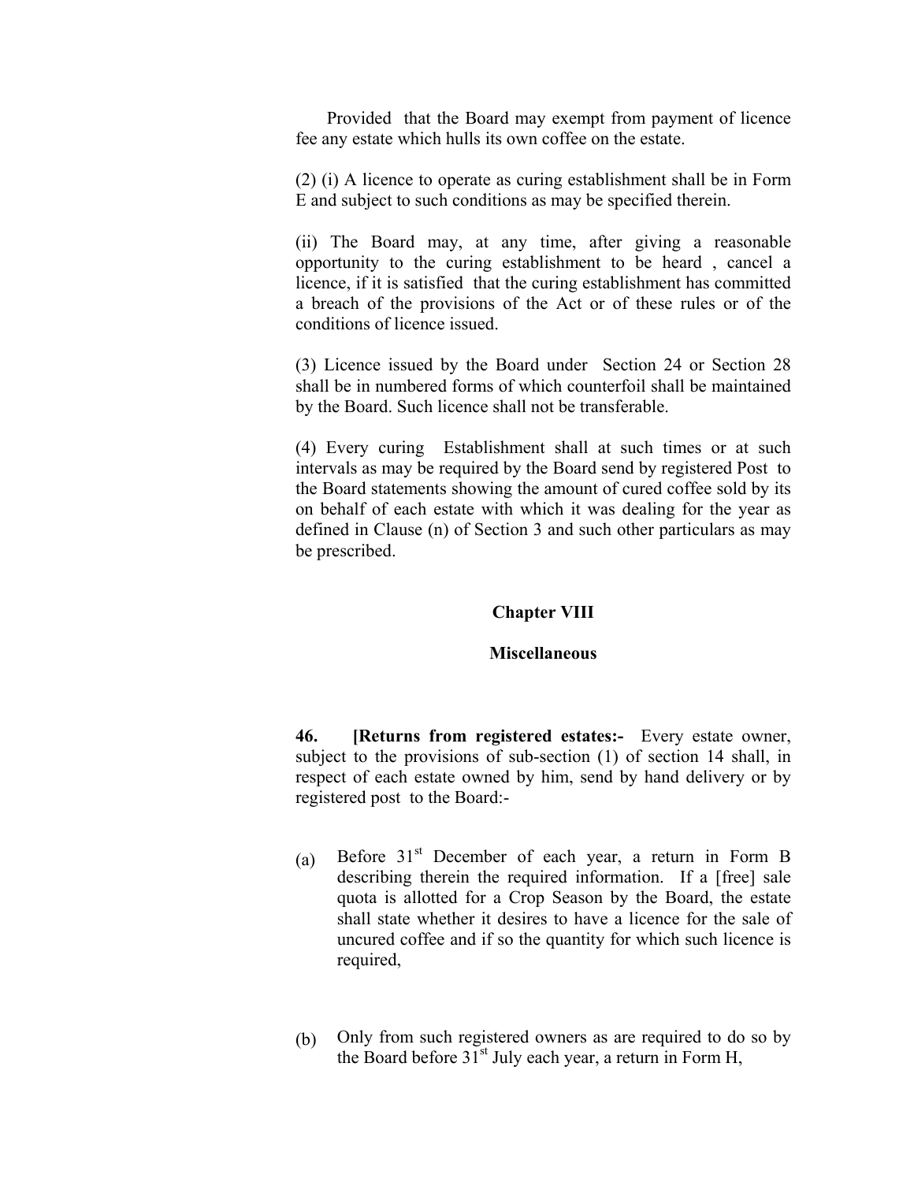Provided that the Board may exempt from payment of licence fee any estate which hulls its own coffee on the estate.

(2) (i) A licence to operate as curing establishment shall be in Form E and subject to such conditions as may be specified therein.

(ii) The Board may, at any time, after giving a reasonable opportunity to the curing establishment to be heard , cancel a licence, if it is satisfied that the curing establishment has committed a breach of the provisions of the Act or of these rules or of the conditions of licence issued.

(3) Licence issued by the Board under Section 24 or Section 28 shall be in numbered forms of which counterfoil shall be maintained by the Board. Such licence shall not be transferable.

(4) Every curing Establishment shall at such times or at such intervals as may be required by the Board send by registered Post to the Board statements showing the amount of cured coffee sold by its on behalf of each estate with which it was dealing for the year as defined in Clause (n) of Section 3 and such other particulars as may be prescribed.

## Chapter VIII

## Miscellaneous

**46. [Returns from registered estates:-** Every estate owner, subject to the provisions of sub-section (1) of section 14 shall, in respect of each estate owned by him, send by hand delivery or by registered post to the Board:-

(a) Before 31st December of each year, a return in Form B describing therein the required information. If a [free] sale quota is allotted for a Crop Season by the Board, the estate shall state whether it desires to have a licence for the sale of uncured coffee and if so the quantity for which such licence is required,

(b) Only from such registered owners as are required to do so by the Board before 31st July each year, a return in Form H,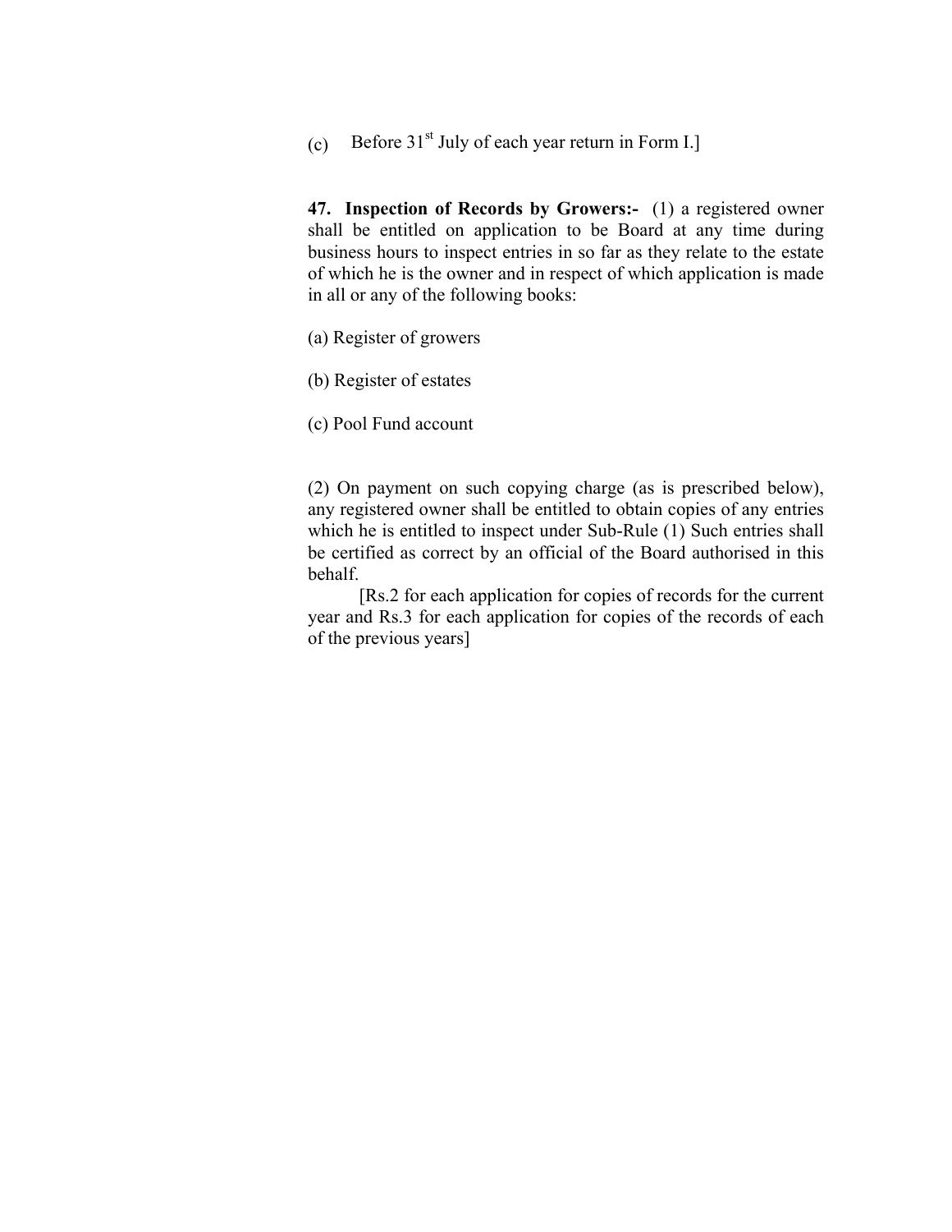(c) Before 31st July of each year return in Form I.]

**47. Inspection of Records by Growers:-** (1) a registered owner shall be entitled on application to be Board at any time during business hours to inspect entries in so far as they relate to the estate of which he is the owner and in respect of which application is made in all or any of the following books:

(a) Register of growers

(b) Register of estates

(c) Pool Fund account

(2) On payment on such copying charge (as is prescribed below), any registered owner shall be entitled to obtain copies of any entries which he is entitled to inspect under Sub-Rule (1) Such entries shall be certified as correct by an official of the Board authorised in this behalf.

[Rs.2 for each application for copies of records for the current year and Rs.3 for each application for copies of the records of each of the previous years]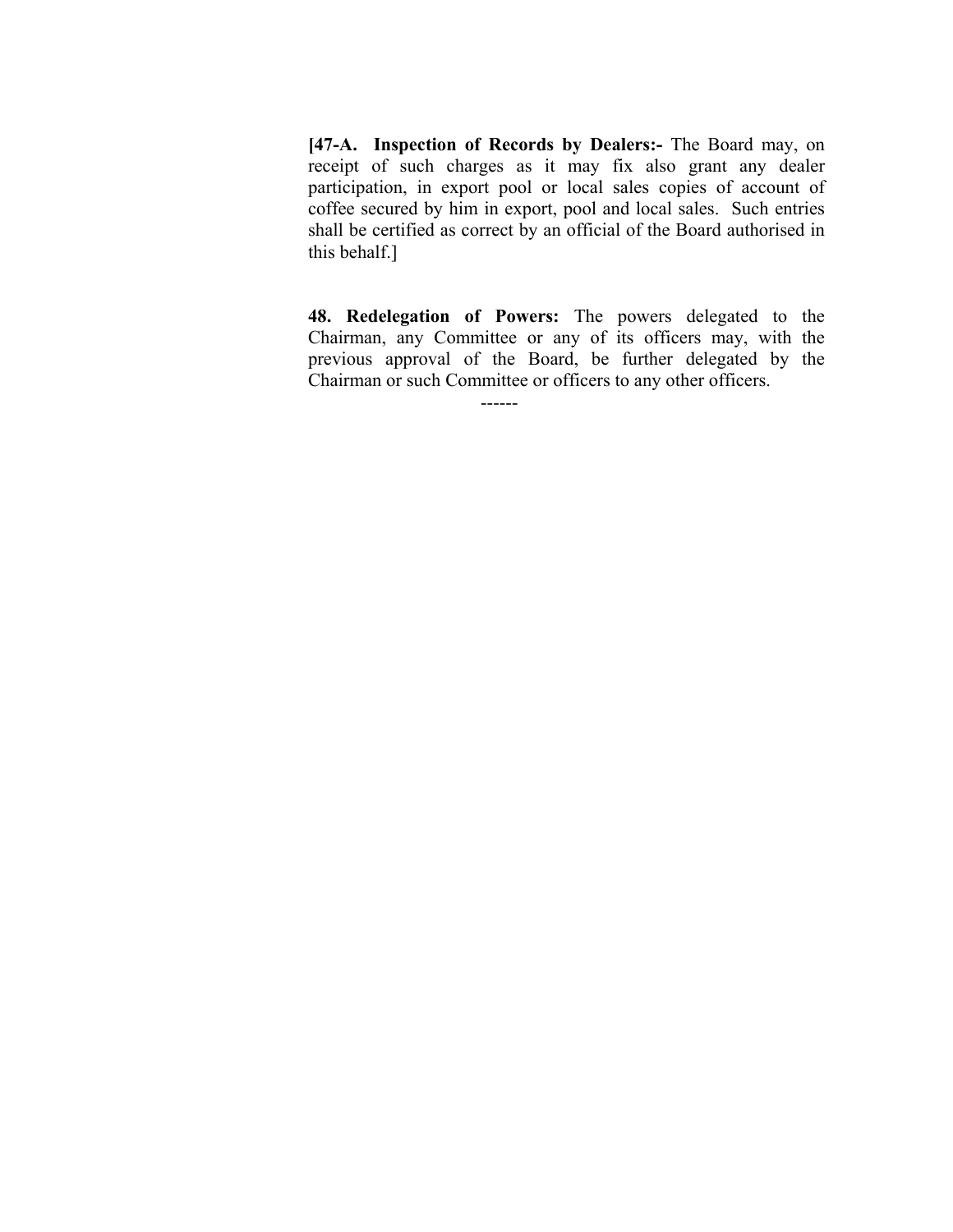**[47-A. Inspection of Records by Dealers:-** The Board may, on receipt of such charges as it may fix also grant any dealer participation, in export pool or local sales copies of account of coffee secured by him in export, pool and local sales. Such entries shall be certified as correct by an official of the Board authorised in this behalf.]

**48. Redelegation of Powers:** The powers delegated to the Chairman, any Committee or any of its officers may, with the previous approval of the Board, be further delegated by the Chairman or such Committee or officers to any other officers.

------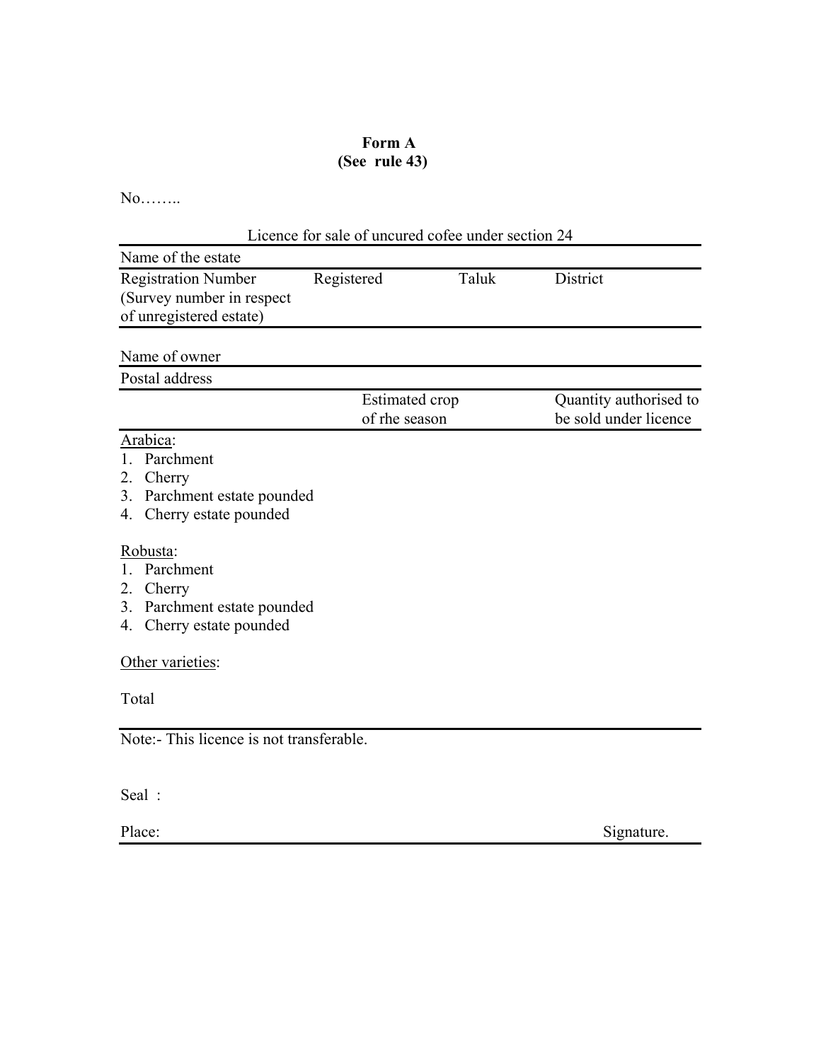**Form A**
**(See rule 43)**

No……..

Licence for sale of uncured cofee under section 24

| Name of the estate | | | |
|---|---|---|---|
| Registration Number (Survey number in respect of unregistered estate) | Registered | Taluk | District |

| Name of owner | | |
|---|---|---|
| Postal address | | |
| | Estimated crop of rhe season | Quantity authorised to be sold under licence |
| Arabica: | | |
| 1. Parchment | | |
| 2. Cherry | | |
| 3. Parchment estate pounded | | |
| 4. Cherry estate pounded | | |
| Robusta: | | |
| 1. Parchment | | |
| 2. Cherry | | |
| 3. Parchment estate pounded | | |
| 4. Cherry estate pounded | | |
| Other varieties: | | |
| Total | | |

Note:- This licence is not transferable.

Seal :

Place: Signature.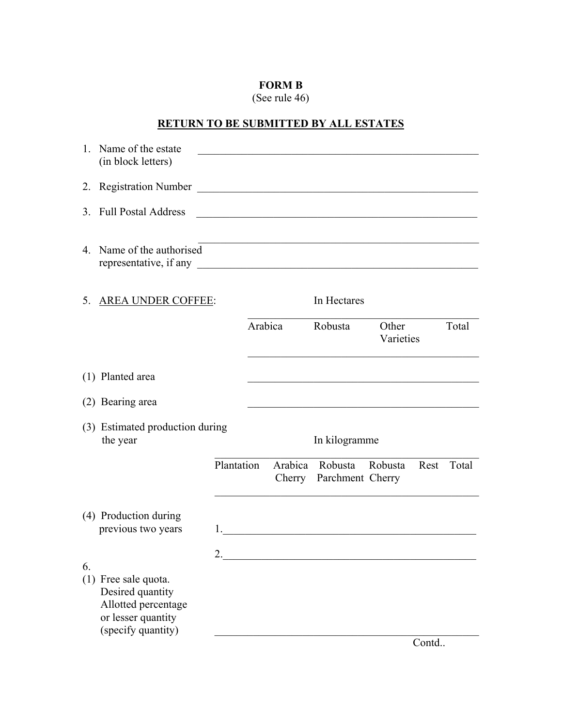**FORM B**

(See rule 46)

**RETURN TO BE SUBMITTED BY ALL ESTATES**

1. Name of the estate (in block letters) \_\_\_\_\_\_\_\_\_\_\_\_\_\_\_\_\_\_\_\_\_\_\_\_\_\_\_\_\_\_

2. Registration Number \_\_\_\_\_\_\_\_\_\_\_\_\_\_\_\_\_\_\_\_\_\_\_\_\_\_\_\_\_\_

3. Full Postal Address \_\_\_\_\_\_\_\_\_\_\_\_\_\_\_\_\_\_\_\_\_\_\_\_\_\_\_\_\_\_

   \_\_\_\_\_\_\_\_\_\_\_\_\_\_\_\_\_\_\_\_\_\_\_\_\_\_\_\_\_\_

4. Name of the authorised representative, if any \_\_\_\_\_\_\_\_\_\_\_\_\_\_\_\_\_\_\_\_\_\_\_\_\_\_\_\_\_\_

5. <u>AREA UNDER COFFEE</u>: In Hectares

| | Arabica | Robusta | Other Varieties | Total |
|---|---|---|---|---|
| (1) Planted area | | | | |
| (2) Bearing area | | | | |

(3) Estimated production during the year — In kilogramme

| Plantation | Arabica Cherry | Robusta Parchment | Robusta Cherry | Rest | Total |
|---|---|---|---|---|---|
| | | | | | |

(4) Production during previous two years

1.\_\_\_\_\_\_\_\_\_\_\_\_\_\_\_\_\_\_\_\_\_\_\_\_\_\_\_\_\_\_

2.\_\_\_\_\_\_\_\_\_\_\_\_\_\_\_\_\_\_\_\_\_\_\_\_\_\_\_\_\_\_

6.

(1) Free sale quota.
Desired quantity
Allotted percentage or lesser quantity (specify quantity) \_\_\_\_\_\_\_\_\_\_\_\_\_\_\_\_\_\_\_\_\_\_\_\_\_\_\_\_\_\_

Contd..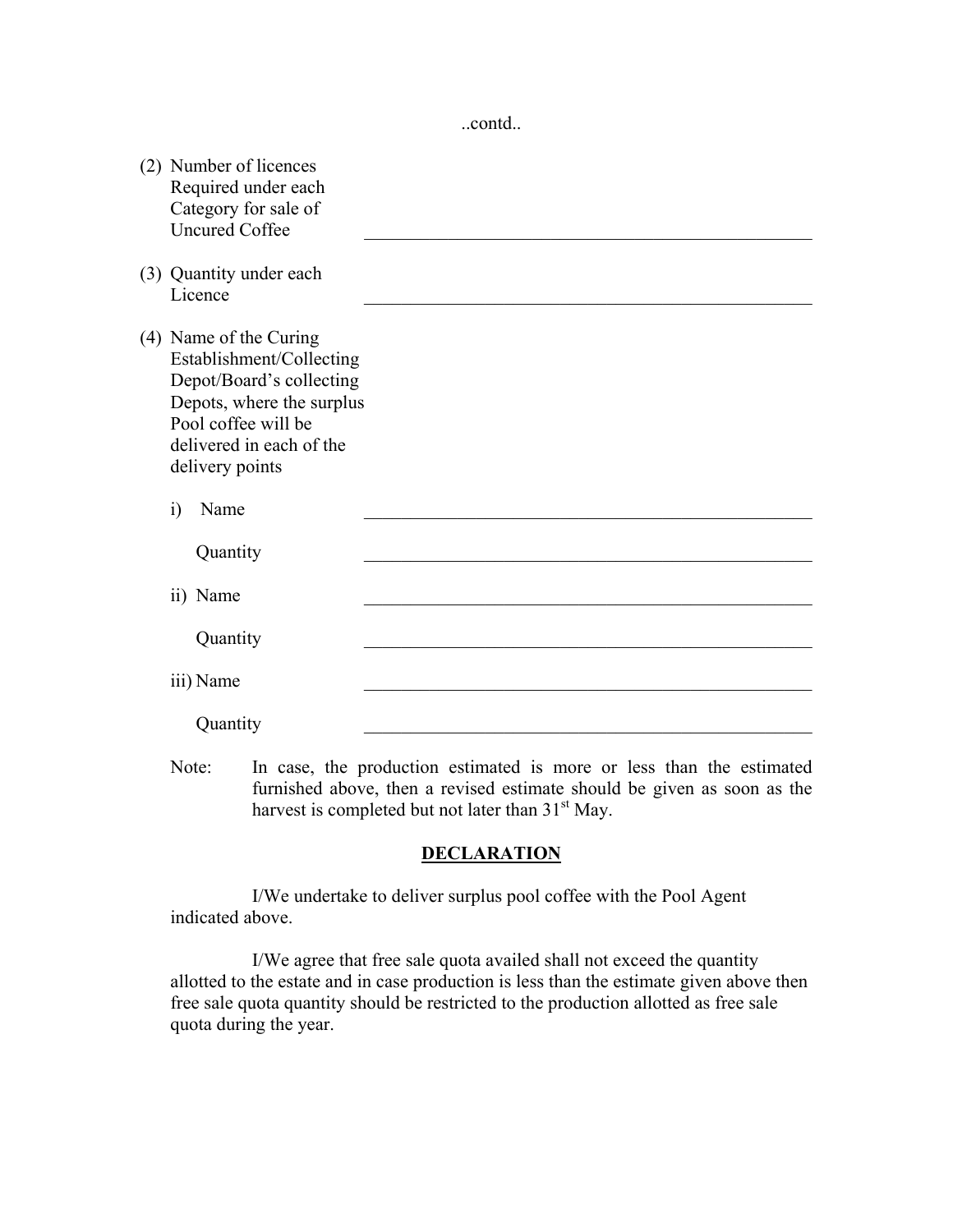..contd..

(2) Number of licences Required under each Category for sale of Uncured Coffee \_\_\_\_\_\_\_\_\_\_\_\_\_\_\_\_\_\_\_\_\_\_\_\_\_\_\_\_\_\_\_\_\_\_\_\_\_\_\_\_

(3) Quantity under each Licence \_\_\_\_\_\_\_\_\_\_\_\_\_\_\_\_\_\_\_\_\_\_\_\_\_\_\_\_\_\_\_\_\_\_\_\_\_\_\_\_

(4) Name of the Curing Establishment/Collecting Depot/Board's collecting Depots, where the surplus Pool coffee will be delivered in each of the delivery points

i) Name \_\_\_\_\_\_\_\_\_\_\_\_\_\_\_\_\_\_\_\_\_\_\_\_\_\_\_\_\_\_\_\_\_\_\_\_\_\_\_\_

Quantity \_\_\_\_\_\_\_\_\_\_\_\_\_\_\_\_\_\_\_\_\_\_\_\_\_\_\_\_\_\_\_\_\_\_\_\_\_\_\_\_

ii) Name \_\_\_\_\_\_\_\_\_\_\_\_\_\_\_\_\_\_\_\_\_\_\_\_\_\_\_\_\_\_\_\_\_\_\_\_\_\_\_\_

Quantity \_\_\_\_\_\_\_\_\_\_\_\_\_\_\_\_\_\_\_\_\_\_\_\_\_\_\_\_\_\_\_\_\_\_\_\_\_\_\_\_

iii) Name \_\_\_\_\_\_\_\_\_\_\_\_\_\_\_\_\_\_\_\_\_\_\_\_\_\_\_\_\_\_\_\_\_\_\_\_\_\_\_\_

Quantity \_\_\_\_\_\_\_\_\_\_\_\_\_\_\_\_\_\_\_\_\_\_\_\_\_\_\_\_\_\_\_\_\_\_\_\_\_\_\_\_

Note: In case, the production estimated is more or less than the estimated furnished above, then a revised estimate should be given as soon as the harvest is completed but not later than 31st May.

## DECLARATION

I/We undertake to deliver surplus pool coffee with the Pool Agent indicated above.

I/We agree that free sale quota availed shall not exceed the quantity allotted to the estate and in case production is less than the estimate given above then free sale quota quantity should be restricted to the production allotted as free sale quota during the year.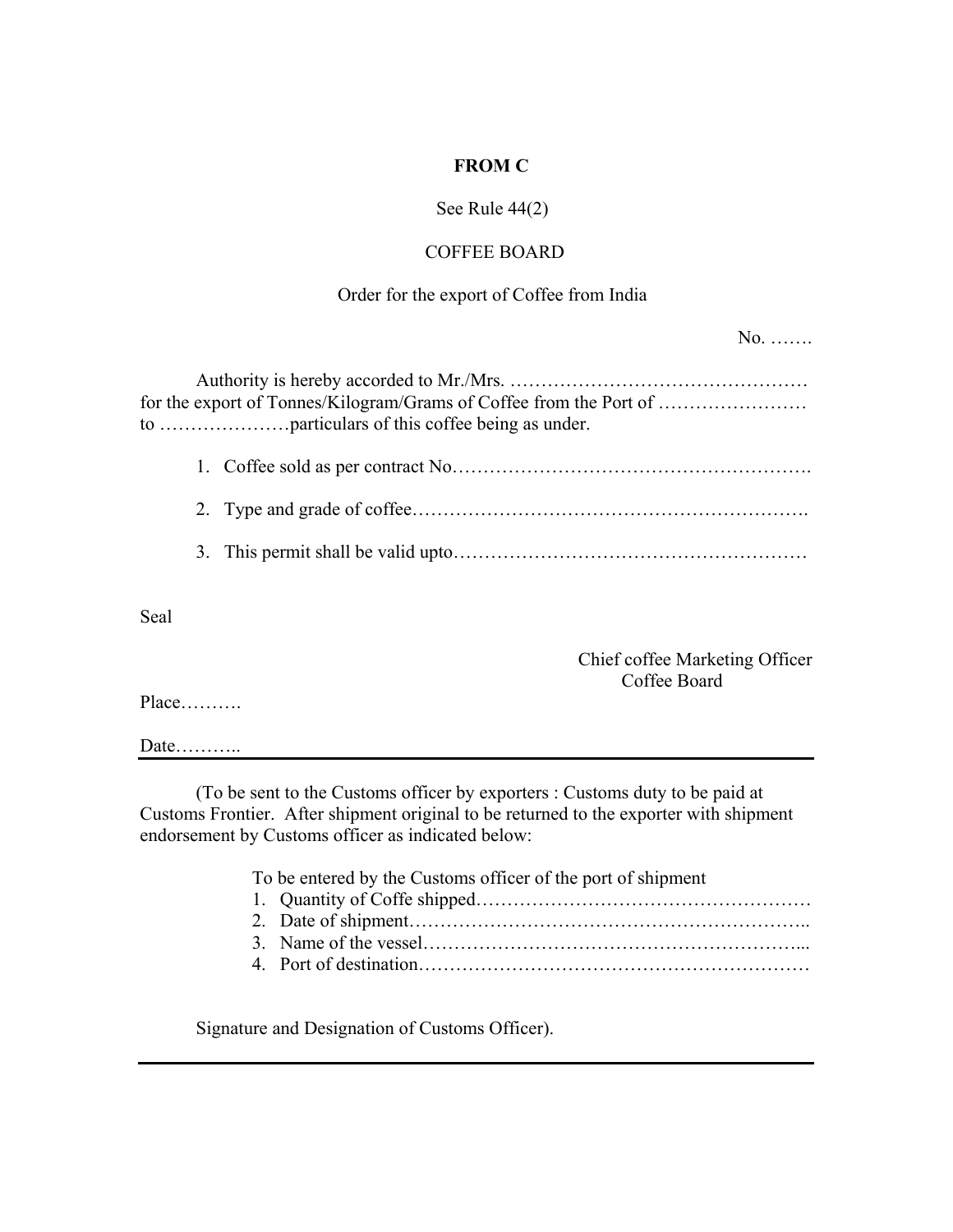**FROM C**

See Rule 44(2)

COFFEE BOARD

Order for the export of Coffee from India

No. …….

Authority is hereby accorded to Mr./Mrs. ………………………………………… for the export of Tonnes/Kilogram/Grams of Coffee from the Port of …………………… to …………………particulars of this coffee being as under.

1. Coffee sold as per contract No……………………………………………….
2. Type and grade of coffee……………………………………………………….
3. This permit shall be valid upto…………………………………………………

Seal

Chief coffee Marketing Officer
Coffee Board

Place……….

Date………..

---

(To be sent to the Customs officer by exporters : Customs duty to be paid at Customs Frontier. After shipment original to be returned to the exporter with shipment endorsement by Customs officer as indicated below:

To be entered by the Customs officer of the port of shipment

1. Quantity of Coffe shipped………………………………………………
2. Date of shipment……………………………………………………..
3. Name of the vessel…………………………………………………...
4. Port of destination……………………………………………………

Signature and Designation of Customs Officer).

---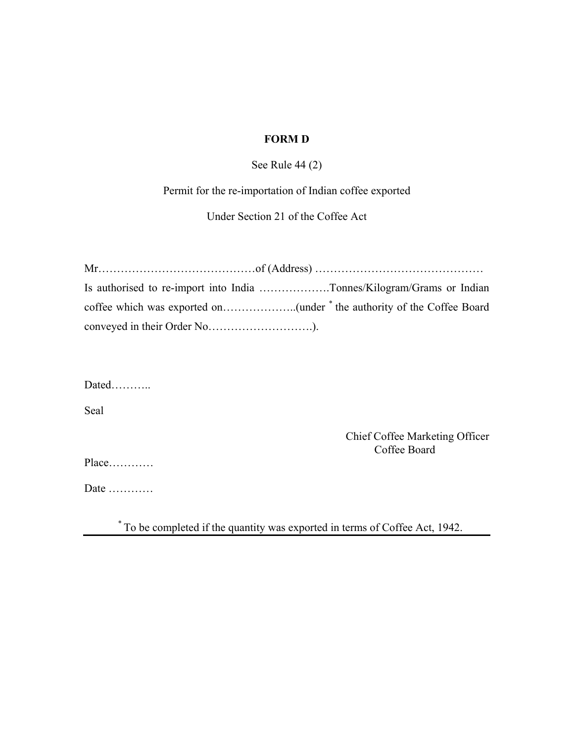**FORM D**

See Rule 44 (2)

Permit for the re-importation of Indian coffee exported

Under Section 21 of the Coffee Act

Mr……………………………………of (Address) ………………………………………
Is authorised to re-import into India ……………….Tonnes/Kilogram/Grams or Indian coffee which was exported on………………..(under * the authority of the Coffee Board conveyed in their Order No……………………….).

Dated………..

Seal

Chief Coffee Marketing Officer
Coffee Board

Place…………

Date …………

* To be completed if the quantity was exported in terms of Coffee Act, 1942.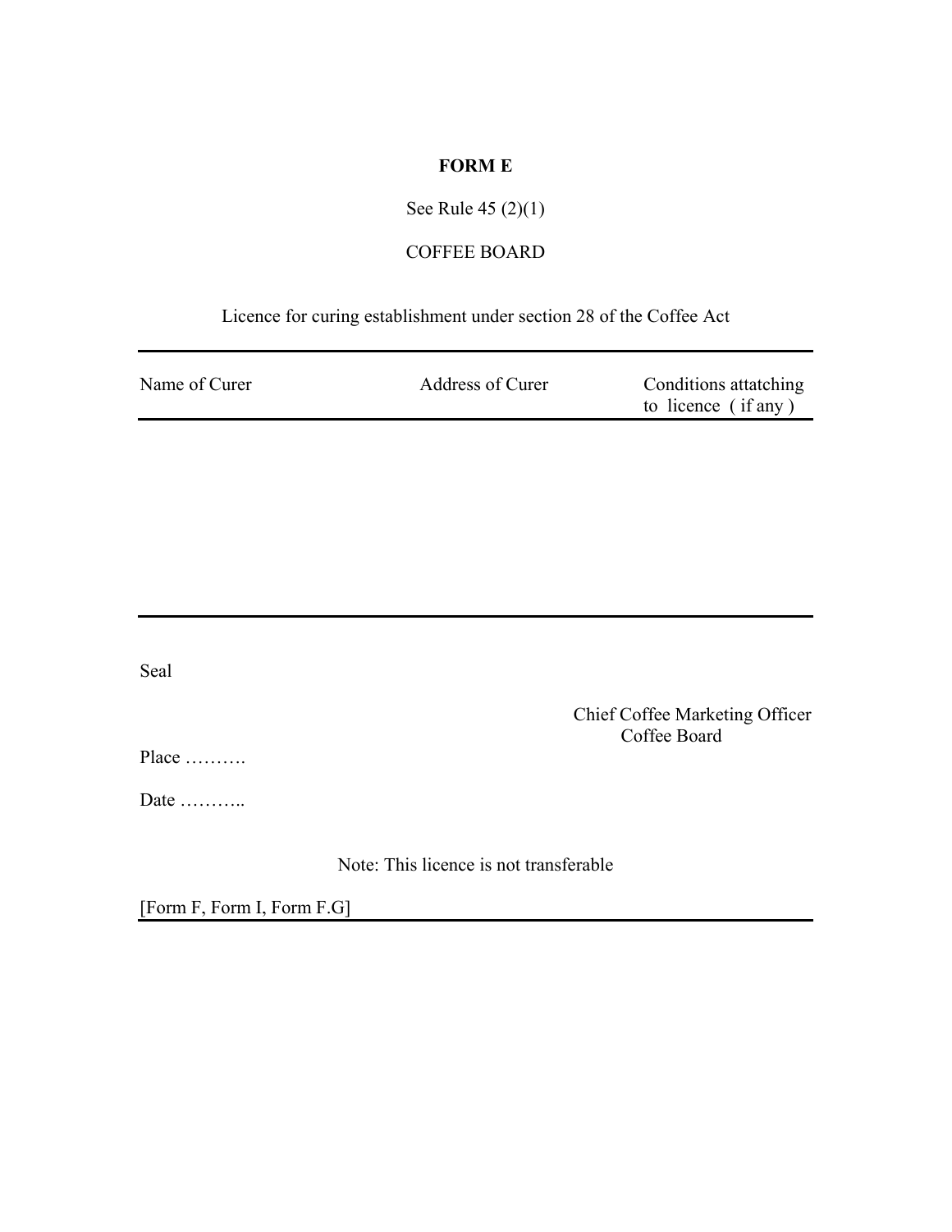**FORM E**

See Rule 45 (2)(1)

COFFEE BOARD

Licence for curing establishment under section 28 of the Coffee Act

| Name of Curer | Address of Curer | Conditions attatching to licence ( if any ) |
|---|---|---|
| | | |

Seal

Chief Coffee Marketing Officer
Coffee Board

Place ……….

Date ………..

Note: This licence is not transferable

[Form F, Form I, Form F.G]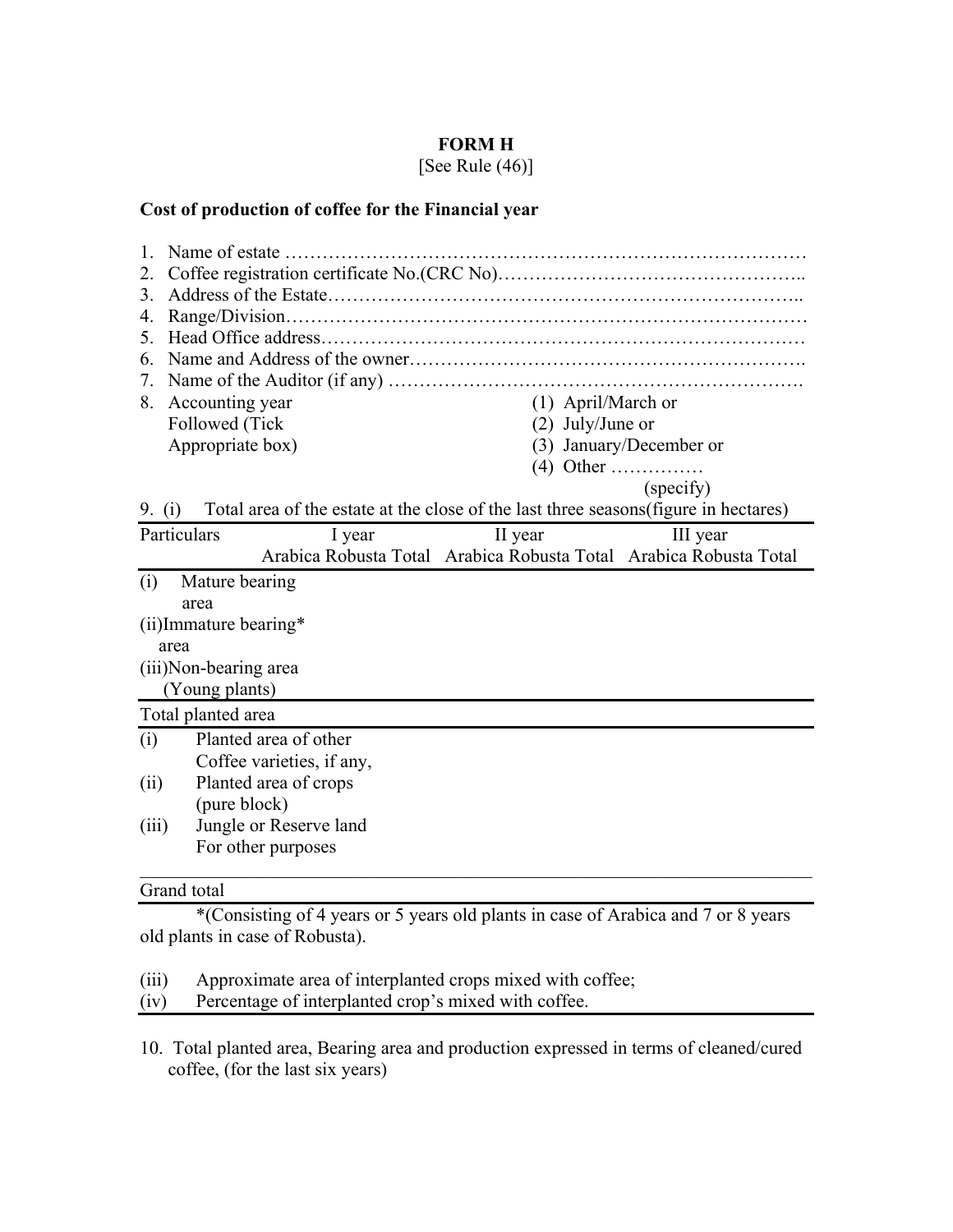**FORM H**

[See Rule (46)]

**Cost of production of coffee for the Financial year**

1. Name of estate …………………………………………………………………………
2. Coffee registration certificate No.(CRC No)………………………………………..
3. Address of the Estate…………………………………………………………………..
4. Range/Division…………………………………………………………………………
5. Head Office address……………………………………………………………………
6. Name and Address of the owner……………………………………………………….
7. Name of the Auditor (if any) ………………………………………………………….
8. Accounting year Followed (Tick Appropriate box)
   - (1) April/March or
   - (2) July/June or
   - (3) January/December or
   - (4) Other …………… (specify)

9. (i) Total area of the estate at the close of the last three seasons(figure in hectares)

| Particulars | I year | | | II year | | | III year | | |
|---|---|---|---|---|---|---|---|---|---|
| | Arabica | Robusta | Total | Arabica | Robusta | Total | Arabica | Robusta | Total |
| (i) Mature bearing area | | | | | | | | | |
| (ii)Immature bearing* area | | | | | | | | | |
| (iii)Non-bearing area (Young plants) | | | | | | | | | |
| Total planted area | | | | | | | | | |
| (i) Planted area of other Coffee varieties, if any, | | | | | | | | | |
| (ii) Planted area of crops (pure block) | | | | | | | | | |
| (iii) Jungle or Reserve land For other purposes | | | | | | | | | |
| Grand total | | | | | | | | | |

*(Consisting of 4 years or 5 years old plants in case of Arabica and 7 or 8 years old plants in case of Robusta).

(iii) Approximate area of interplanted crops mixed with coffee;

(iv) Percentage of interplanted crop's mixed with coffee.

10. Total planted area, Bearing area and production expressed in terms of cleaned/cured coffee, (for the last six years)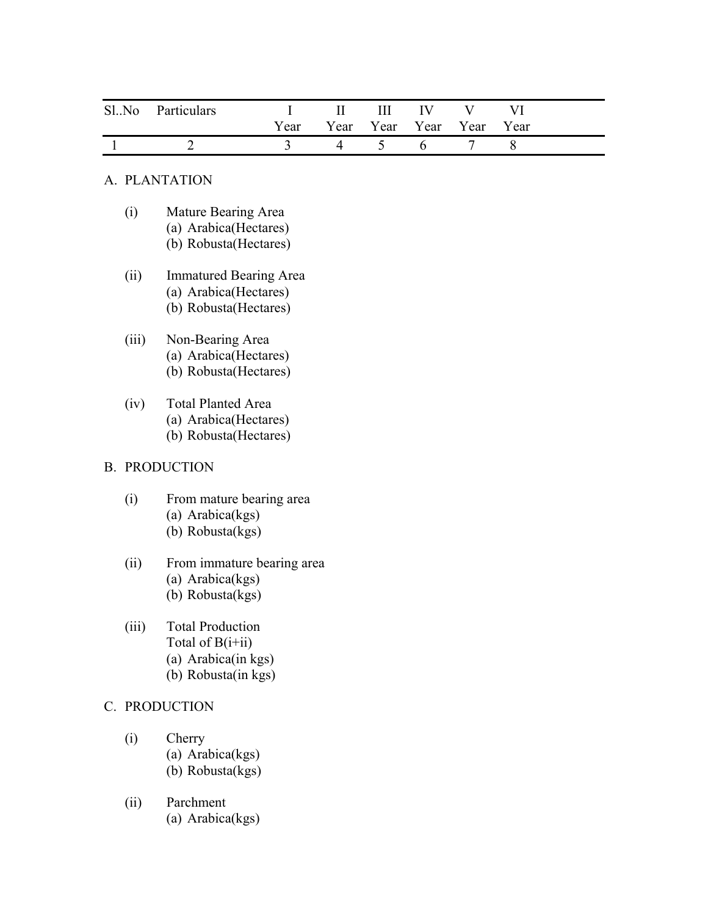| Sl..No | Particulars | I Year | II Year | III Year | IV Year | V Year | VI Year |
|---|---|---|---|---|---|---|---|
| 1 | 2 | 3 | 4 | 5 | 6 | 7 | 8 |

A. PLANTATION

(i) Mature Bearing Area
- (a) Arabica(Hectares)
- (b) Robusta(Hectares)

(ii) Immatured Bearing Area
- (a) Arabica(Hectares)
- (b) Robusta(Hectares)

(iii) Non-Bearing Area
- (a) Arabica(Hectares)
- (b) Robusta(Hectares)

(iv) Total Planted Area
- (a) Arabica(Hectares)
- (b) Robusta(Hectares)

B. PRODUCTION

(i) From mature bearing area
- (a) Arabica(kgs)
- (b) Robusta(kgs)

(ii) From immature bearing area
- (a) Arabica(kgs)
- (b) Robusta(kgs)

(iii) Total Production
Total of B(i+ii)
- (a) Arabica(in kgs)
- (b) Robusta(in kgs)

C. PRODUCTION

(i) Cherry
- (a) Arabica(kgs)
- (b) Robusta(kgs)

(ii) Parchment
- (a) Arabica(kgs)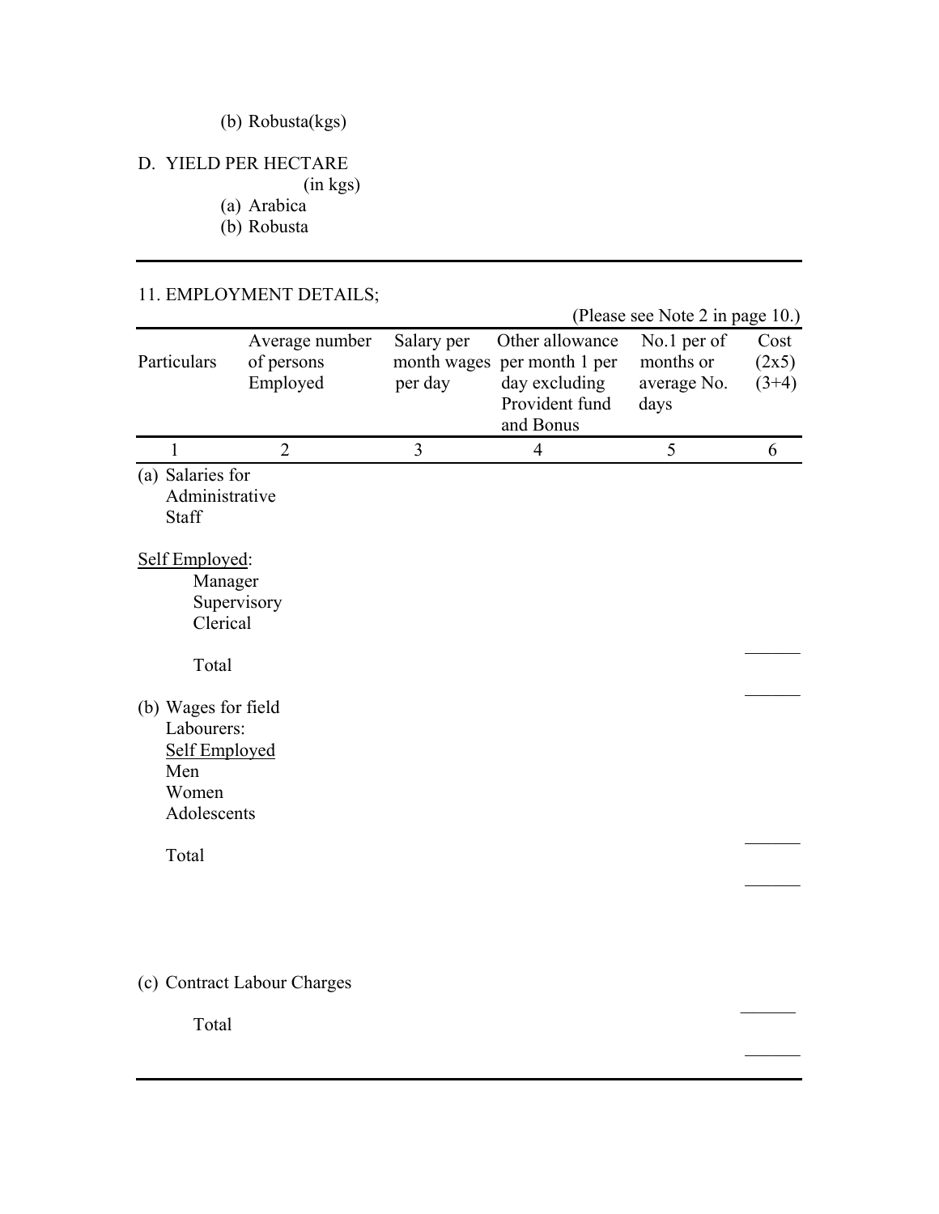(b) Robusta(kgs)

D. YIELD PER HECTARE
(in kgs)
(a) Arabica
(b) Robusta

---

11. EMPLOYMENT DETAILS;

(Please see Note 2 in page 10.)

| Particulars | Average number of persons Employed | Salary per month wages per day | Other allowance per month 1 per day excluding Provident fund and Bonus | No.1 per of months or average No. days | Cost (2x5) (3+4) |
|---|---|---|---|---|---|
| 1 | 2 | 3 | 4 | 5 | 6 |
| (a) Salaries for Administrative Staff | | | | | |
| Self Employed: | | | | | |
| Manager | | | | | |
| Supervisory | | | | | |
| Clerical | | | | | |
| Total | | | | | |
| (b) Wages for field Labourers: | | | | | |
| Self Employed | | | | | |
| Men | | | | | |
| Women | | | | | |
| Adolescents | | | | | |
| Total | | | | | |
| (c) Contract Labour Charges | | | | | |
| Total | | | | | |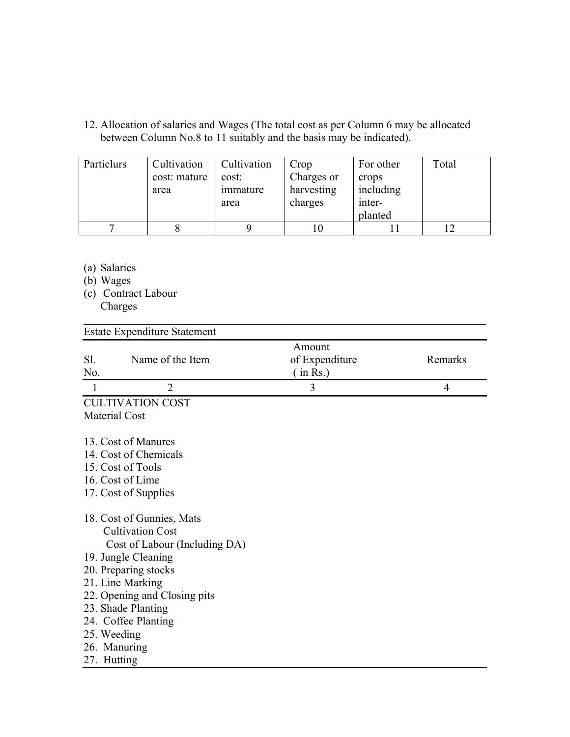12. Allocation of salaries and Wages (The total cost as per Column 6 may be allocated between Column No.8 to 11 suitably and the basis may be indicated).

| Particlurs | Cultivation cost: mature area | Cultivation cost: immature area | Crop Charges or harvesting charges | For other crops including inter-planted | Total |
|---|---|---|---|---|---|
| 7 | 8 | 9 | 10 | 11 | 12 |

(a) Salaries
(b) Wages
(c) Contract Labour Charges

Estate Expenditure Statement

| Sl. No. | Name of the Item | Amount of Expenditure ( in Rs.) | Remarks |
|---|---|---|---|
| 1 | 2 | 3 | 4 |

CULTIVATION COST
Material Cost

13. Cost of Manures
14. Cost of Chemicals
15. Cost of Tools
16. Cost of Lime
17. Cost of Supplies

18. Cost of Gunnies, Mats
    Cultivation Cost
    Cost of Labour (Including DA)
19. Jungle Cleaning
20. Preparing stocks
21. Line Marking
22. Opening and Closing pits
23. Shade Planting
24. Coffee Planting
25. Weeding
26. Manuring
27. Hutting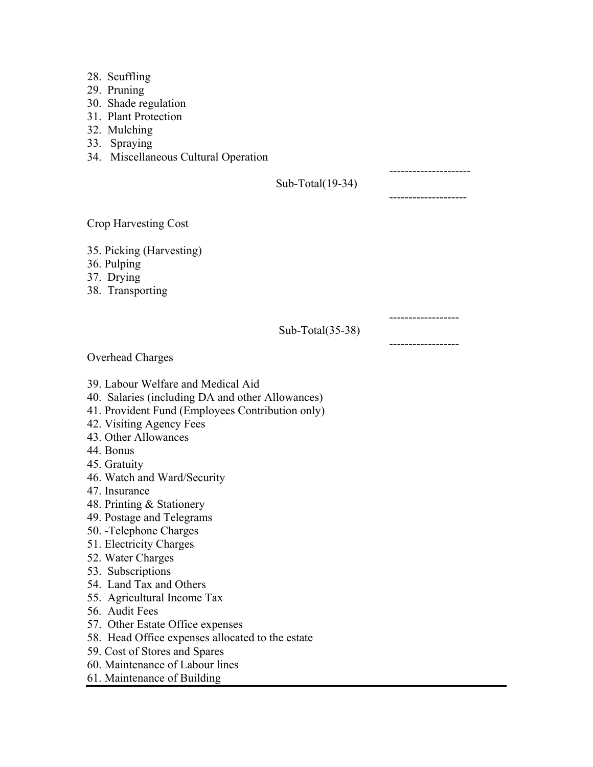28. Scuffling
29. Pruning
30. Shade regulation
31. Plant Protection
32. Mulching
33. Spraying
34. Miscellaneous Cultural Operation

---------------------

Sub-Total(19-34)

--------------------

Crop Harvesting Cost

35. Picking (Harvesting)
36. Pulping
37. Drying
38. Transporting

------------------

Sub-Total(35-38)

------------------

Overhead Charges

39. Labour Welfare and Medical Aid
40. Salaries (including DA and other Allowances)
41. Provident Fund (Employees Contribution only)
42. Visiting Agency Fees
43. Other Allowances
44. Bonus
45. Gratuity
46. Watch and Ward/Security
47. Insurance
48. Printing & Stationery
49. Postage and Telegrams
50. -Telephone Charges
51. Electricity Charges
52. Water Charges
53. Subscriptions
54. Land Tax and Others
55. Agricultural Income Tax
56. Audit Fees
57. Other Estate Office expenses
58. Head Office expenses allocated to the estate
59. Cost of Stores and Spares
60. Maintenance of Labour lines
61. Maintenance of Building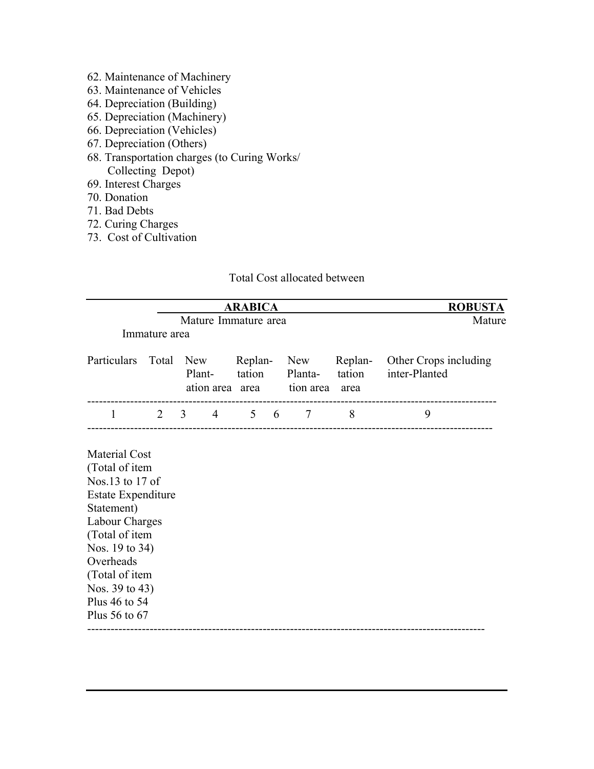62. Maintenance of Machinery
63. Maintenance of Vehicles
64. Depreciation (Building)
65. Depreciation (Machinery)
66. Depreciation (Vehicles)
67. Depreciation (Others)
68. Transportation charges (to Curing Works/ Collecting Depot)
69. Interest Charges
70. Donation
71. Bad Debts
72. Curing Charges
73. Cost of Cultivation

Total Cost allocated between

| | | ARABICA | | | | | | ROBUSTA |
|---|---|---|---|---|---|---|---|---|
| | | Mature | Immature area | | | | | Mature |
| | | Immature area | | | | | | |
| Particulars | Total | New Plant-ation area | | Replan-tation area | | New Planta-tion area | Replan-tation area | Other Crops including inter-Planted |
| 1 | 2 | 3 | 4 | 5 | 6 | 7 | 8 | 9 |
| Material Cost (Total of item Nos.13 to 17 of Estate Expenditure Statement) | | | | | | | | |
| Labour Charges (Total of item Nos. 19 to 34) | | | | | | | | |
| Overheads (Total of item Nos. 39 to 43) Plus 46 to 54 Plus 56 to 67 | | | | | | | | |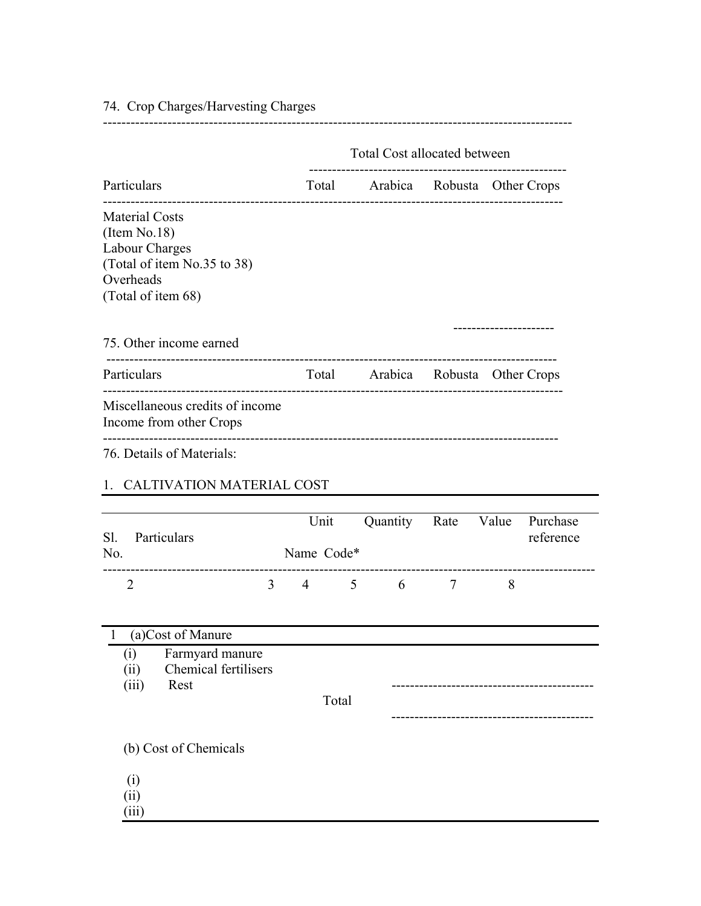74. Crop Charges/Harvesting Charges

| Particulars | Total Cost allocated between | | | |
|---|---|---|---|---|
| | Total | Arabica | Robusta | Other Crops |
| Material Costs (Item No.18) | | | | |
| Labour Charges (Total of item No.35 to 38) | | | | |
| Overheads (Total of item 68) | | | | |

75. Other income earned

| Particulars | Total | Arabica | Robusta | Other Crops |
|---|---|---|---|---|
| Miscellaneous credits of income | | | | |
| Income from other Crops | | | | |

76. Details of Materials:

1. CALTIVATION MATERIAL COST

| Sl. No. | Particulars | Unit Name | Unit Code* | Quantity | Rate | Value | Purchase reference |
|---|---|---|---|---|---|---|---|
| | 2 | 3 | 4 | 5 | 6 | 7 | 8 |
| 1 | (a)Cost of Manure | | | | | | |
| | (i) Farmyard manure | | | | | | |
| | (ii) Chemical fertilisers | | | | | | |
| | (iii) Rest | | | | | | |
| | Total | | | | | | |
| | (b) Cost of Chemicals | | | | | | |
| | (i) | | | | | | |
| | (ii) | | | | | | |
| | (iii) | | | | | | |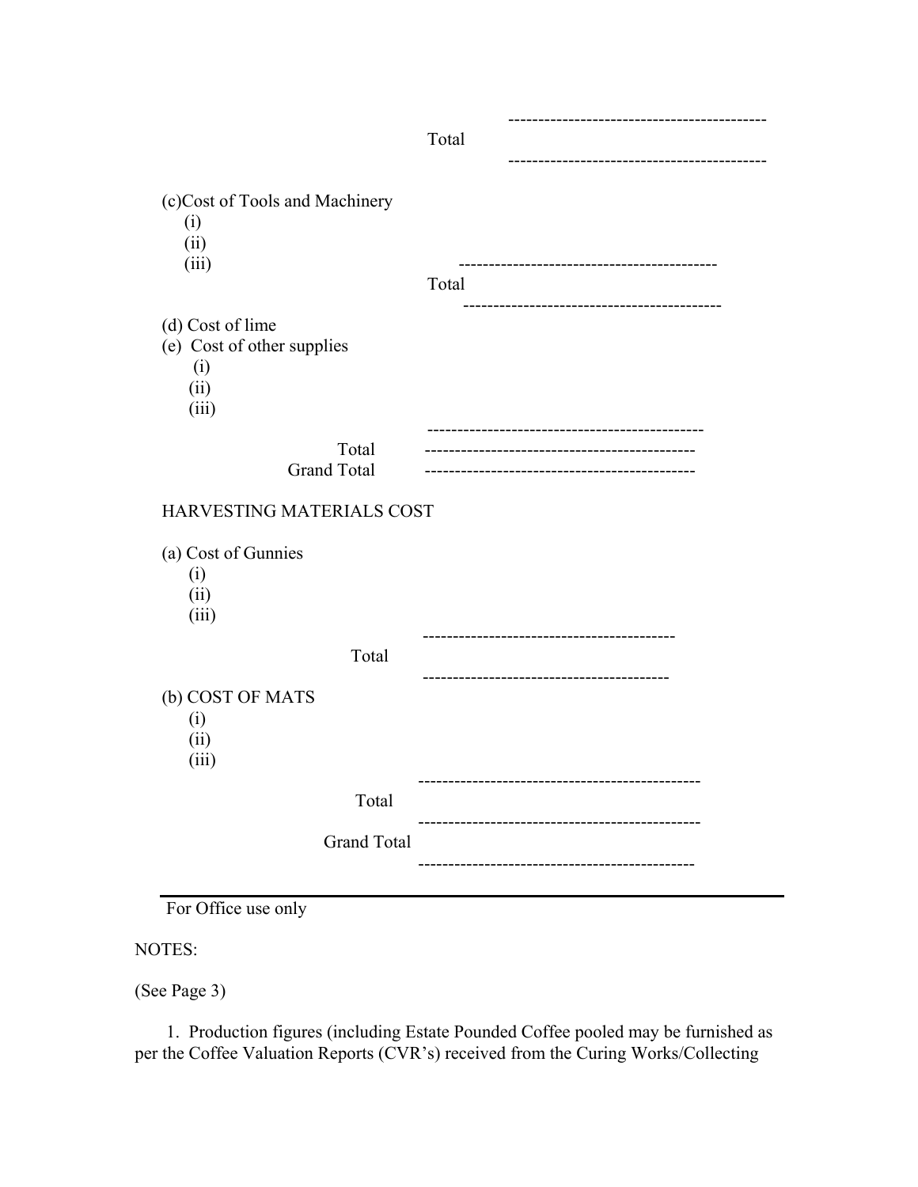-------------------------------------------

Total

-------------------------------------------

(c)Cost of Tools and Machinery

(i)

(ii)

(iii)

-------------------------------------------

Total

-------------------------------------------

(d) Cost of lime

(e) Cost of other supplies

(i)

(ii)

(iii)

---------------------------------------------

Total ---------------------------------------------

Grand Total ---------------------------------------------

HARVESTING MATERIALS COST

(a) Cost of Gunnies

(i)

(ii)

(iii)

------------------------------------------

Total

-----------------------------------------

(b) COST OF MATS

(i)

(ii)

(iii)

----------------------------------------------

Total

----------------------------------------------

Grand Total

---------------------------------------------

---

For Office use only

NOTES:

(See Page 3)

1. Production figures (including Estate Pounded Coffee pooled may be furnished as per the Coffee Valuation Reports (CVR's) received from the Curing Works/Collecting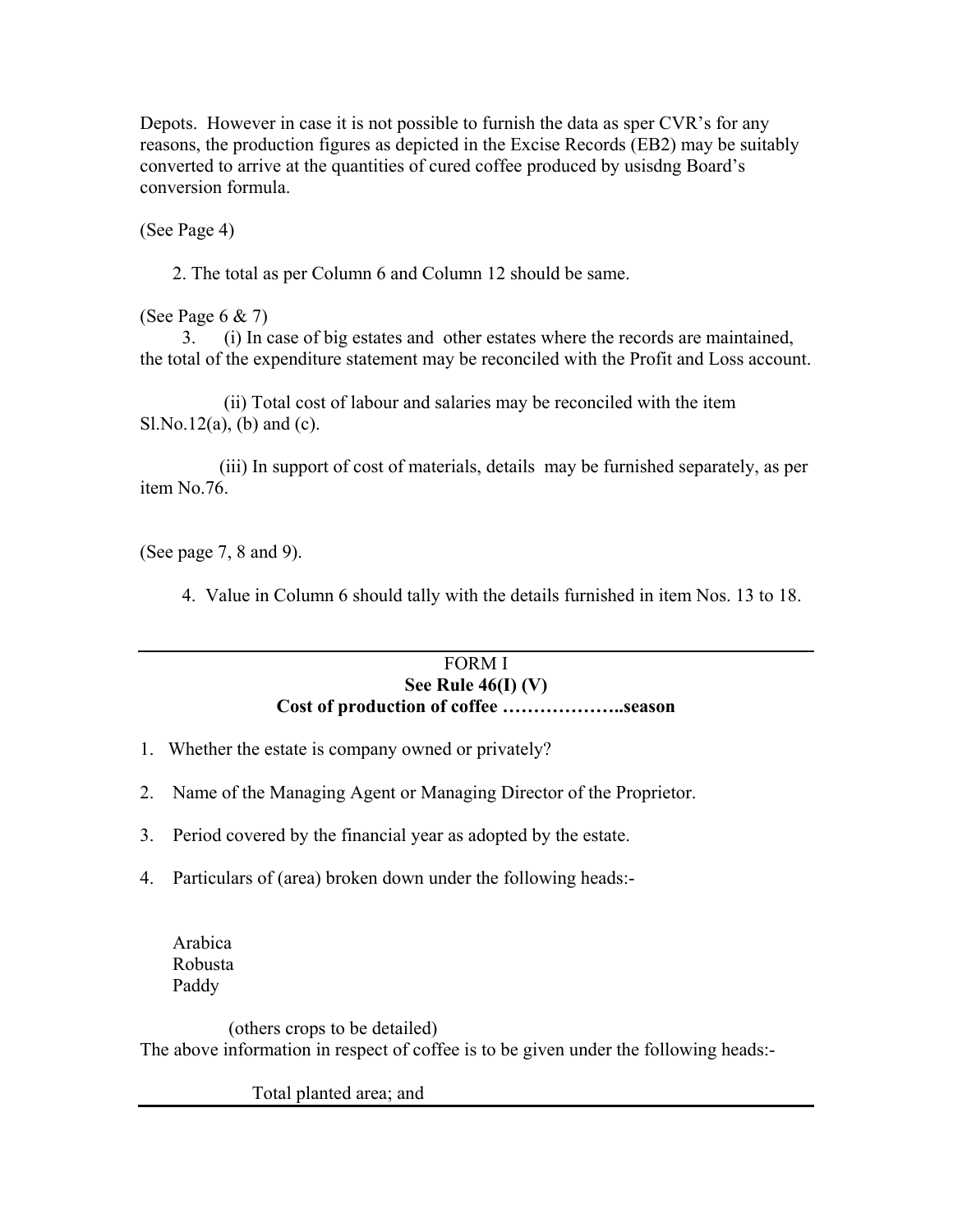Depots. However in case it is not possible to furnish the data as sper CVR's for any reasons, the production figures as depicted in the Excise Records (EB2) may be suitably converted to arrive at the quantities of cured coffee produced by usisdng Board's conversion formula.

(See Page 4)

2. The total as per Column 6 and Column 12 should be same.

(See Page 6 & 7)

3. (i) In case of big estates and other estates where the records are maintained, the total of the expenditure statement may be reconciled with the Profit and Loss account.

(ii) Total cost of labour and salaries may be reconciled with the item Sl.No.12(a), (b) and (c).

(iii) In support of cost of materials, details may be furnished separately, as per item No.76.

(See page 7, 8 and 9).

4. Value in Column 6 should tally with the details furnished in item Nos. 13 to 18.

---

FORM I

**See Rule 46(I) (V)**

**Cost of production of coffee ………………..season**

1. Whether the estate is company owned or privately?
2. Name of the Managing Agent or Managing Director of the Proprietor.
3. Period covered by the financial year as adopted by the estate.
4. Particulars of (area) broken down under the following heads:-

Arabica
Robusta
Paddy

(others crops to be detailed)

The above information in respect of coffee is to be given under the following heads:-

Total planted area; and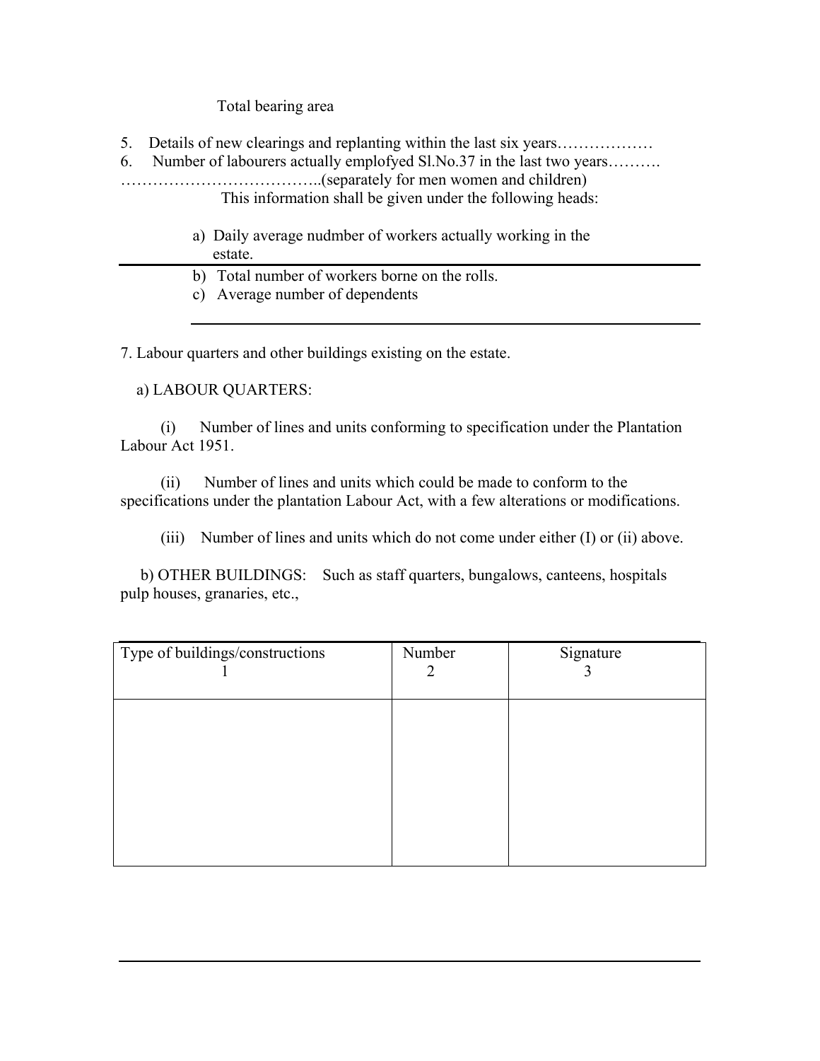Total bearing area

5. Details of new clearings and replanting within the last six years………………
6. Number of labourers actually emplofyed Sl.No.37 in the last two years……….
………………………………..(separately for men women and children)

This information shall be given under the following heads:

a) Daily average nudmber of workers actually working in the estate.
b) Total number of workers borne on the rolls.
c) Average number of dependents

7. Labour quarters and other buildings existing on the estate.

a) LABOUR QUARTERS:

(i) Number of lines and units conforming to specification under the Plantation Labour Act 1951.

(ii) Number of lines and units which could be made to conform to the specifications under the plantation Labour Act, with a few alterations or modifications.

(iii) Number of lines and units which do not come under either (I) or (ii) above.

b) OTHER BUILDINGS: Such as staff quarters, bungalows, canteens, hospitals pulp houses, granaries, etc.,

| Type of buildings/constructions<br>1 | Number<br>2 | Signature<br>3 |
|---|---|---|
| | | |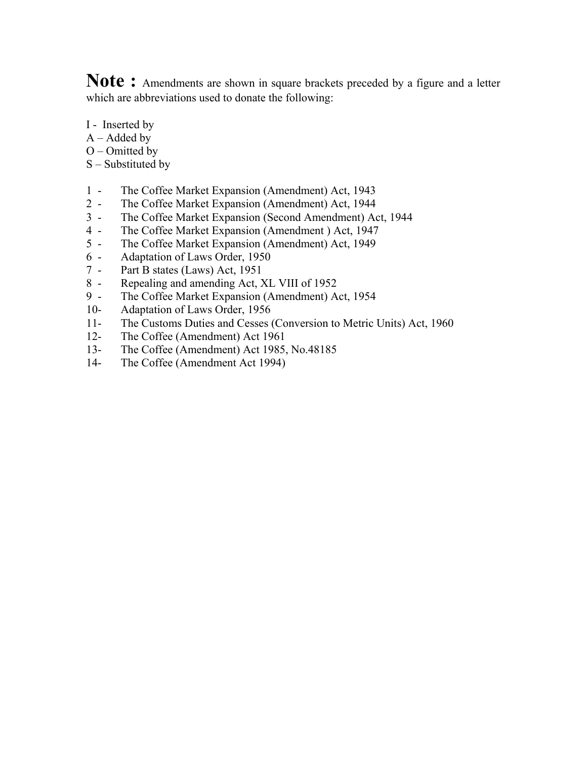**Note :** Amendments are shown in square brackets preceded by a figure and a letter which are abbreviations used to donate the following:

I - Inserted by
A – Added by
O – Omitted by
S – Substituted by

1 - The Coffee Market Expansion (Amendment) Act, 1943
2 - The Coffee Market Expansion (Amendment) Act, 1944
3 - The Coffee Market Expansion (Second Amendment) Act, 1944
4 - The Coffee Market Expansion (Amendment ) Act, 1947
5 - The Coffee Market Expansion (Amendment) Act, 1949
6 - Adaptation of Laws Order, 1950
7 - Part B states (Laws) Act, 1951
8 - Repealing and amending Act, XL VIII of 1952
9 - The Coffee Market Expansion (Amendment) Act, 1954
10- Adaptation of Laws Order, 1956
11- The Customs Duties and Cesses (Conversion to Metric Units) Act, 1960
12- The Coffee (Amendment) Act 1961
13- The Coffee (Amendment) Act 1985, No.48185
14- The Coffee (Amendment Act 1994)